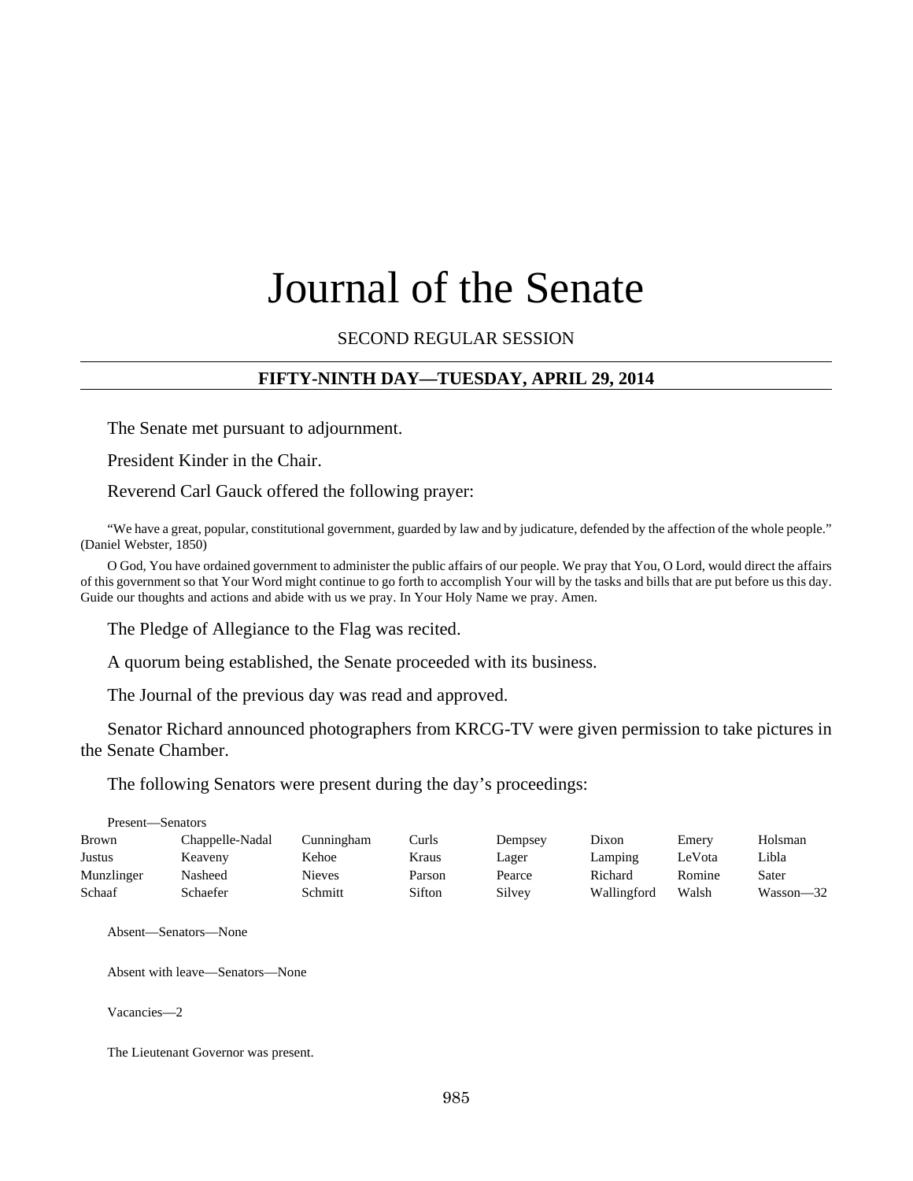# Journal of the Senate

SECOND REGULAR SESSION

## FIFTY-NINTH DAY—TUESDAY, APRIL 29, 2014

The Senate met pursuant to adjournment.

President Kinder in the Chair.

Reverend Carl Gauck offered the following prayer:

"We have a great, popular, constitutional government, guarded by law and by judicature, defended by the affection of the whole people." (Daniel Webster, 1850)

O God, You have ordained government to administer the public affairs of our people. We pray that You, O Lord, would direct the affairs of this government so that Your Word might continue to go forth to accomplish Your will by the tasks and bills that are put before us this day. Guide our thoughts and actions and abide with us we pray. In Your Holy Name we pray. Amen.

The Pledge of Allegiance to the Flag was recited.

A quorum being established, the Senate proceeded with its business.

The Journal of the previous day was read and approved.

Senator Richard announced photographers from KRCG-TV were given permission to take pictures in the Senate Chamber.

The following Senators were present during the day's proceedings:

Present—Senators

| | | | | | | | |
|---|---|---|---|---|---|---|---|
| Brown | Chappelle-Nadal | Cunningham | Curls | Dempsey | Dixon | Emery | Holsman |
| Justus | Keaveny | Kehoe | Kraus | Lager | Lamping | LeVota | Libla |
| Munzlinger | Nasheed | Nieves | Parson | Pearce | Richard | Romine | Sater |
| Schaaf | Schaefer | Schmitt | Sifton | Silvey | Wallingford | Walsh | Wasson—32 |

Absent—Senators—None

Absent with leave—Senators—None

Vacancies—2

The Lieutenant Governor was present.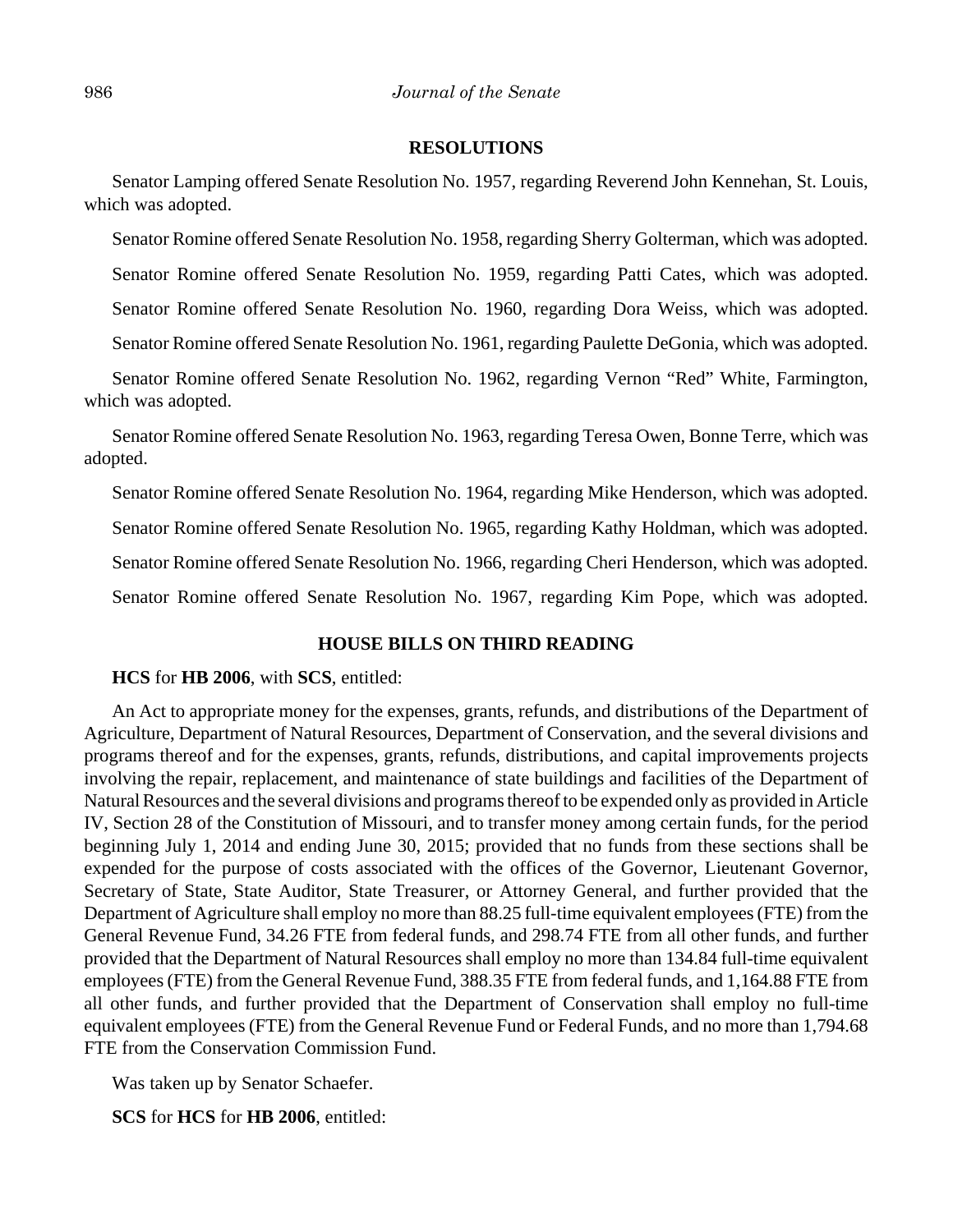## RESOLUTIONS

Senator Lamping offered Senate Resolution No. 1957, regarding Reverend John Kennehan, St. Louis, which was adopted.

Senator Romine offered Senate Resolution No. 1958, regarding Sherry Golterman, which was adopted.

Senator Romine offered Senate Resolution No. 1959, regarding Patti Cates, which was adopted.

Senator Romine offered Senate Resolution No. 1960, regarding Dora Weiss, which was adopted.

Senator Romine offered Senate Resolution No. 1961, regarding Paulette DeGonia, which was adopted.

Senator Romine offered Senate Resolution No. 1962, regarding Vernon "Red" White, Farmington, which was adopted.

Senator Romine offered Senate Resolution No. 1963, regarding Teresa Owen, Bonne Terre, which was adopted.

Senator Romine offered Senate Resolution No. 1964, regarding Mike Henderson, which was adopted.

Senator Romine offered Senate Resolution No. 1965, regarding Kathy Holdman, which was adopted.

Senator Romine offered Senate Resolution No. 1966, regarding Cheri Henderson, which was adopted.

Senator Romine offered Senate Resolution No. 1967, regarding Kim Pope, which was adopted.

## HOUSE BILLS ON THIRD READING

**HCS** for **HB 2006**, with **SCS**, entitled:

An Act to appropriate money for the expenses, grants, refunds, and distributions of the Department of Agriculture, Department of Natural Resources, Department of Conservation, and the several divisions and programs thereof and for the expenses, grants, refunds, distributions, and capital improvements projects involving the repair, replacement, and maintenance of state buildings and facilities of the Department of Natural Resources and the several divisions and programs thereof to be expended only as provided in Article IV, Section 28 of the Constitution of Missouri, and to transfer money among certain funds, for the period beginning July 1, 2014 and ending June 30, 2015; provided that no funds from these sections shall be expended for the purpose of costs associated with the offices of the Governor, Lieutenant Governor, Secretary of State, State Auditor, State Treasurer, or Attorney General, and further provided that the Department of Agriculture shall employ no more than 88.25 full-time equivalent employees (FTE) from the General Revenue Fund, 34.26 FTE from federal funds, and 298.74 FTE from all other funds, and further provided that the Department of Natural Resources shall employ no more than 134.84 full-time equivalent employees (FTE) from the General Revenue Fund, 388.35 FTE from federal funds, and 1,164.88 FTE from all other funds, and further provided that the Department of Conservation shall employ no full-time equivalent employees (FTE) from the General Revenue Fund or Federal Funds, and no more than 1,794.68 FTE from the Conservation Commission Fund.

Was taken up by Senator Schaefer.

**SCS** for **HCS** for **HB 2006**, entitled: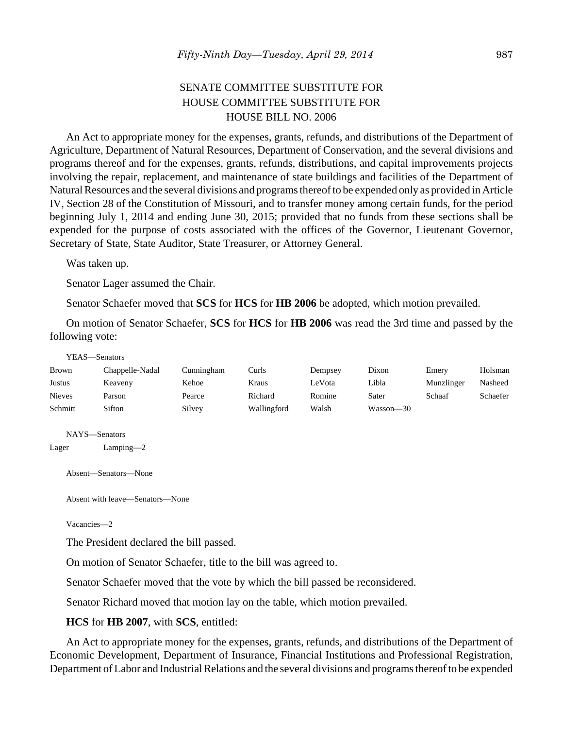SENATE COMMITTEE SUBSTITUTE FOR
HOUSE COMMITTEE SUBSTITUTE FOR
HOUSE BILL NO. 2006

An Act to appropriate money for the expenses, grants, refunds, and distributions of the Department of Agriculture, Department of Natural Resources, Department of Conservation, and the several divisions and programs thereof and for the expenses, grants, refunds, distributions, and capital improvements projects involving the repair, replacement, and maintenance of state buildings and facilities of the Department of Natural Resources and the several divisions and programs thereof to be expended only as provided in Article IV, Section 28 of the Constitution of Missouri, and to transfer money among certain funds, for the period beginning July 1, 2014 and ending June 30, 2015; provided that no funds from these sections shall be expended for the purpose of costs associated with the offices of the Governor, Lieutenant Governor, Secretary of State, State Auditor, State Treasurer, or Attorney General.

Was taken up.

Senator Lager assumed the Chair.

Senator Schaefer moved that **SCS** for **HCS** for **HB 2006** be adopted, which motion prevailed.

On motion of Senator Schaefer, **SCS** for **HCS** for **HB 2006** was read the 3rd time and passed by the following vote:

YEAS—Senators

| | | | | | | | |
|---|---|---|---|---|---|---|---|
| Brown | Chappelle-Nadal | Cunningham | Curls | Dempsey | Dixon | Emery | Holsman |
| Justus | Keaveny | Kehoe | Kraus | LeVota | Libla | Munzlinger | Nasheed |
| Nieves | Parson | Pearce | Richard | Romine | Sater | Schaaf | Schaefer |
| Schmitt | Sifton | Silvey | Wallingford | Walsh | Wasson—30 | | |

NAYS—Senators

Lager Lamping—2

Absent—Senators—None

Absent with leave—Senators—None

Vacancies—2

The President declared the bill passed.

On motion of Senator Schaefer, title to the bill was agreed to.

Senator Schaefer moved that the vote by which the bill passed be reconsidered.

Senator Richard moved that motion lay on the table, which motion prevailed.

**HCS** for **HB 2007**, with **SCS**, entitled:

An Act to appropriate money for the expenses, grants, refunds, and distributions of the Department of Economic Development, Department of Insurance, Financial Institutions and Professional Registration, Department of Labor and Industrial Relations and the several divisions and programs thereof to be expended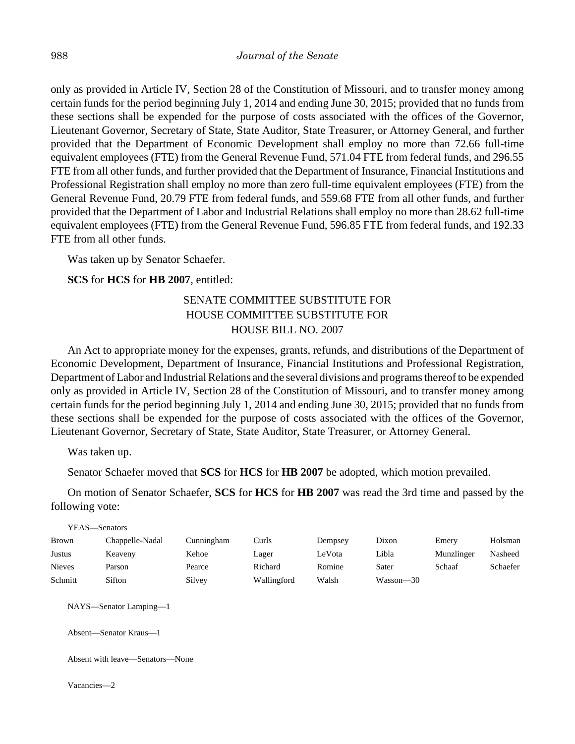only as provided in Article IV, Section 28 of the Constitution of Missouri, and to transfer money among certain funds for the period beginning July 1, 2014 and ending June 30, 2015; provided that no funds from these sections shall be expended for the purpose of costs associated with the offices of the Governor, Lieutenant Governor, Secretary of State, State Auditor, State Treasurer, or Attorney General, and further provided that the Department of Economic Development shall employ no more than 72.66 full-time equivalent employees (FTE) from the General Revenue Fund, 571.04 FTE from federal funds, and 296.55 FTE from all other funds, and further provided that the Department of Insurance, Financial Institutions and Professional Registration shall employ no more than zero full-time equivalent employees (FTE) from the General Revenue Fund, 20.79 FTE from federal funds, and 559.68 FTE from all other funds, and further provided that the Department of Labor and Industrial Relations shall employ no more than 28.62 full-time equivalent employees (FTE) from the General Revenue Fund, 596.85 FTE from federal funds, and 192.33 FTE from all other funds.

Was taken up by Senator Schaefer.

**SCS** for **HCS** for **HB 2007**, entitled:

SENATE COMMITTEE SUBSTITUTE FOR
HOUSE COMMITTEE SUBSTITUTE FOR
HOUSE BILL NO. 2007

An Act to appropriate money for the expenses, grants, refunds, and distributions of the Department of Economic Development, Department of Insurance, Financial Institutions and Professional Registration, Department of Labor and Industrial Relations and the several divisions and programs thereof to be expended only as provided in Article IV, Section 28 of the Constitution of Missouri, and to transfer money among certain funds for the period beginning July 1, 2014 and ending June 30, 2015; provided that no funds from these sections shall be expended for the purpose of costs associated with the offices of the Governor, Lieutenant Governor, Secretary of State, State Auditor, State Treasurer, or Attorney General.

Was taken up.

Senator Schaefer moved that **SCS** for **HCS** for **HB 2007** be adopted, which motion prevailed.

On motion of Senator Schaefer, **SCS** for **HCS** for **HB 2007** was read the 3rd time and passed by the following vote:

YEAS—Senators

| | | | | | | | |
|---|---|---|---|---|---|---|---|
| Brown | Chappelle-Nadal | Cunningham | Curls | Dempsey | Dixon | Emery | Holsman |
| Justus | Keaveny | Kehoe | Lager | LeVota | Libla | Munzlinger | Nasheed |
| Nieves | Parson | Pearce | Richard | Romine | Sater | Schaaf | Schaefer |
| Schmitt | Sifton | Silvey | Wallingford | Walsh | Wasson—30 | | |

NAYS—Senator Lamping—1

Absent—Senator Kraus—1

Absent with leave—Senators—None

Vacancies—2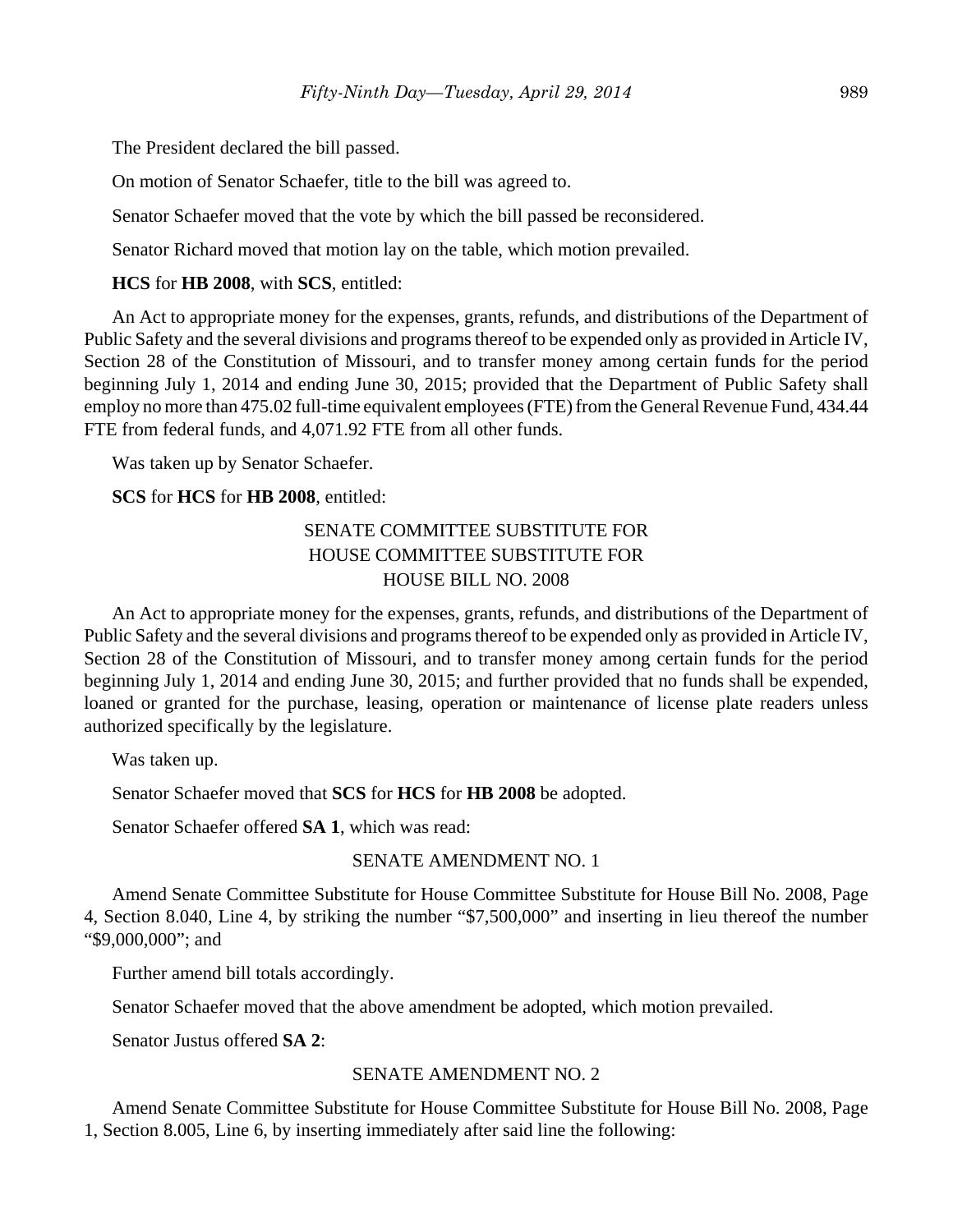The President declared the bill passed.

On motion of Senator Schaefer, title to the bill was agreed to.

Senator Schaefer moved that the vote by which the bill passed be reconsidered.

Senator Richard moved that motion lay on the table, which motion prevailed.

**HCS** for **HB 2008**, with **SCS**, entitled:

An Act to appropriate money for the expenses, grants, refunds, and distributions of the Department of Public Safety and the several divisions and programs thereof to be expended only as provided in Article IV, Section 28 of the Constitution of Missouri, and to transfer money among certain funds for the period beginning July 1, 2014 and ending June 30, 2015; provided that the Department of Public Safety shall employ no more than 475.02 full-time equivalent employees (FTE) from the General Revenue Fund, 434.44 FTE from federal funds, and 4,071.92 FTE from all other funds.

Was taken up by Senator Schaefer.

**SCS** for **HCS** for **HB 2008**, entitled:

SENATE COMMITTEE SUBSTITUTE FOR
HOUSE COMMITTEE SUBSTITUTE FOR
HOUSE BILL NO. 2008

An Act to appropriate money for the expenses, grants, refunds, and distributions of the Department of Public Safety and the several divisions and programs thereof to be expended only as provided in Article IV, Section 28 of the Constitution of Missouri, and to transfer money among certain funds for the period beginning July 1, 2014 and ending June 30, 2015; and further provided that no funds shall be expended, loaned or granted for the purchase, leasing, operation or maintenance of license plate readers unless authorized specifically by the legislature.

Was taken up.

Senator Schaefer moved that **SCS** for **HCS** for **HB 2008** be adopted.

Senator Schaefer offered **SA 1**, which was read:

SENATE AMENDMENT NO. 1

Amend Senate Committee Substitute for House Committee Substitute for House Bill No. 2008, Page 4, Section 8.040, Line 4, by striking the number "$7,500,000" and inserting in lieu thereof the number "$9,000,000"; and

Further amend bill totals accordingly.

Senator Schaefer moved that the above amendment be adopted, which motion prevailed.

Senator Justus offered **SA 2**:

SENATE AMENDMENT NO. 2

Amend Senate Committee Substitute for House Committee Substitute for House Bill No. 2008, Page 1, Section 8.005, Line 6, by inserting immediately after said line the following: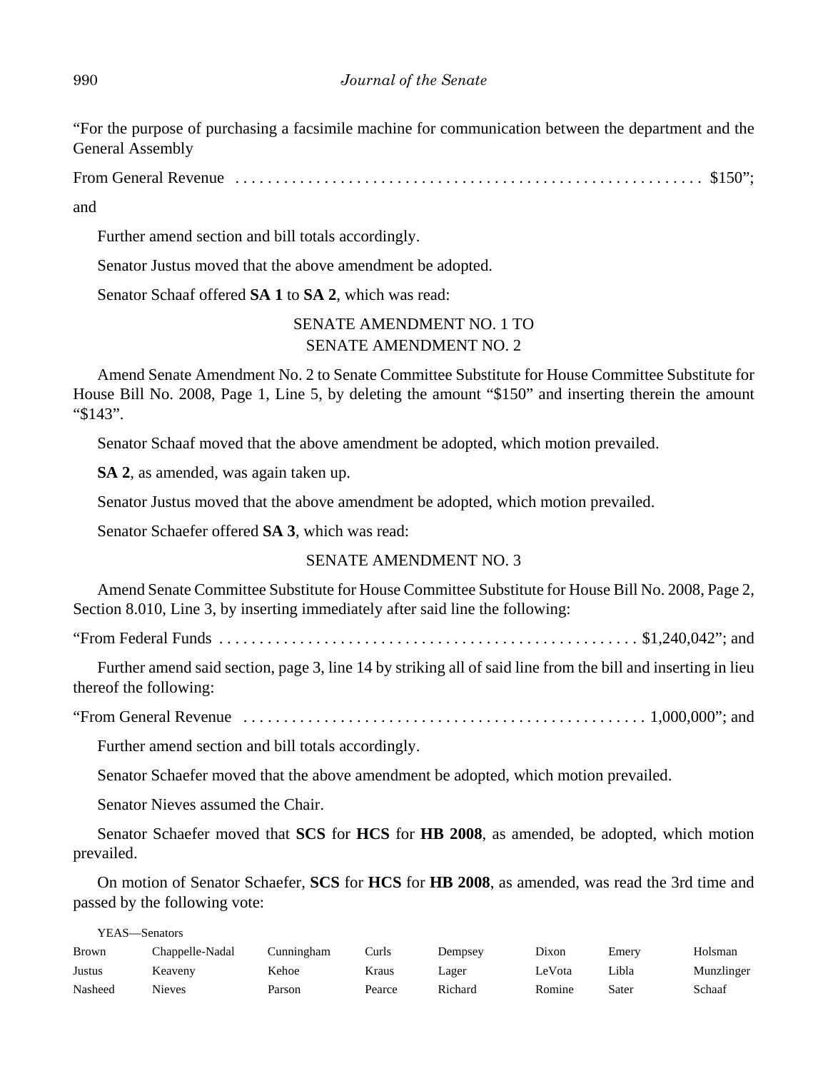"For the purpose of purchasing a facsimile machine for communication between the department and the General Assembly

From General Revenue . . . . . . . . . . . . . . . . . . . . . . . . . . . . . . . . . . . . . . . . . . . . . . . . . . . . . . . . . $150";

and

Further amend section and bill totals accordingly.

Senator Justus moved that the above amendment be adopted.

Senator Schaaf offered **SA 1** to **SA 2**, which was read:

SENATE AMENDMENT NO. 1 TO
SENATE AMENDMENT NO. 2

Amend Senate Amendment No. 2 to Senate Committee Substitute for House Committee Substitute for House Bill No. 2008, Page 1, Line 5, by deleting the amount "$150" and inserting therein the amount "$143".

Senator Schaaf moved that the above amendment be adopted, which motion prevailed.

**SA 2**, as amended, was again taken up.

Senator Justus moved that the above amendment be adopted, which motion prevailed.

Senator Schaefer offered **SA 3**, which was read:

SENATE AMENDMENT NO. 3

Amend Senate Committee Substitute for House Committee Substitute for House Bill No. 2008, Page 2, Section 8.010, Line 3, by inserting immediately after said line the following:

"From Federal Funds . . . . . . . . . . . . . . . . . . . . . . . . . . . . . . . . . . . . . . . . . . . . . . . . . . . $1,240,042"; and

Further amend said section, page 3, line 14 by striking all of said line from the bill and inserting in lieu thereof the following:

"From General Revenue . . . . . . . . . . . . . . . . . . . . . . . . . . . . . . . . . . . . . . . . . . . . . . . . . 1,000,000"; and

Further amend section and bill totals accordingly.

Senator Schaefer moved that the above amendment be adopted, which motion prevailed.

Senator Nieves assumed the Chair.

Senator Schaefer moved that **SCS** for **HCS** for **HB 2008**, as amended, be adopted, which motion prevailed.

On motion of Senator Schaefer, **SCS** for **HCS** for **HB 2008**, as amended, was read the 3rd time and passed by the following vote:

YEAS—Senators

| | | | | | | | |
|---|---|---|---|---|---|---|---|
| Brown | Chappelle-Nadal | Cunningham | Curls | Dempsey | Dixon | Emery | Holsman |
| Justus | Keaveny | Kehoe | Kraus | Lager | LeVota | Libla | Munzlinger |
| Nasheed | Nieves | Parson | Pearce | Richard | Romine | Sater | Schaaf |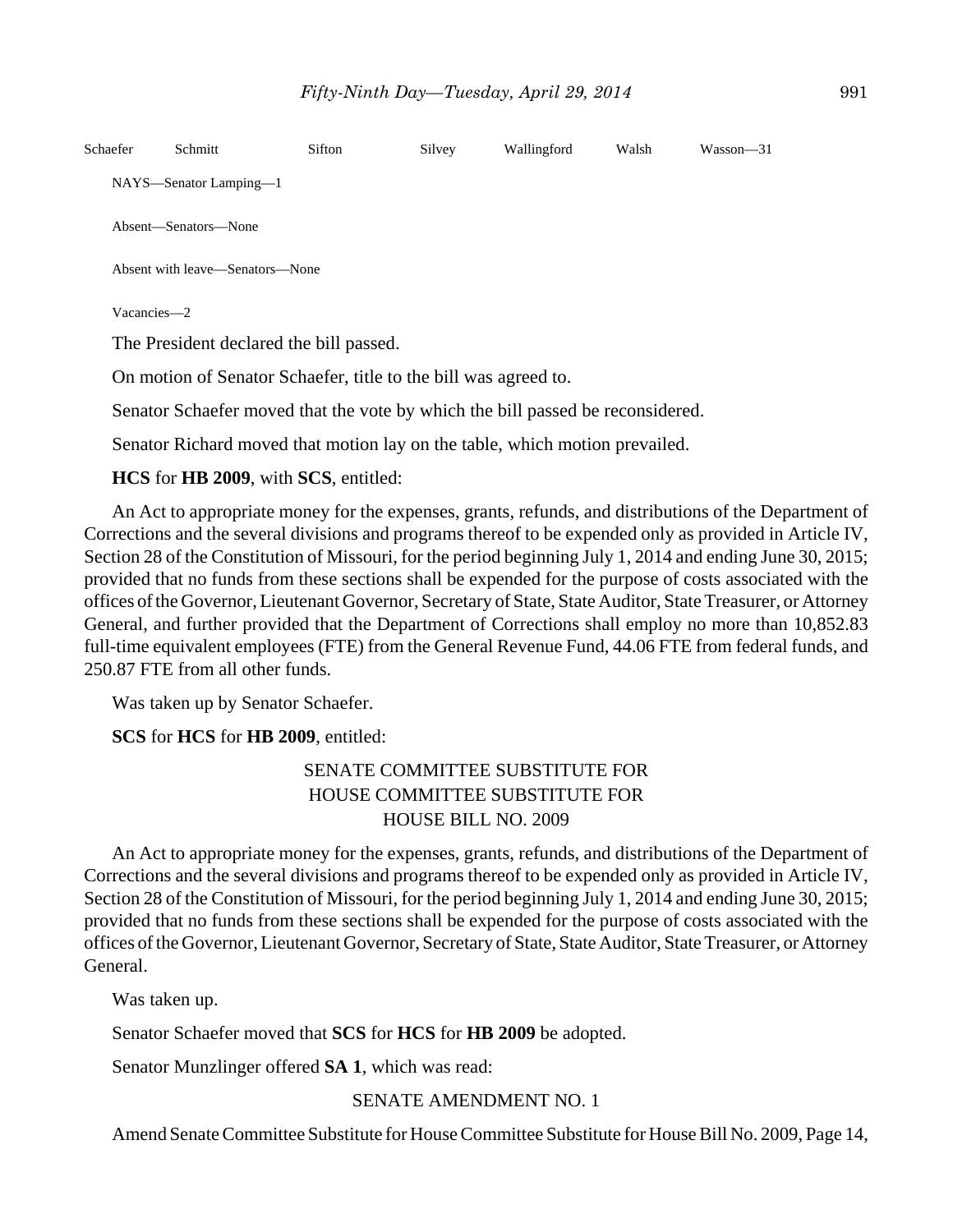| Schaefer | Schmitt | Sifton | Silvey | Wallingford | Walsh | Wasson—31 |
|---|---|---|---|---|---|---|

NAYS—Senator Lamping—1

Absent—Senators—None

Absent with leave—Senators—None

Vacancies—2

The President declared the bill passed.

On motion of Senator Schaefer, title to the bill was agreed to.

Senator Schaefer moved that the vote by which the bill passed be reconsidered.

Senator Richard moved that motion lay on the table, which motion prevailed.

**HCS** for **HB 2009**, with **SCS**, entitled:

An Act to appropriate money for the expenses, grants, refunds, and distributions of the Department of Corrections and the several divisions and programs thereof to be expended only as provided in Article IV, Section 28 of the Constitution of Missouri, for the period beginning July 1, 2014 and ending June 30, 2015; provided that no funds from these sections shall be expended for the purpose of costs associated with the offices of the Governor, Lieutenant Governor, Secretary of State, State Auditor, State Treasurer, or Attorney General, and further provided that the Department of Corrections shall employ no more than 10,852.83 full-time equivalent employees (FTE) from the General Revenue Fund, 44.06 FTE from federal funds, and 250.87 FTE from all other funds.

Was taken up by Senator Schaefer.

**SCS** for **HCS** for **HB 2009**, entitled:

SENATE COMMITTEE SUBSTITUTE FOR
HOUSE COMMITTEE SUBSTITUTE FOR
HOUSE BILL NO. 2009

An Act to appropriate money for the expenses, grants, refunds, and distributions of the Department of Corrections and the several divisions and programs thereof to be expended only as provided in Article IV, Section 28 of the Constitution of Missouri, for the period beginning July 1, 2014 and ending June 30, 2015; provided that no funds from these sections shall be expended for the purpose of costs associated with the offices of the Governor, Lieutenant Governor, Secretary of State, State Auditor, State Treasurer, or Attorney General.

Was taken up.

Senator Schaefer moved that **SCS** for **HCS** for **HB 2009** be adopted.

Senator Munzlinger offered **SA 1**, which was read:

SENATE AMENDMENT NO. 1

Amend Senate Committee Substitute for House Committee Substitute for House Bill No. 2009, Page 14,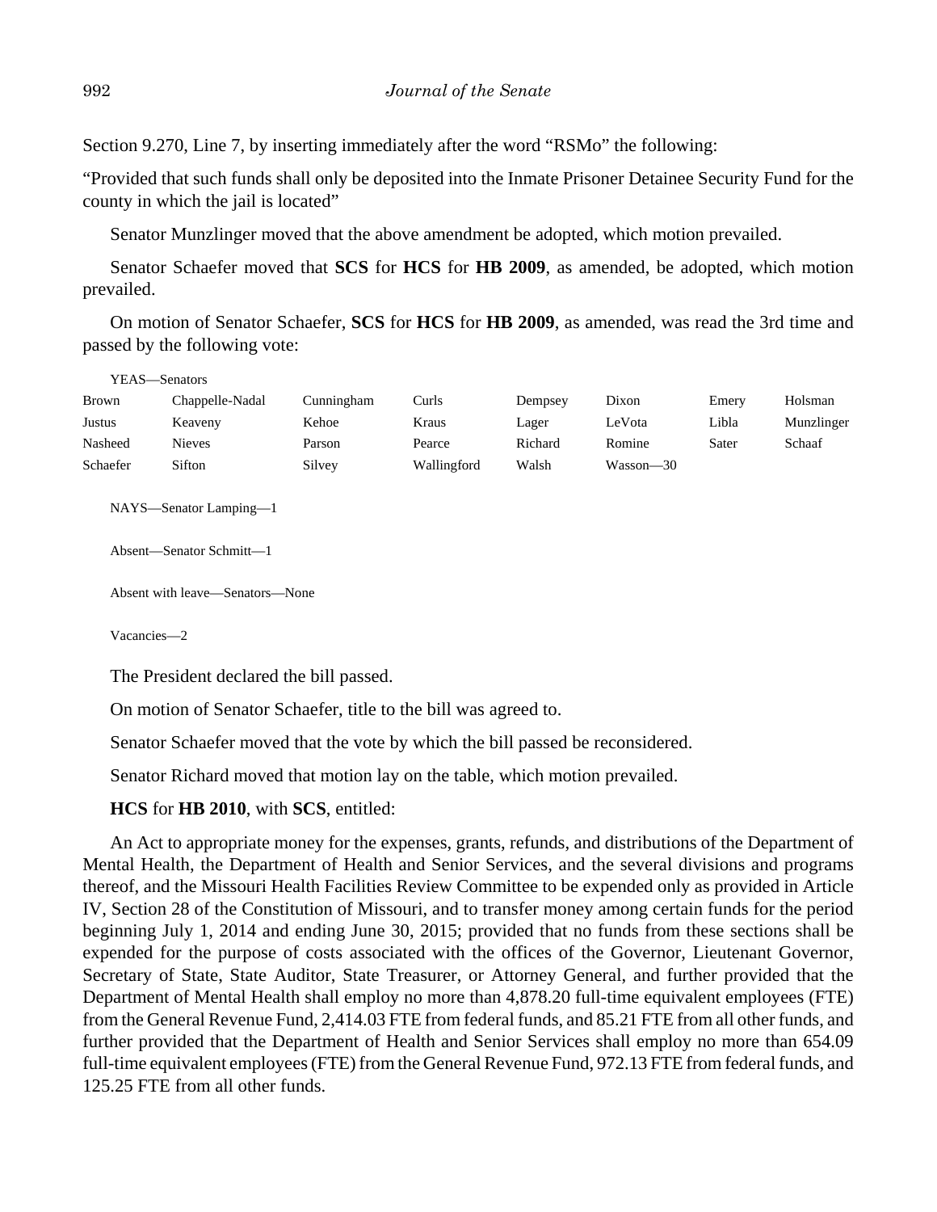Section 9.270, Line 7, by inserting immediately after the word "RSMo" the following:

"Provided that such funds shall only be deposited into the Inmate Prisoner Detainee Security Fund for the county in which the jail is located"

Senator Munzlinger moved that the above amendment be adopted, which motion prevailed.

Senator Schaefer moved that **SCS** for **HCS** for **HB 2009**, as amended, be adopted, which motion prevailed.

On motion of Senator Schaefer, **SCS** for **HCS** for **HB 2009**, as amended, was read the 3rd time and passed by the following vote:

YEAS—Senators

| | | | | | | | |
|---|---|---|---|---|---|---|---|
| Brown | Chappelle-Nadal | Cunningham | Curls | Dempsey | Dixon | Emery | Holsman |
| Justus | Keaveny | Kehoe | Kraus | Lager | LeVota | Libla | Munzlinger |
| Nasheed | Nieves | Parson | Pearce | Richard | Romine | Sater | Schaaf |
| Schaefer | Sifton | Silvey | Wallingford | Walsh | Wasson—30 | | |

NAYS—Senator Lamping—1

Absent—Senator Schmitt—1

Absent with leave—Senators—None

Vacancies—2

The President declared the bill passed.

On motion of Senator Schaefer, title to the bill was agreed to.

Senator Schaefer moved that the vote by which the bill passed be reconsidered.

Senator Richard moved that motion lay on the table, which motion prevailed.

**HCS** for **HB 2010**, with **SCS**, entitled:

An Act to appropriate money for the expenses, grants, refunds, and distributions of the Department of Mental Health, the Department of Health and Senior Services, and the several divisions and programs thereof, and the Missouri Health Facilities Review Committee to be expended only as provided in Article IV, Section 28 of the Constitution of Missouri, and to transfer money among certain funds for the period beginning July 1, 2014 and ending June 30, 2015; provided that no funds from these sections shall be expended for the purpose of costs associated with the offices of the Governor, Lieutenant Governor, Secretary of State, State Auditor, State Treasurer, or Attorney General, and further provided that the Department of Mental Health shall employ no more than 4,878.20 full-time equivalent employees (FTE) from the General Revenue Fund, 2,414.03 FTE from federal funds, and 85.21 FTE from all other funds, and further provided that the Department of Health and Senior Services shall employ no more than 654.09 full-time equivalent employees (FTE) from the General Revenue Fund, 972.13 FTE from federal funds, and 125.25 FTE from all other funds.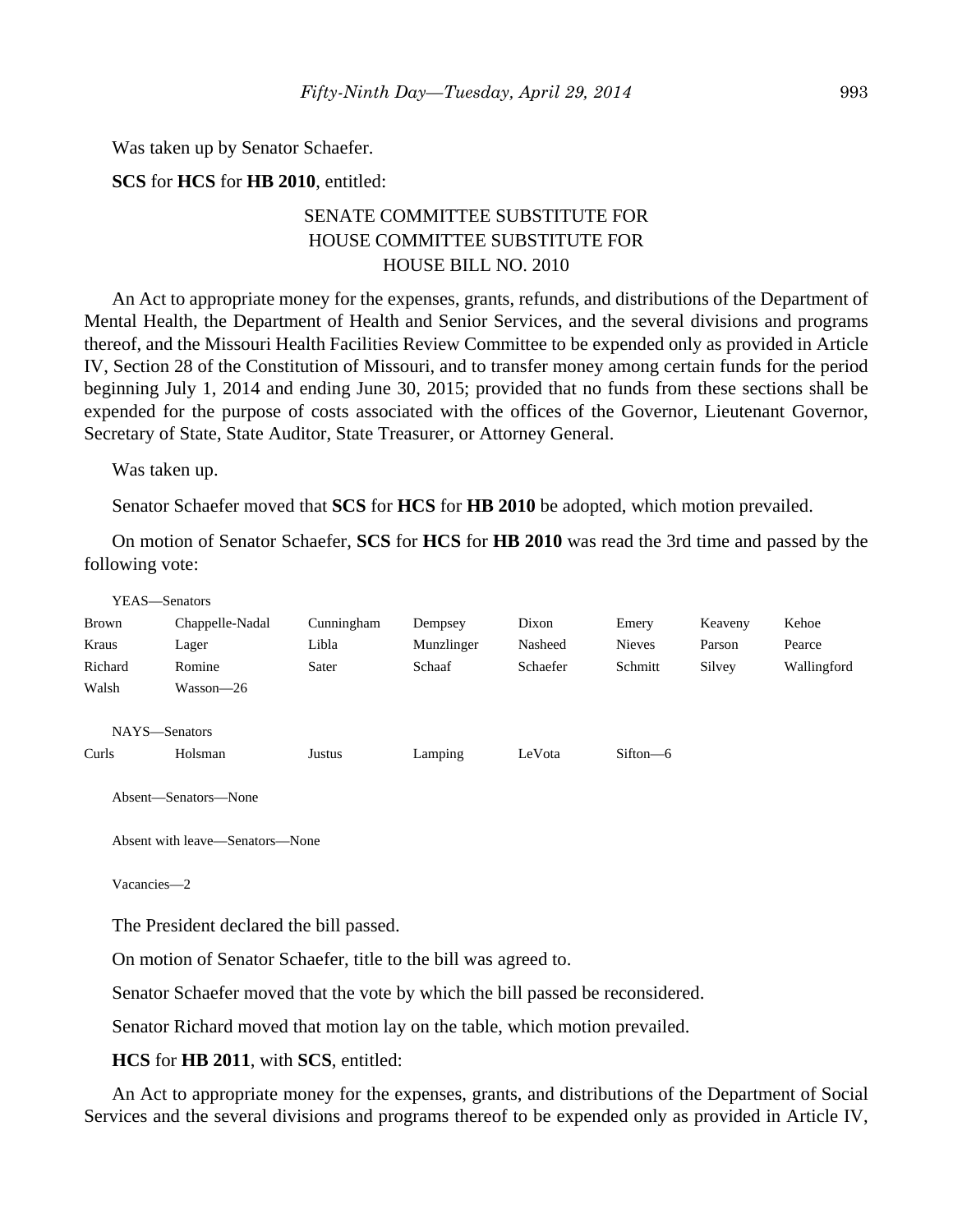Was taken up by Senator Schaefer.

**SCS** for **HCS** for **HB 2010**, entitled:

SENATE COMMITTEE SUBSTITUTE FOR
HOUSE COMMITTEE SUBSTITUTE FOR
HOUSE BILL NO. 2010

An Act to appropriate money for the expenses, grants, refunds, and distributions of the Department of Mental Health, the Department of Health and Senior Services, and the several divisions and programs thereof, and the Missouri Health Facilities Review Committee to be expended only as provided in Article IV, Section 28 of the Constitution of Missouri, and to transfer money among certain funds for the period beginning July 1, 2014 and ending June 30, 2015; provided that no funds from these sections shall be expended for the purpose of costs associated with the offices of the Governor, Lieutenant Governor, Secretary of State, State Auditor, State Treasurer, or Attorney General.

Was taken up.

Senator Schaefer moved that **SCS** for **HCS** for **HB 2010** be adopted, which motion prevailed.

On motion of Senator Schaefer, **SCS** for **HCS** for **HB 2010** was read the 3rd time and passed by the following vote:

YEAS—Senators

| | | | | | | | |
|---|---|---|---|---|---|---|---|
| Brown | Chappelle-Nadal | Cunningham | Dempsey | Dixon | Emery | Keaveny | Kehoe |
| Kraus | Lager | Libla | Munzlinger | Nasheed | Nieves | Parson | Pearce |
| Richard | Romine | Sater | Schaaf | Schaefer | Schmitt | Silvey | Wallingford |
| Walsh | Wasson—26 | | | | | | |

NAYS—Senators

| | | | | | |
|---|---|---|---|---|---|
| Curls | Holsman | Justus | Lamping | LeVota | Sifton—6 |

Absent—Senators—None

Absent with leave—Senators—None

Vacancies—2

The President declared the bill passed.

On motion of Senator Schaefer, title to the bill was agreed to.

Senator Schaefer moved that the vote by which the bill passed be reconsidered.

Senator Richard moved that motion lay on the table, which motion prevailed.

**HCS** for **HB 2011**, with **SCS**, entitled:

An Act to appropriate money for the expenses, grants, and distributions of the Department of Social Services and the several divisions and programs thereof to be expended only as provided in Article IV,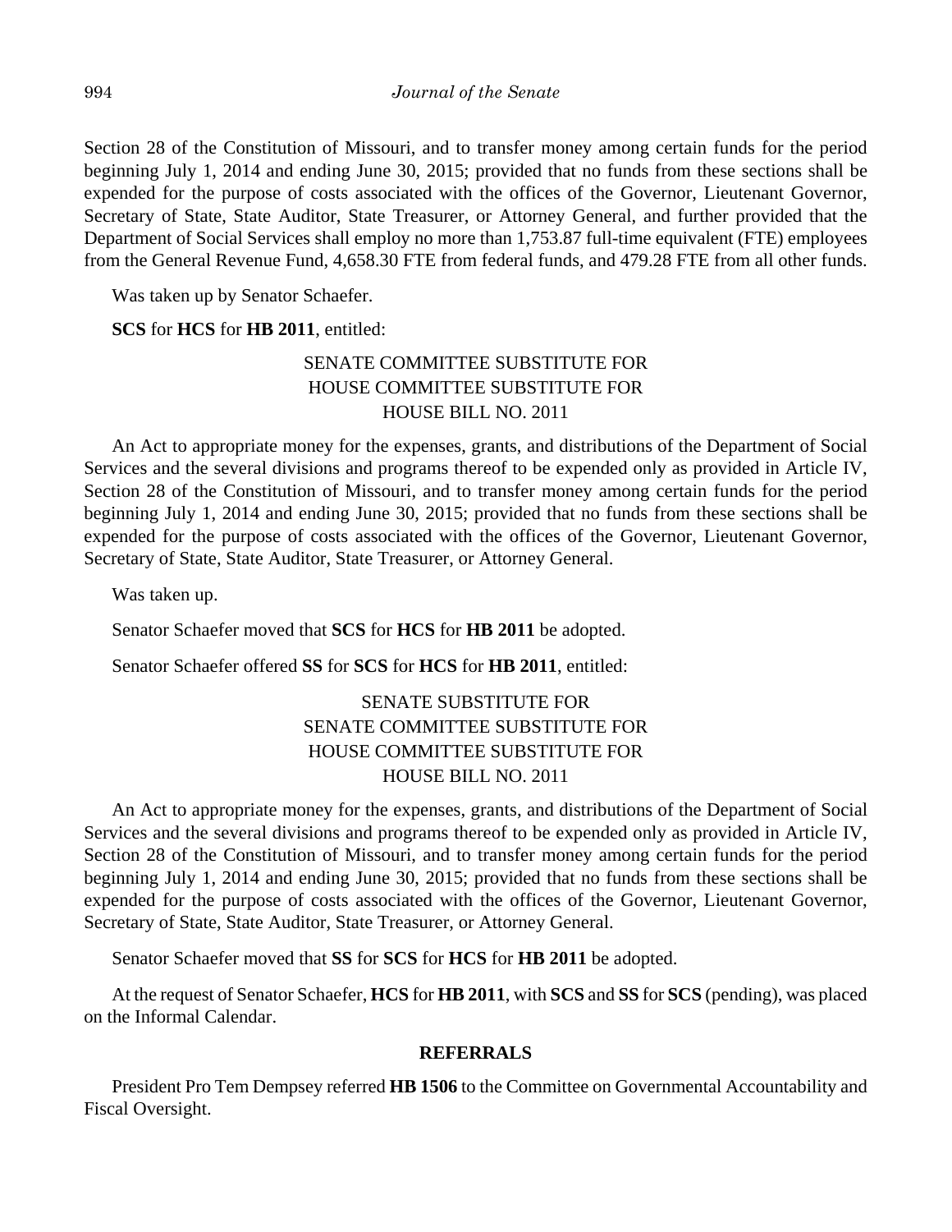Section 28 of the Constitution of Missouri, and to transfer money among certain funds for the period beginning July 1, 2014 and ending June 30, 2015; provided that no funds from these sections shall be expended for the purpose of costs associated with the offices of the Governor, Lieutenant Governor, Secretary of State, State Auditor, State Treasurer, or Attorney General, and further provided that the Department of Social Services shall employ no more than 1,753.87 full-time equivalent (FTE) employees from the General Revenue Fund, 4,658.30 FTE from federal funds, and 479.28 FTE from all other funds.

Was taken up by Senator Schaefer.

**SCS** for **HCS** for **HB 2011**, entitled:

SENATE COMMITTEE SUBSTITUTE FOR
HOUSE COMMITTEE SUBSTITUTE FOR
HOUSE BILL NO. 2011

An Act to appropriate money for the expenses, grants, and distributions of the Department of Social Services and the several divisions and programs thereof to be expended only as provided in Article IV, Section 28 of the Constitution of Missouri, and to transfer money among certain funds for the period beginning July 1, 2014 and ending June 30, 2015; provided that no funds from these sections shall be expended for the purpose of costs associated with the offices of the Governor, Lieutenant Governor, Secretary of State, State Auditor, State Treasurer, or Attorney General.

Was taken up.

Senator Schaefer moved that **SCS** for **HCS** for **HB 2011** be adopted.

Senator Schaefer offered **SS** for **SCS** for **HCS** for **HB 2011**, entitled:

SENATE SUBSTITUTE FOR
SENATE COMMITTEE SUBSTITUTE FOR
HOUSE COMMITTEE SUBSTITUTE FOR
HOUSE BILL NO. 2011

An Act to appropriate money for the expenses, grants, and distributions of the Department of Social Services and the several divisions and programs thereof to be expended only as provided in Article IV, Section 28 of the Constitution of Missouri, and to transfer money among certain funds for the period beginning July 1, 2014 and ending June 30, 2015; provided that no funds from these sections shall be expended for the purpose of costs associated with the offices of the Governor, Lieutenant Governor, Secretary of State, State Auditor, State Treasurer, or Attorney General.

Senator Schaefer moved that **SS** for **SCS** for **HCS** for **HB 2011** be adopted.

At the request of Senator Schaefer, **HCS** for **HB 2011**, with **SCS** and **SS** for **SCS** (pending), was placed on the Informal Calendar.

## REFERRALS

President Pro Tem Dempsey referred **HB 1506** to the Committee on Governmental Accountability and Fiscal Oversight.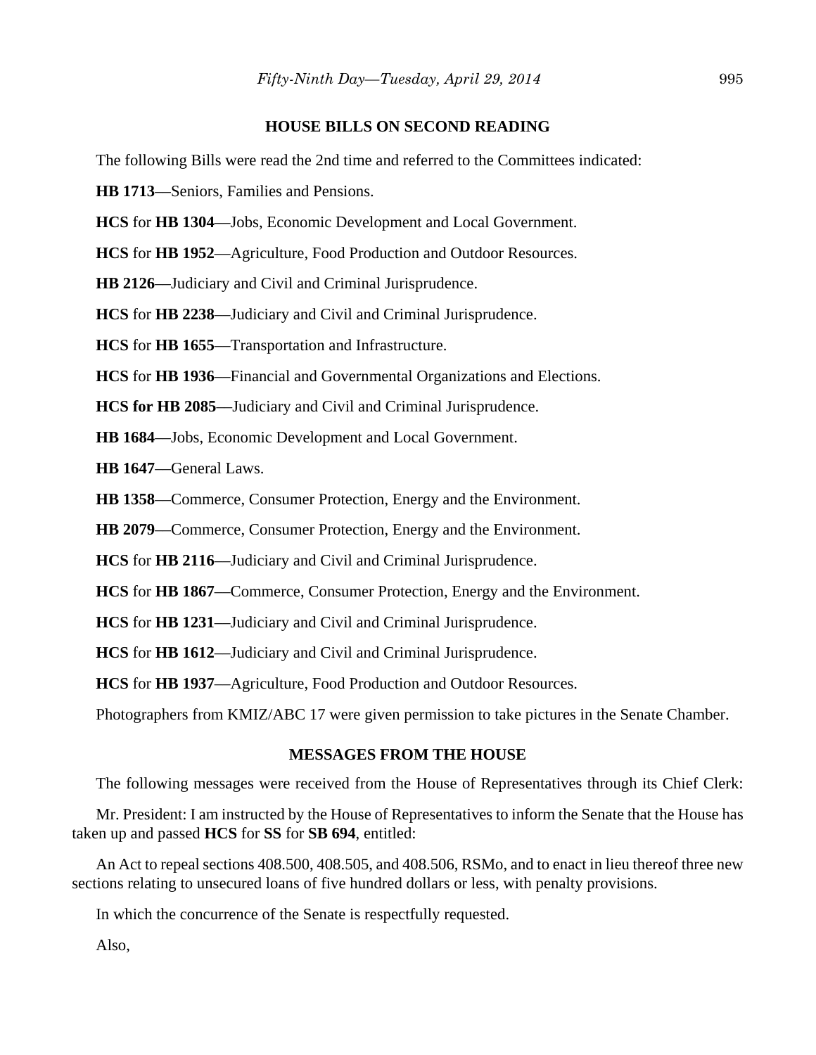## HOUSE BILLS ON SECOND READING

The following Bills were read the 2nd time and referred to the Committees indicated:

**HB 1713**—Seniors, Families and Pensions.

**HCS** for **HB 1304**—Jobs, Economic Development and Local Government.

**HCS** for **HB 1952**—Agriculture, Food Production and Outdoor Resources.

**HB 2126**—Judiciary and Civil and Criminal Jurisprudence.

**HCS** for **HB 2238**—Judiciary and Civil and Criminal Jurisprudence.

**HCS** for **HB 1655**—Transportation and Infrastructure.

**HCS** for **HB 1936**—Financial and Governmental Organizations and Elections.

**HCS for HB 2085**—Judiciary and Civil and Criminal Jurisprudence.

**HB 1684**—Jobs, Economic Development and Local Government.

**HB 1647**—General Laws.

**HB 1358**—Commerce, Consumer Protection, Energy and the Environment.

**HB 2079**—Commerce, Consumer Protection, Energy and the Environment.

**HCS** for **HB 2116**—Judiciary and Civil and Criminal Jurisprudence.

**HCS** for **HB 1867**—Commerce, Consumer Protection, Energy and the Environment.

**HCS** for **HB 1231**—Judiciary and Civil and Criminal Jurisprudence.

**HCS** for **HB 1612**—Judiciary and Civil and Criminal Jurisprudence.

**HCS** for **HB 1937**—Agriculture, Food Production and Outdoor Resources.

Photographers from KMIZ/ABC 17 were given permission to take pictures in the Senate Chamber.

## MESSAGES FROM THE HOUSE

The following messages were received from the House of Representatives through its Chief Clerk:

Mr. President: I am instructed by the House of Representatives to inform the Senate that the House has taken up and passed **HCS** for **SS** for **SB 694**, entitled:

An Act to repeal sections 408.500, 408.505, and 408.506, RSMo, and to enact in lieu thereof three new sections relating to unsecured loans of five hundred dollars or less, with penalty provisions.

In which the concurrence of the Senate is respectfully requested.

Also,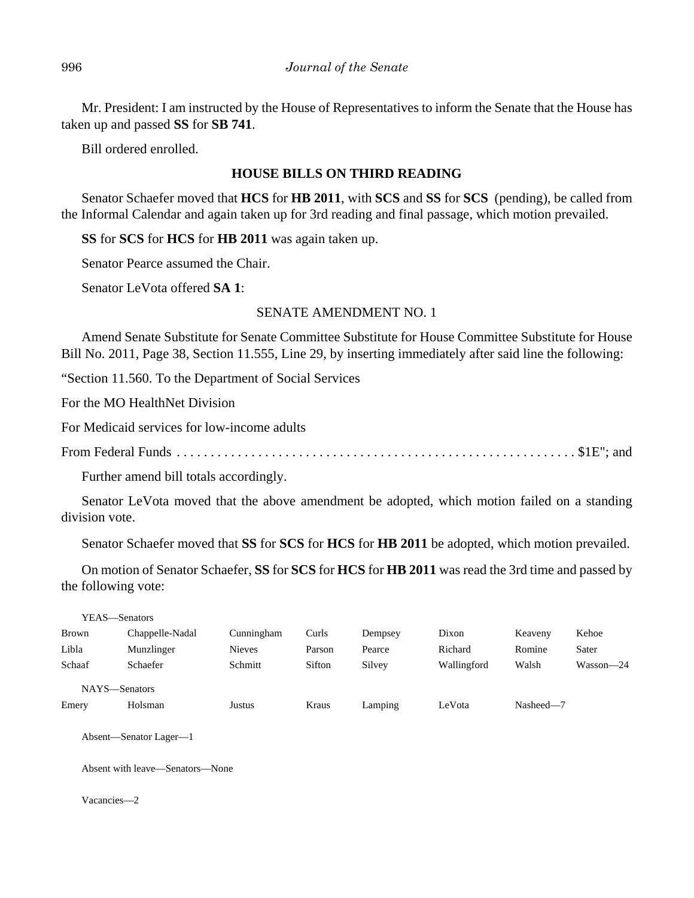Mr. President: I am instructed by the House of Representatives to inform the Senate that the House has taken up and passed **SS** for **SB 741**.

Bill ordered enrolled.

## HOUSE BILLS ON THIRD READING

Senator Schaefer moved that **HCS** for **HB 2011**, with **SCS** and **SS** for **SCS** (pending), be called from the Informal Calendar and again taken up for 3rd reading and final passage, which motion prevailed.

**SS** for **SCS** for **HCS** for **HB 2011** was again taken up.

Senator Pearce assumed the Chair.

Senator LeVota offered **SA 1**:

SENATE AMENDMENT NO. 1

Amend Senate Substitute for Senate Committee Substitute for House Committee Substitute for House Bill No. 2011, Page 38, Section 11.555, Line 29, by inserting immediately after said line the following:

"Section 11.560. To the Department of Social Services

For the MO HealthNet Division

For Medicaid services for low-income adults

From Federal Funds . . . . . . . . . . . . . . . . . . . . . . . . . . . . . . . . . . . . . . . . . . . . . . . . . . . . . . . . . $1E"; and

Further amend bill totals accordingly.

Senator LeVota moved that the above amendment be adopted, which motion failed on a standing division vote.

Senator Schaefer moved that **SS** for **SCS** for **HCS** for **HB 2011** be adopted, which motion prevailed.

On motion of Senator Schaefer, **SS** for **SCS** for **HCS** for **HB 2011** was read the 3rd time and passed by the following vote:

YEAS—Senators

| | | | | | | | |
|---|---|---|---|---|---|---|---|
| Brown | Chappelle-Nadal | Cunningham | Curls | Dempsey | Dixon | Keaveny | Kehoe |
| Libla | Munzlinger | Nieves | Parson | Pearce | Richard | Romine | Sater |
| Schaaf | Schaefer | Schmitt | Sifton | Silvey | Wallingford | Walsh | Wasson—24 |

NAYS—Senators

| | | | | | | |
|---|---|---|---|---|---|---|
| Emery | Holsman | Justus | Kraus | Lamping | LeVota | Nasheed—7 |

Absent—Senator Lager—1

Absent with leave—Senators—None

Vacancies—2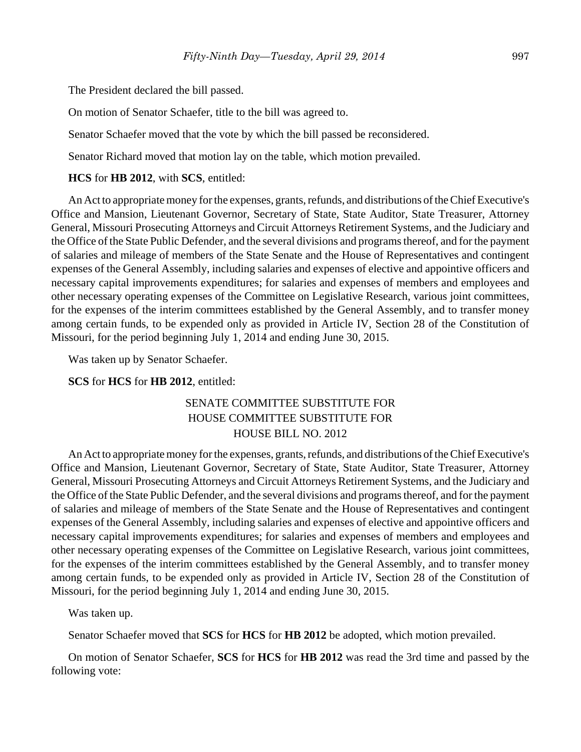The President declared the bill passed.

On motion of Senator Schaefer, title to the bill was agreed to.

Senator Schaefer moved that the vote by which the bill passed be reconsidered.

Senator Richard moved that motion lay on the table, which motion prevailed.

**HCS** for **HB 2012**, with **SCS**, entitled:

An Act to appropriate money for the expenses, grants, refunds, and distributions of the Chief Executive's Office and Mansion, Lieutenant Governor, Secretary of State, State Auditor, State Treasurer, Attorney General, Missouri Prosecuting Attorneys and Circuit Attorneys Retirement Systems, and the Judiciary and the Office of the State Public Defender, and the several divisions and programs thereof, and for the payment of salaries and mileage of members of the State Senate and the House of Representatives and contingent expenses of the General Assembly, including salaries and expenses of elective and appointive officers and necessary capital improvements expenditures; for salaries and expenses of members and employees and other necessary operating expenses of the Committee on Legislative Research, various joint committees, for the expenses of the interim committees established by the General Assembly, and to transfer money among certain funds, to be expended only as provided in Article IV, Section 28 of the Constitution of Missouri, for the period beginning July 1, 2014 and ending June 30, 2015.

Was taken up by Senator Schaefer.

**SCS** for **HCS** for **HB 2012**, entitled:

SENATE COMMITTEE SUBSTITUTE FOR
HOUSE COMMITTEE SUBSTITUTE FOR
HOUSE BILL NO. 2012

An Act to appropriate money for the expenses, grants, refunds, and distributions of the Chief Executive's Office and Mansion, Lieutenant Governor, Secretary of State, State Auditor, State Treasurer, Attorney General, Missouri Prosecuting Attorneys and Circuit Attorneys Retirement Systems, and the Judiciary and the Office of the State Public Defender, and the several divisions and programs thereof, and for the payment of salaries and mileage of members of the State Senate and the House of Representatives and contingent expenses of the General Assembly, including salaries and expenses of elective and appointive officers and necessary capital improvements expenditures; for salaries and expenses of members and employees and other necessary operating expenses of the Committee on Legislative Research, various joint committees, for the expenses of the interim committees established by the General Assembly, and to transfer money among certain funds, to be expended only as provided in Article IV, Section 28 of the Constitution of Missouri, for the period beginning July 1, 2014 and ending June 30, 2015.

Was taken up.

Senator Schaefer moved that **SCS** for **HCS** for **HB 2012** be adopted, which motion prevailed.

On motion of Senator Schaefer, **SCS** for **HCS** for **HB 2012** was read the 3rd time and passed by the following vote: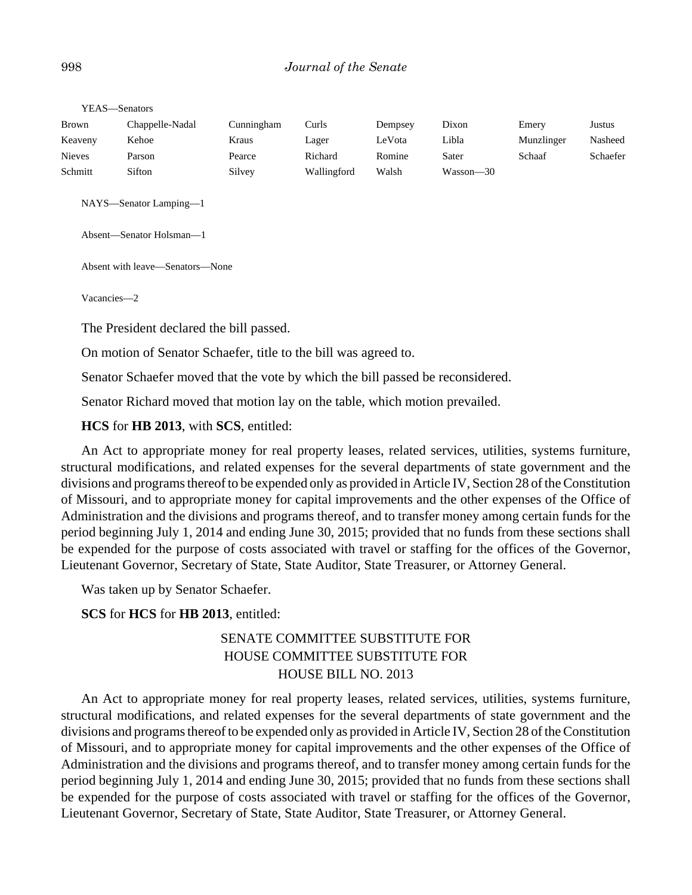YEAS—Senators

| | | | | | | | |
|---|---|---|---|---|---|---|---|
| Brown | Chappelle-Nadal | Cunningham | Curls | Dempsey | Dixon | Emery | Justus |
| Keaveny | Kehoe | Kraus | Lager | LeVota | Libla | Munzlinger | Nasheed |
| Nieves | Parson | Pearce | Richard | Romine | Sater | Schaaf | Schaefer |
| Schmitt | Sifton | Silvey | Wallingford | Walsh | Wasson—30 | | |

NAYS—Senator Lamping—1

Absent—Senator Holsman—1

Absent with leave—Senators—None

Vacancies—2

The President declared the bill passed.

On motion of Senator Schaefer, title to the bill was agreed to.

Senator Schaefer moved that the vote by which the bill passed be reconsidered.

Senator Richard moved that motion lay on the table, which motion prevailed.

**HCS** for **HB 2013**, with **SCS**, entitled:

An Act to appropriate money for real property leases, related services, utilities, systems furniture, structural modifications, and related expenses for the several departments of state government and the divisions and programs thereof to be expended only as provided in Article IV, Section 28 of the Constitution of Missouri, and to appropriate money for capital improvements and the other expenses of the Office of Administration and the divisions and programs thereof, and to transfer money among certain funds for the period beginning July 1, 2014 and ending June 30, 2015; provided that no funds from these sections shall be expended for the purpose of costs associated with travel or staffing for the offices of the Governor, Lieutenant Governor, Secretary of State, State Auditor, State Treasurer, or Attorney General.

Was taken up by Senator Schaefer.

**SCS** for **HCS** for **HB 2013**, entitled:

SENATE COMMITTEE SUBSTITUTE FOR
HOUSE COMMITTEE SUBSTITUTE FOR
HOUSE BILL NO. 2013

An Act to appropriate money for real property leases, related services, utilities, systems furniture, structural modifications, and related expenses for the several departments of state government and the divisions and programs thereof to be expended only as provided in Article IV, Section 28 of the Constitution of Missouri, and to appropriate money for capital improvements and the other expenses of the Office of Administration and the divisions and programs thereof, and to transfer money among certain funds for the period beginning July 1, 2014 and ending June 30, 2015; provided that no funds from these sections shall be expended for the purpose of costs associated with travel or staffing for the offices of the Governor, Lieutenant Governor, Secretary of State, State Auditor, State Treasurer, or Attorney General.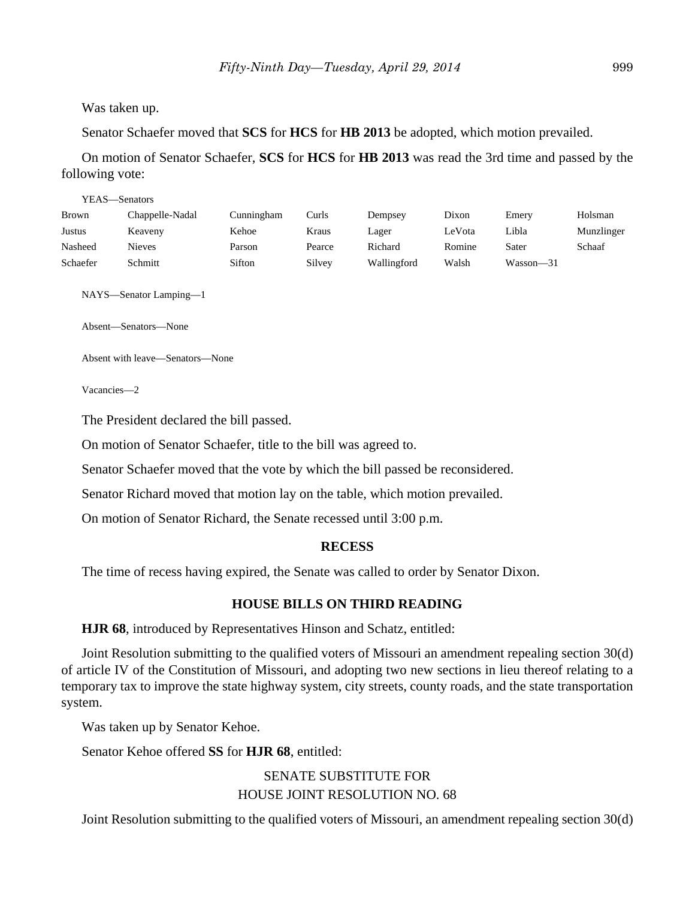Was taken up.

Senator Schaefer moved that **SCS** for **HCS** for **HB 2013** be adopted, which motion prevailed.

On motion of Senator Schaefer, **SCS** for **HCS** for **HB 2013** was read the 3rd time and passed by the following vote:

YEAS—Senators

| | | | | | | | |
|---|---|---|---|---|---|---|---|
| Brown | Chappelle-Nadal | Cunningham | Curls | Dempsey | Dixon | Emery | Holsman |
| Justus | Keaveny | Kehoe | Kraus | Lager | LeVota | Libla | Munzlinger |
| Nasheed | Nieves | Parson | Pearce | Richard | Romine | Sater | Schaaf |
| Schaefer | Schmitt | Sifton | Silvey | Wallingford | Walsh | Wasson—31 | |

NAYS—Senator Lamping—1

Absent—Senators—None

Absent with leave—Senators—None

Vacancies—2

The President declared the bill passed.

On motion of Senator Schaefer, title to the bill was agreed to.

Senator Schaefer moved that the vote by which the bill passed be reconsidered.

Senator Richard moved that motion lay on the table, which motion prevailed.

On motion of Senator Richard, the Senate recessed until 3:00 p.m.

## RECESS

The time of recess having expired, the Senate was called to order by Senator Dixon.

## HOUSE BILLS ON THIRD READING

**HJR 68**, introduced by Representatives Hinson and Schatz, entitled:

Joint Resolution submitting to the qualified voters of Missouri an amendment repealing section 30(d) of article IV of the Constitution of Missouri, and adopting two new sections in lieu thereof relating to a temporary tax to improve the state highway system, city streets, county roads, and the state transportation system.

Was taken up by Senator Kehoe.

Senator Kehoe offered **SS** for **HJR 68**, entitled:

SENATE SUBSTITUTE FOR
HOUSE JOINT RESOLUTION NO. 68

Joint Resolution submitting to the qualified voters of Missouri, an amendment repealing section 30(d)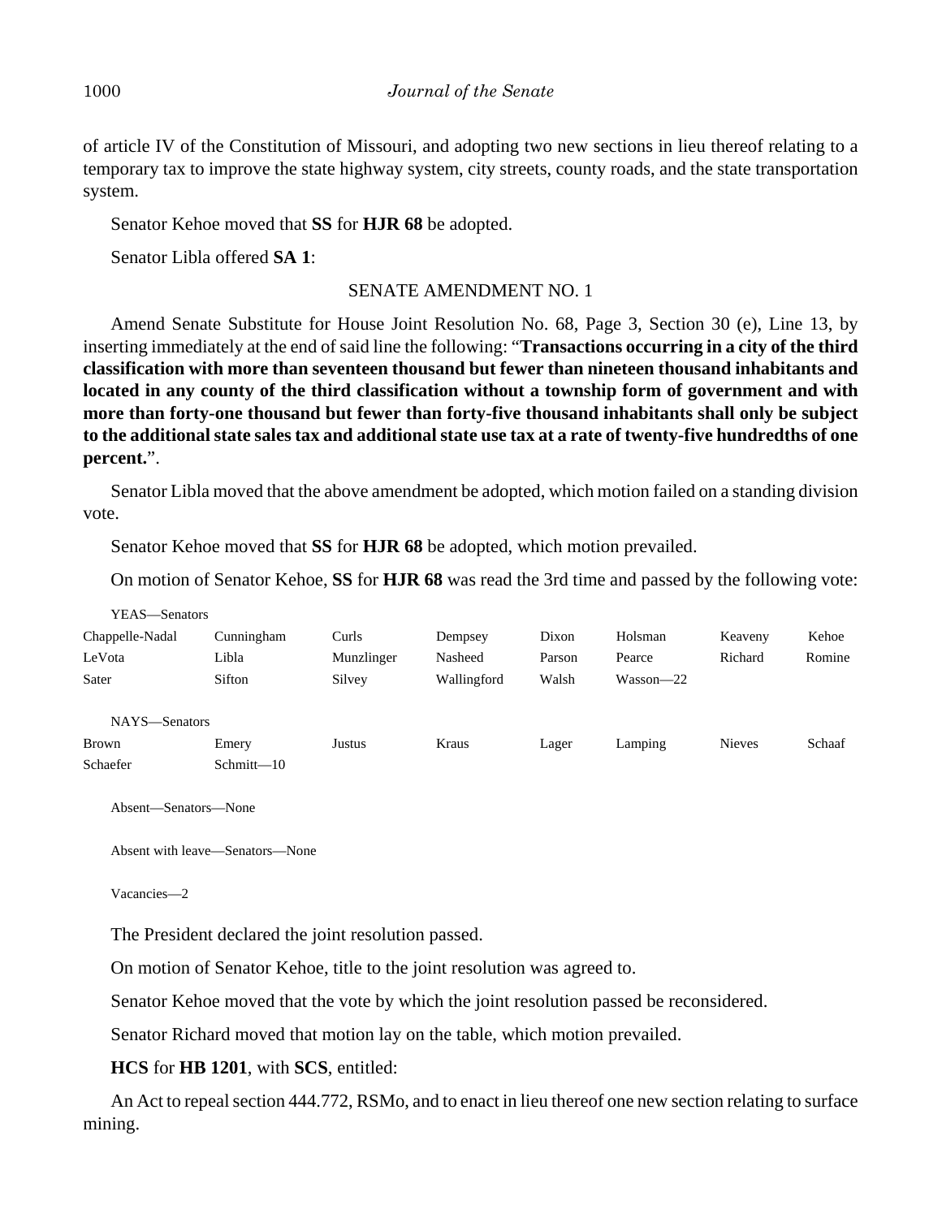of article IV of the Constitution of Missouri, and adopting two new sections in lieu thereof relating to a temporary tax to improve the state highway system, city streets, county roads, and the state transportation system.

Senator Kehoe moved that **SS** for **HJR 68** be adopted.

Senator Libla offered **SA 1**:

SENATE AMENDMENT NO. 1

Amend Senate Substitute for House Joint Resolution No. 68, Page 3, Section 30 (e), Line 13, by inserting immediately at the end of said line the following: "**Transactions occurring in a city of the third classification with more than seventeen thousand but fewer than nineteen thousand inhabitants and located in any county of the third classification without a township form of government and with more than forty-one thousand but fewer than forty-five thousand inhabitants shall only be subject to the additional state sales tax and additional state use tax at a rate of twenty-five hundredths of one percent.**".

Senator Libla moved that the above amendment be adopted, which motion failed on a standing division vote.

Senator Kehoe moved that **SS** for **HJR 68** be adopted, which motion prevailed.

On motion of Senator Kehoe, **SS** for **HJR 68** was read the 3rd time and passed by the following vote:

YEAS—Senators

| | | | | | | | |
|---|---|---|---|---|---|---|---|
| Chappelle-Nadal | Cunningham | Curls | Dempsey | Dixon | Holsman | Keaveny | Kehoe |
| LeVota | Libla | Munzlinger | Nasheed | Parson | Pearce | Richard | Romine |
| Sater | Sifton | Silvey | Wallingford | Walsh | Wasson—22 | | |

NAYS—Senators

| | | | | | | | |
|---|---|---|---|---|---|---|---|
| Brown | Emery | Justus | Kraus | Lager | Lamping | Nieves | Schaaf |
| Schaefer | Schmitt—10 | | | | | | |

Absent—Senators—None

Absent with leave—Senators—None

Vacancies—2

The President declared the joint resolution passed.

On motion of Senator Kehoe, title to the joint resolution was agreed to.

Senator Kehoe moved that the vote by which the joint resolution passed be reconsidered.

Senator Richard moved that motion lay on the table, which motion prevailed.

**HCS** for **HB 1201**, with **SCS**, entitled:

An Act to repeal section 444.772, RSMo, and to enact in lieu thereof one new section relating to surface mining.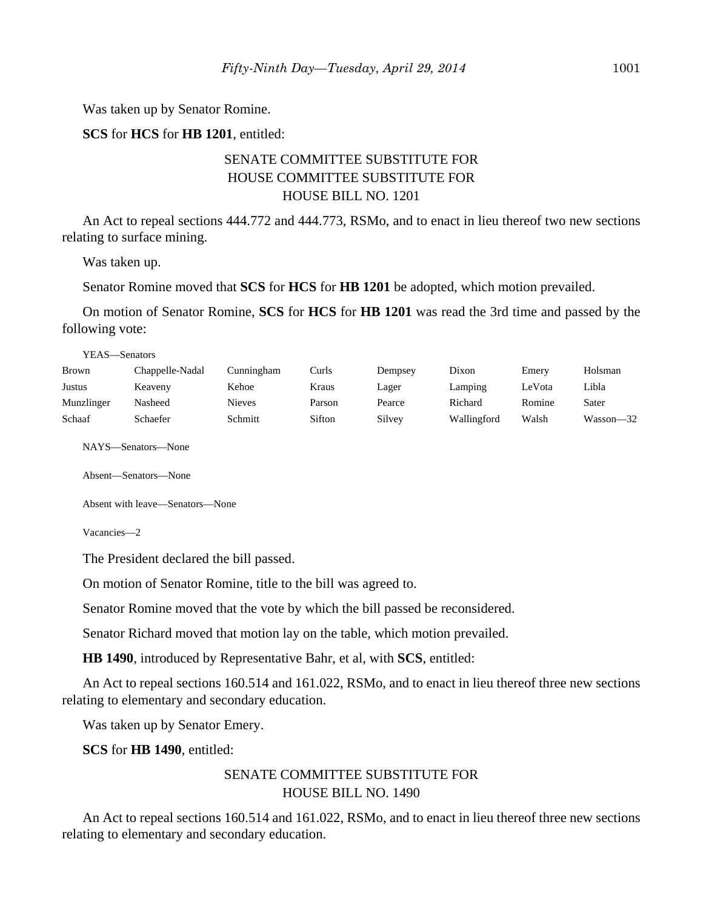Was taken up by Senator Romine.

**SCS** for **HCS** for **HB 1201**, entitled:

SENATE COMMITTEE SUBSTITUTE FOR
HOUSE COMMITTEE SUBSTITUTE FOR
HOUSE BILL NO. 1201

An Act to repeal sections 444.772 and 444.773, RSMo, and to enact in lieu thereof two new sections relating to surface mining.

Was taken up.

Senator Romine moved that **SCS** for **HCS** for **HB 1201** be adopted, which motion prevailed.

On motion of Senator Romine, **SCS** for **HCS** for **HB 1201** was read the 3rd time and passed by the following vote:

YEAS—Senators

| | | | | | | | |
|---|---|---|---|---|---|---|---|
| Brown | Chappelle-Nadal | Cunningham | Curls | Dempsey | Dixon | Emery | Holsman |
| Justus | Keaveny | Kehoe | Kraus | Lager | Lamping | LeVota | Libla |
| Munzlinger | Nasheed | Nieves | Parson | Pearce | Richard | Romine | Sater |
| Schaaf | Schaefer | Schmitt | Sifton | Silvey | Wallingford | Walsh | Wasson—32 |

NAYS—Senators—None

Absent—Senators—None

Absent with leave—Senators—None

Vacancies—2

The President declared the bill passed.

On motion of Senator Romine, title to the bill was agreed to.

Senator Romine moved that the vote by which the bill passed be reconsidered.

Senator Richard moved that motion lay on the table, which motion prevailed.

**HB 1490**, introduced by Representative Bahr, et al, with **SCS**, entitled:

An Act to repeal sections 160.514 and 161.022, RSMo, and to enact in lieu thereof three new sections relating to elementary and secondary education.

Was taken up by Senator Emery.

**SCS** for **HB 1490**, entitled:

SENATE COMMITTEE SUBSTITUTE FOR
HOUSE BILL NO. 1490

An Act to repeal sections 160.514 and 161.022, RSMo, and to enact in lieu thereof three new sections relating to elementary and secondary education.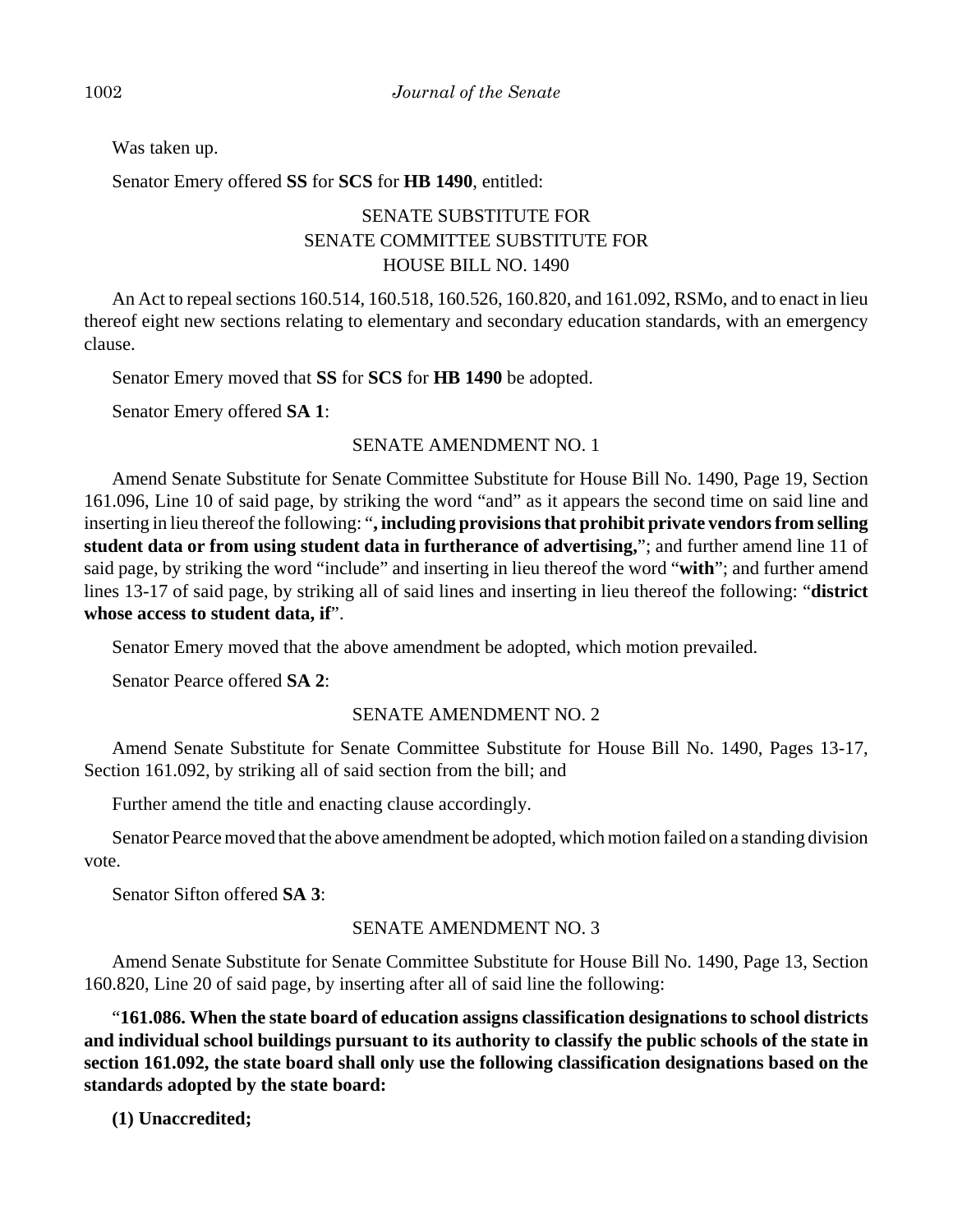Was taken up.

Senator Emery offered **SS** for **SCS** for **HB 1490**, entitled:

SENATE SUBSTITUTE FOR
SENATE COMMITTEE SUBSTITUTE FOR
HOUSE BILL NO. 1490

An Act to repeal sections 160.514, 160.518, 160.526, 160.820, and 161.092, RSMo, and to enact in lieu thereof eight new sections relating to elementary and secondary education standards, with an emergency clause.

Senator Emery moved that **SS** for **SCS** for **HB 1490** be adopted.

Senator Emery offered **SA 1**:

SENATE AMENDMENT NO. 1

Amend Senate Substitute for Senate Committee Substitute for House Bill No. 1490, Page 19, Section 161.096, Line 10 of said page, by striking the word "and" as it appears the second time on said line and inserting in lieu thereof the following: "**, including provisions that prohibit private vendors from selling student data or from using student data in furtherance of advertising,**"; and further amend line 11 of said page, by striking the word "include" and inserting in lieu thereof the word "**with**"; and further amend lines 13-17 of said page, by striking all of said lines and inserting in lieu thereof the following: "**district whose access to student data, if**".

Senator Emery moved that the above amendment be adopted, which motion prevailed.

Senator Pearce offered **SA 2**:

SENATE AMENDMENT NO. 2

Amend Senate Substitute for Senate Committee Substitute for House Bill No. 1490, Pages 13-17, Section 161.092, by striking all of said section from the bill; and

Further amend the title and enacting clause accordingly.

Senator Pearce moved that the above amendment be adopted, which motion failed on a standing division vote.

Senator Sifton offered **SA 3**:

SENATE AMENDMENT NO. 3

Amend Senate Substitute for Senate Committee Substitute for House Bill No. 1490, Page 13, Section 160.820, Line 20 of said page, by inserting after all of said line the following:

"**161.086. When the state board of education assigns classification designations to school districts and individual school buildings pursuant to its authority to classify the public schools of the state in section 161.092, the state board shall only use the following classification designations based on the standards adopted by the state board:**

**(1) Unaccredited;**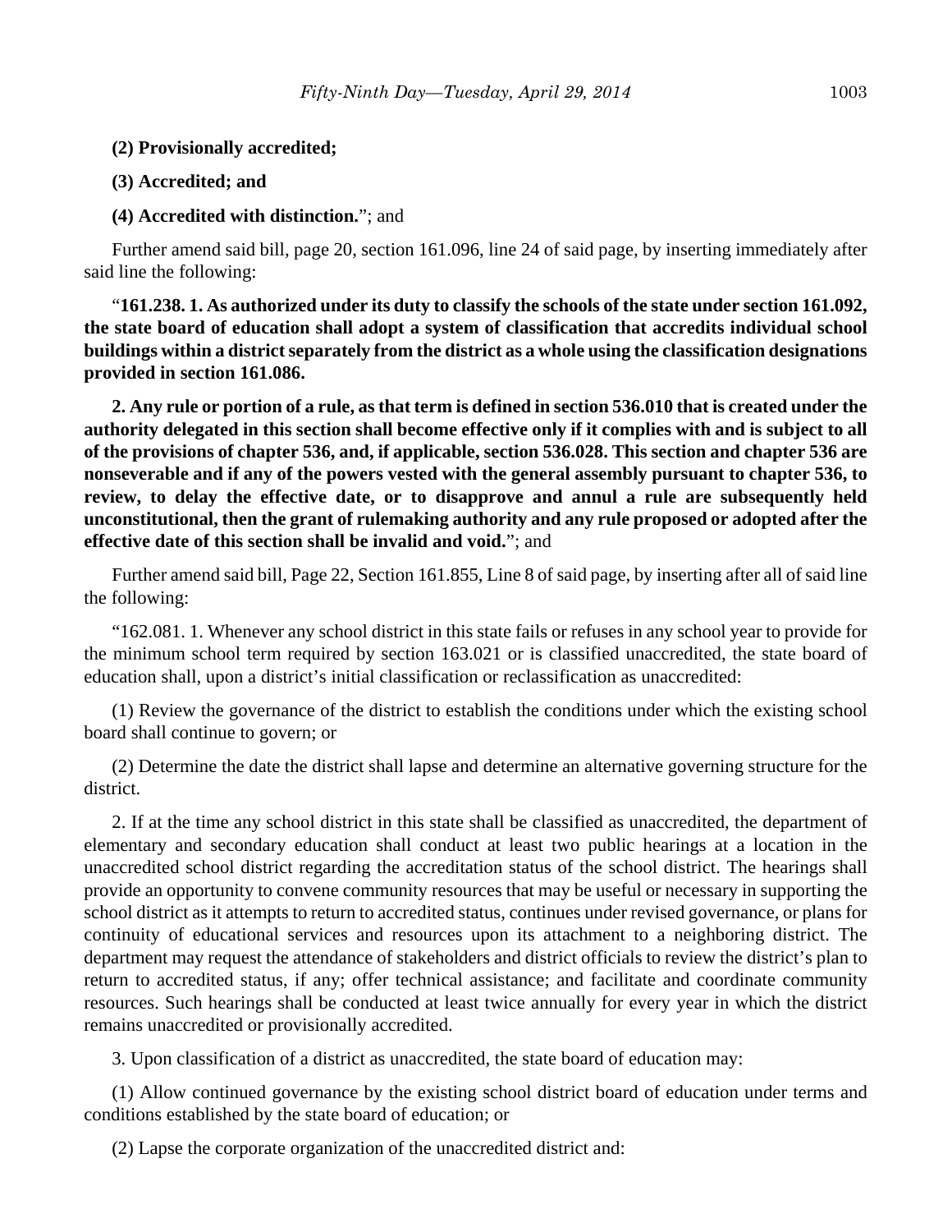**(2) Provisionally accredited;**

**(3) Accredited; and**

**(4) Accredited with distinction.**"; and

Further amend said bill, page 20, section 161.096, line 24 of said page, by inserting immediately after said line the following:

"**161.238. 1. As authorized under its duty to classify the schools of the state under section 161.092, the state board of education shall adopt a system of classification that accredits individual school buildings within a district separately from the district as a whole using the classification designations provided in section 161.086.**

**2. Any rule or portion of a rule, as that term is defined in section 536.010 that is created under the authority delegated in this section shall become effective only if it complies with and is subject to all of the provisions of chapter 536, and, if applicable, section 536.028. This section and chapter 536 are nonseverable and if any of the powers vested with the general assembly pursuant to chapter 536, to review, to delay the effective date, or to disapprove and annul a rule are subsequently held unconstitutional, then the grant of rulemaking authority and any rule proposed or adopted after the effective date of this section shall be invalid and void.**"; and

Further amend said bill, Page 22, Section 161.855, Line 8 of said page, by inserting after all of said line the following:

"162.081. 1. Whenever any school district in this state fails or refuses in any school year to provide for the minimum school term required by section 163.021 or is classified unaccredited, the state board of education shall, upon a district's initial classification or reclassification as unaccredited:

(1) Review the governance of the district to establish the conditions under which the existing school board shall continue to govern; or

(2) Determine the date the district shall lapse and determine an alternative governing structure for the district.

2. If at the time any school district in this state shall be classified as unaccredited, the department of elementary and secondary education shall conduct at least two public hearings at a location in the unaccredited school district regarding the accreditation status of the school district. The hearings shall provide an opportunity to convene community resources that may be useful or necessary in supporting the school district as it attempts to return to accredited status, continues under revised governance, or plans for continuity of educational services and resources upon its attachment to a neighboring district. The department may request the attendance of stakeholders and district officials to review the district's plan to return to accredited status, if any; offer technical assistance; and facilitate and coordinate community resources. Such hearings shall be conducted at least twice annually for every year in which the district remains unaccredited or provisionally accredited.

3. Upon classification of a district as unaccredited, the state board of education may:

(1) Allow continued governance by the existing school district board of education under terms and conditions established by the state board of education; or

(2) Lapse the corporate organization of the unaccredited district and: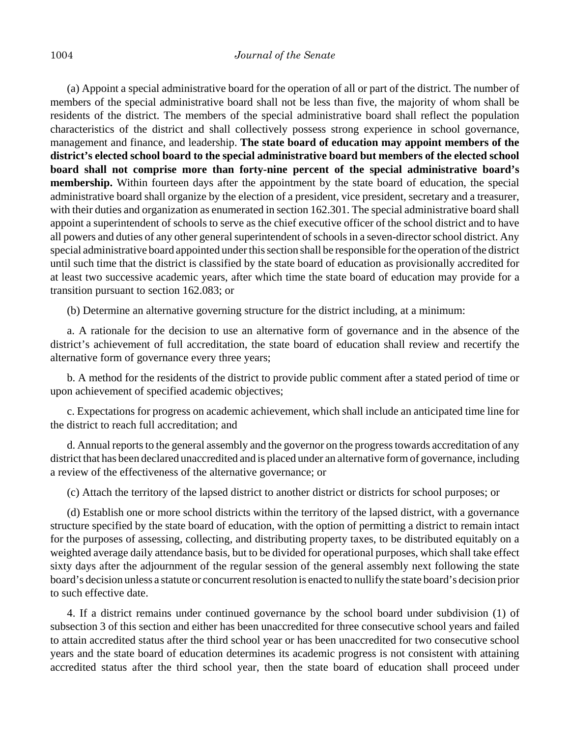(a) Appoint a special administrative board for the operation of all or part of the district. The number of members of the special administrative board shall not be less than five, the majority of whom shall be residents of the district. The members of the special administrative board shall reflect the population characteristics of the district and shall collectively possess strong experience in school governance, management and finance, and leadership. **The state board of education may appoint members of the district's elected school board to the special administrative board but members of the elected school board shall not comprise more than forty-nine percent of the special administrative board's membership.** Within fourteen days after the appointment by the state board of education, the special administrative board shall organize by the election of a president, vice president, secretary and a treasurer, with their duties and organization as enumerated in section 162.301. The special administrative board shall appoint a superintendent of schools to serve as the chief executive officer of the school district and to have all powers and duties of any other general superintendent of schools in a seven-director school district. Any special administrative board appointed under this section shall be responsible for the operation of the district until such time that the district is classified by the state board of education as provisionally accredited for at least two successive academic years, after which time the state board of education may provide for a transition pursuant to section 162.083; or

(b) Determine an alternative governing structure for the district including, at a minimum:

a. A rationale for the decision to use an alternative form of governance and in the absence of the district's achievement of full accreditation, the state board of education shall review and recertify the alternative form of governance every three years;

b. A method for the residents of the district to provide public comment after a stated period of time or upon achievement of specified academic objectives;

c. Expectations for progress on academic achievement, which shall include an anticipated time line for the district to reach full accreditation; and

d. Annual reports to the general assembly and the governor on the progress towards accreditation of any district that has been declared unaccredited and is placed under an alternative form of governance, including a review of the effectiveness of the alternative governance; or

(c) Attach the territory of the lapsed district to another district or districts for school purposes; or

(d) Establish one or more school districts within the territory of the lapsed district, with a governance structure specified by the state board of education, with the option of permitting a district to remain intact for the purposes of assessing, collecting, and distributing property taxes, to be distributed equitably on a weighted average daily attendance basis, but to be divided for operational purposes, which shall take effect sixty days after the adjournment of the regular session of the general assembly next following the state board's decision unless a statute or concurrent resolution is enacted to nullify the state board's decision prior to such effective date.

4. If a district remains under continued governance by the school board under subdivision (1) of subsection 3 of this section and either has been unaccredited for three consecutive school years and failed to attain accredited status after the third school year or has been unaccredited for two consecutive school years and the state board of education determines its academic progress is not consistent with attaining accredited status after the third school year, then the state board of education shall proceed under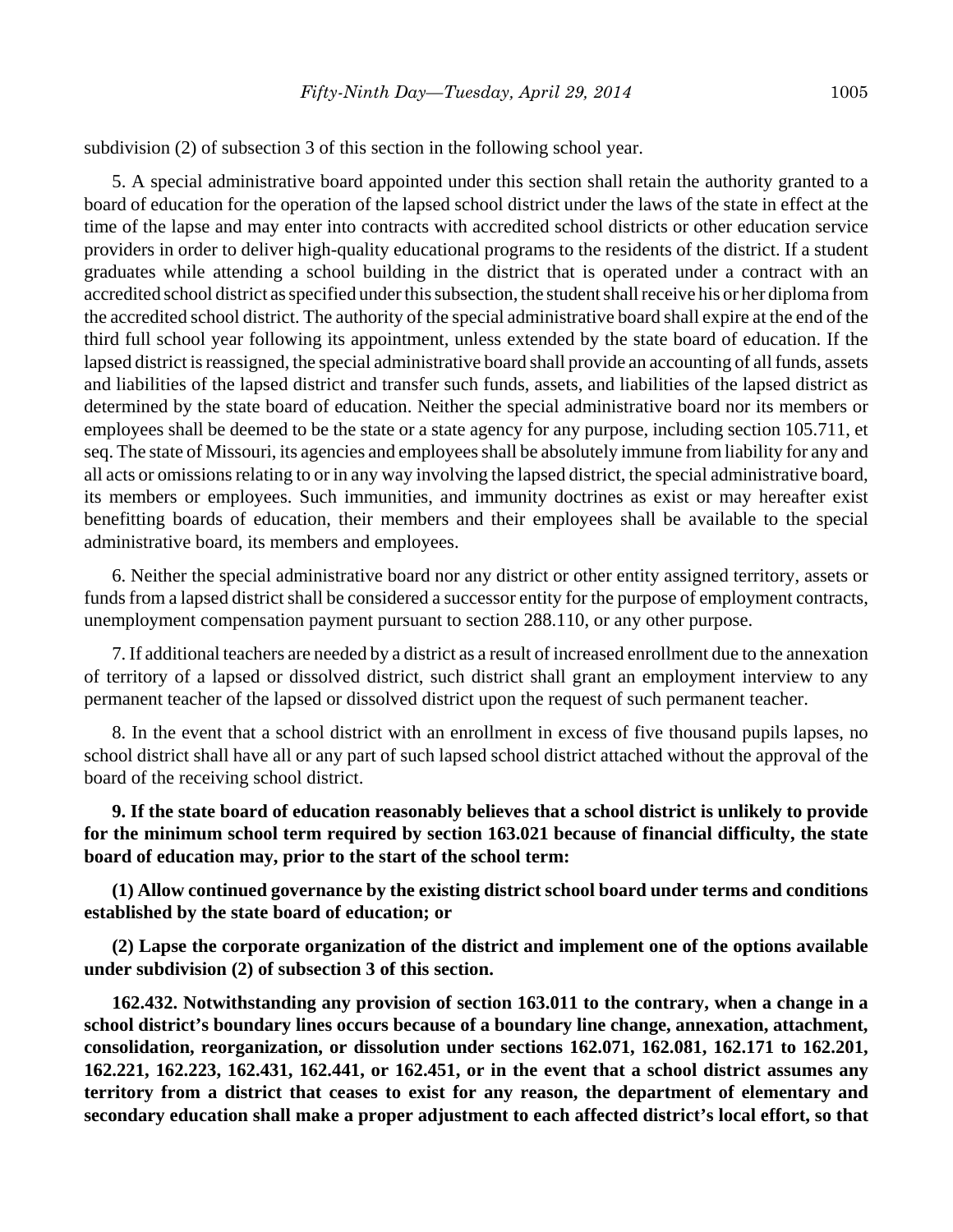subdivision (2) of subsection 3 of this section in the following school year.

5. A special administrative board appointed under this section shall retain the authority granted to a board of education for the operation of the lapsed school district under the laws of the state in effect at the time of the lapse and may enter into contracts with accredited school districts or other education service providers in order to deliver high-quality educational programs to the residents of the district. If a student graduates while attending a school building in the district that is operated under a contract with an accredited school district as specified under this subsection, the student shall receive his or her diploma from the accredited school district. The authority of the special administrative board shall expire at the end of the third full school year following its appointment, unless extended by the state board of education. If the lapsed district is reassigned, the special administrative board shall provide an accounting of all funds, assets and liabilities of the lapsed district and transfer such funds, assets, and liabilities of the lapsed district as determined by the state board of education. Neither the special administrative board nor its members or employees shall be deemed to be the state or a state agency for any purpose, including section 105.711, et seq. The state of Missouri, its agencies and employees shall be absolutely immune from liability for any and all acts or omissions relating to or in any way involving the lapsed district, the special administrative board, its members or employees. Such immunities, and immunity doctrines as exist or may hereafter exist benefitting boards of education, their members and their employees shall be available to the special administrative board, its members and employees.

6. Neither the special administrative board nor any district or other entity assigned territory, assets or funds from a lapsed district shall be considered a successor entity for the purpose of employment contracts, unemployment compensation payment pursuant to section 288.110, or any other purpose.

7. If additional teachers are needed by a district as a result of increased enrollment due to the annexation of territory of a lapsed or dissolved district, such district shall grant an employment interview to any permanent teacher of the lapsed or dissolved district upon the request of such permanent teacher.

8. In the event that a school district with an enrollment in excess of five thousand pupils lapses, no school district shall have all or any part of such lapsed school district attached without the approval of the board of the receiving school district.

**9. If the state board of education reasonably believes that a school district is unlikely to provide for the minimum school term required by section 163.021 because of financial difficulty, the state board of education may, prior to the start of the school term:**

**(1) Allow continued governance by the existing district school board under terms and conditions established by the state board of education; or**

**(2) Lapse the corporate organization of the district and implement one of the options available under subdivision (2) of subsection 3 of this section.**

**162.432. Notwithstanding any provision of section 163.011 to the contrary, when a change in a school district's boundary lines occurs because of a boundary line change, annexation, attachment, consolidation, reorganization, or dissolution under sections 162.071, 162.081, 162.171 to 162.201, 162.221, 162.223, 162.431, 162.441, or 162.451, or in the event that a school district assumes any territory from a district that ceases to exist for any reason, the department of elementary and secondary education shall make a proper adjustment to each affected district's local effort, so that**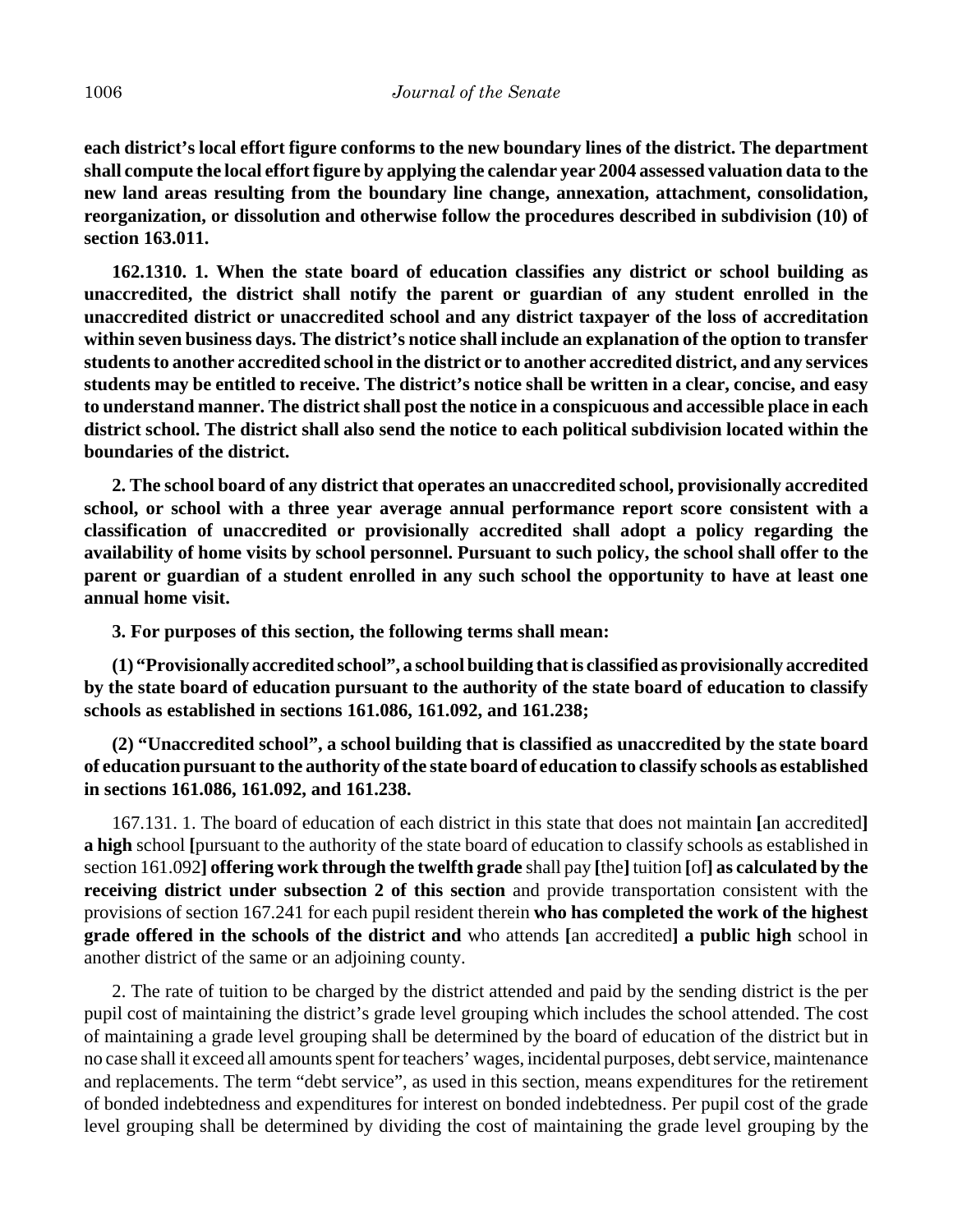**each district's local effort figure conforms to the new boundary lines of the district. The department shall compute the local effort figure by applying the calendar year 2004 assessed valuation data to the new land areas resulting from the boundary line change, annexation, attachment, consolidation, reorganization, or dissolution and otherwise follow the procedures described in subdivision (10) of section 163.011.**

**162.1310. 1. When the state board of education classifies any district or school building as unaccredited, the district shall notify the parent or guardian of any student enrolled in the unaccredited district or unaccredited school and any district taxpayer of the loss of accreditation within seven business days. The district's notice shall include an explanation of the option to transfer students to another accredited school in the district or to another accredited district, and any services students may be entitled to receive. The district's notice shall be written in a clear, concise, and easy to understand manner. The district shall post the notice in a conspicuous and accessible place in each district school. The district shall also send the notice to each political subdivision located within the boundaries of the district.**

**2. The school board of any district that operates an unaccredited school, provisionally accredited school, or school with a three year average annual performance report score consistent with a classification of unaccredited or provisionally accredited shall adopt a policy regarding the availability of home visits by school personnel. Pursuant to such policy, the school shall offer to the parent or guardian of a student enrolled in any such school the opportunity to have at least one annual home visit.**

**3. For purposes of this section, the following terms shall mean:**

**(1) "Provisionally accredited school", a school building that is classified as provisionally accredited by the state board of education pursuant to the authority of the state board of education to classify schools as established in sections 161.086, 161.092, and 161.238;**

**(2) "Unaccredited school", a school building that is classified as unaccredited by the state board of education pursuant to the authority of the state board of education to classify schools as established in sections 161.086, 161.092, and 161.238.**

167.131. 1. The board of education of each district in this state that does not maintain **[**an accredited**] a high** school **[**pursuant to the authority of the state board of education to classify schools as established in section 161.092**] offering work through the twelfth grade** shall pay **[**the**]** tuition **[**of**] as calculated by the receiving district under subsection 2 of this section** and provide transportation consistent with the provisions of section 167.241 for each pupil resident therein **who has completed the work of the highest grade offered in the schools of the district and** who attends **[**an accredited**] a public high** school in another district of the same or an adjoining county.

2. The rate of tuition to be charged by the district attended and paid by the sending district is the per pupil cost of maintaining the district's grade level grouping which includes the school attended. The cost of maintaining a grade level grouping shall be determined by the board of education of the district but in no case shall it exceed all amounts spent for teachers' wages, incidental purposes, debt service, maintenance and replacements. The term "debt service", as used in this section, means expenditures for the retirement of bonded indebtedness and expenditures for interest on bonded indebtedness. Per pupil cost of the grade level grouping shall be determined by dividing the cost of maintaining the grade level grouping by the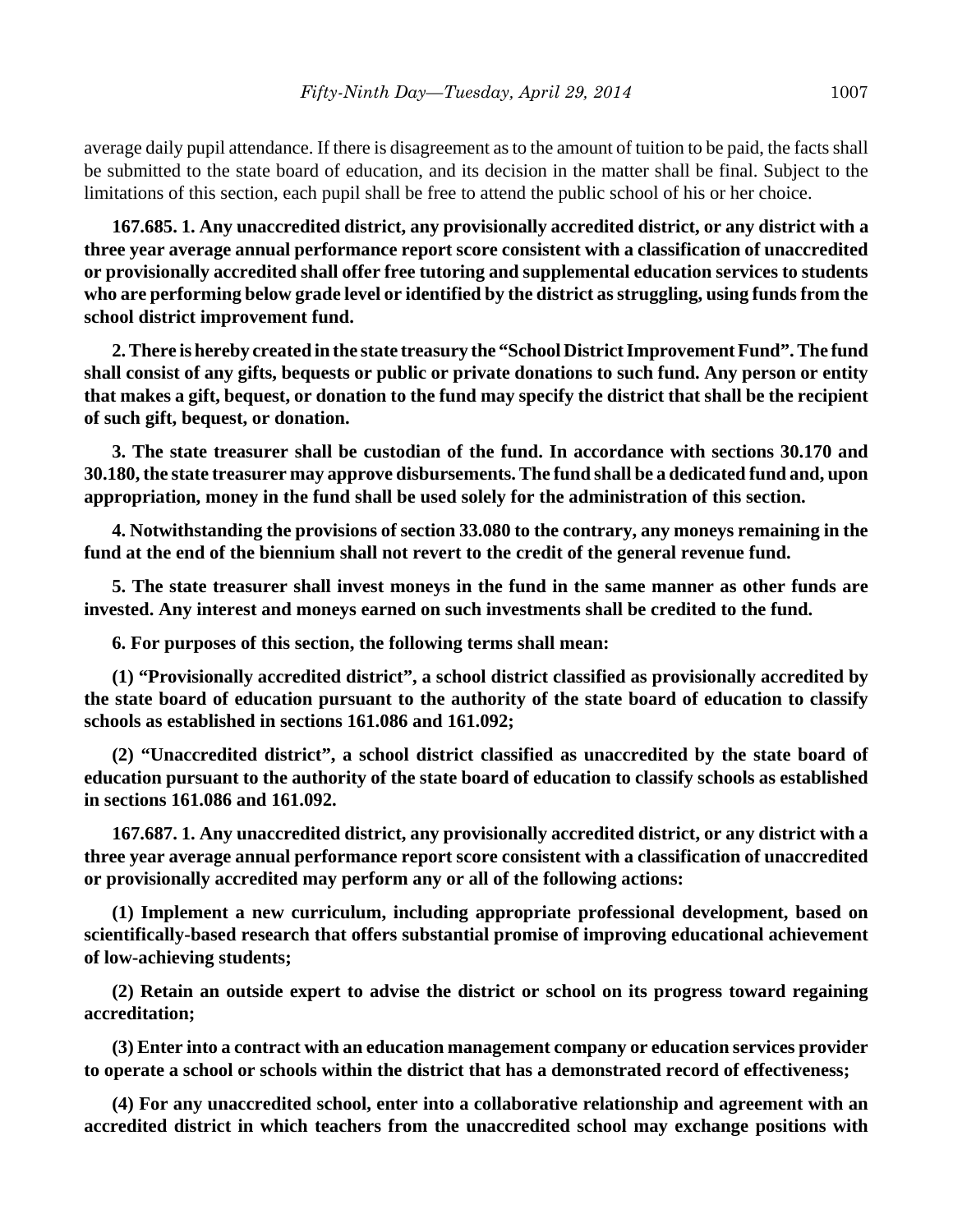average daily pupil attendance. If there is disagreement as to the amount of tuition to be paid, the facts shall be submitted to the state board of education, and its decision in the matter shall be final. Subject to the limitations of this section, each pupil shall be free to attend the public school of his or her choice.

**167.685. 1. Any unaccredited district, any provisionally accredited district, or any district with a three year average annual performance report score consistent with a classification of unaccredited or provisionally accredited shall offer free tutoring and supplemental education services to students who are performing below grade level or identified by the district as struggling, using funds from the school district improvement fund.**

**2. There is hereby created in the state treasury the "School District Improvement Fund". The fund shall consist of any gifts, bequests or public or private donations to such fund. Any person or entity that makes a gift, bequest, or donation to the fund may specify the district that shall be the recipient of such gift, bequest, or donation.**

**3. The state treasurer shall be custodian of the fund. In accordance with sections 30.170 and 30.180, the state treasurer may approve disbursements. The fund shall be a dedicated fund and, upon appropriation, money in the fund shall be used solely for the administration of this section.**

**4. Notwithstanding the provisions of section 33.080 to the contrary, any moneys remaining in the fund at the end of the biennium shall not revert to the credit of the general revenue fund.**

**5. The state treasurer shall invest moneys in the fund in the same manner as other funds are invested. Any interest and moneys earned on such investments shall be credited to the fund.**

**6. For purposes of this section, the following terms shall mean:**

**(1) "Provisionally accredited district", a school district classified as provisionally accredited by the state board of education pursuant to the authority of the state board of education to classify schools as established in sections 161.086 and 161.092;**

**(2) "Unaccredited district", a school district classified as unaccredited by the state board of education pursuant to the authority of the state board of education to classify schools as established in sections 161.086 and 161.092.**

**167.687. 1. Any unaccredited district, any provisionally accredited district, or any district with a three year average annual performance report score consistent with a classification of unaccredited or provisionally accredited may perform any or all of the following actions:**

**(1) Implement a new curriculum, including appropriate professional development, based on scientifically-based research that offers substantial promise of improving educational achievement of low-achieving students;**

**(2) Retain an outside expert to advise the district or school on its progress toward regaining accreditation;**

**(3) Enter into a contract with an education management company or education services provider to operate a school or schools within the district that has a demonstrated record of effectiveness;**

**(4) For any unaccredited school, enter into a collaborative relationship and agreement with an accredited district in which teachers from the unaccredited school may exchange positions with**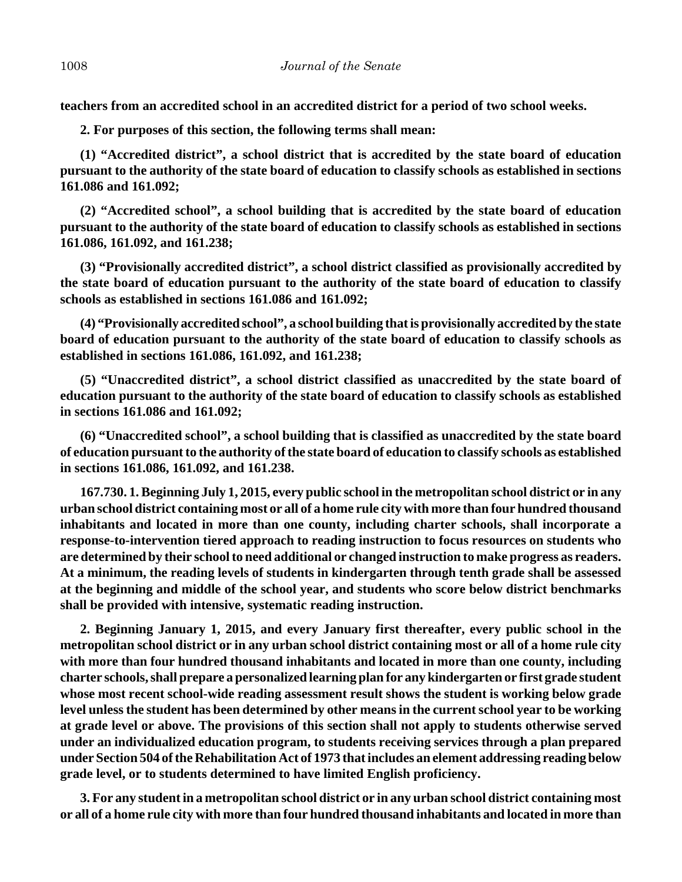**teachers from an accredited school in an accredited district for a period of two school weeks.**

**2. For purposes of this section, the following terms shall mean:**

**(1) "Accredited district", a school district that is accredited by the state board of education pursuant to the authority of the state board of education to classify schools as established in sections 161.086 and 161.092;**

**(2) "Accredited school", a school building that is accredited by the state board of education pursuant to the authority of the state board of education to classify schools as established in sections 161.086, 161.092, and 161.238;**

**(3) "Provisionally accredited district", a school district classified as provisionally accredited by the state board of education pursuant to the authority of the state board of education to classify schools as established in sections 161.086 and 161.092;**

**(4) "Provisionally accredited school", a school building that is provisionally accredited by the state board of education pursuant to the authority of the state board of education to classify schools as established in sections 161.086, 161.092, and 161.238;**

**(5) "Unaccredited district", a school district classified as unaccredited by the state board of education pursuant to the authority of the state board of education to classify schools as established in sections 161.086 and 161.092;**

**(6) "Unaccredited school", a school building that is classified as unaccredited by the state board of education pursuant to the authority of the state board of education to classify schools as established in sections 161.086, 161.092, and 161.238.**

**167.730. 1. Beginning July 1, 2015, every public school in the metropolitan school district or in any urban school district containing most or all of a home rule city with more than four hundred thousand inhabitants and located in more than one county, including charter schools, shall incorporate a response-to-intervention tiered approach to reading instruction to focus resources on students who are determined by their school to need additional or changed instruction to make progress as readers. At a minimum, the reading levels of students in kindergarten through tenth grade shall be assessed at the beginning and middle of the school year, and students who score below district benchmarks shall be provided with intensive, systematic reading instruction.**

**2. Beginning January 1, 2015, and every January first thereafter, every public school in the metropolitan school district or in any urban school district containing most or all of a home rule city with more than four hundred thousand inhabitants and located in more than one county, including charter schools, shall prepare a personalized learning plan for any kindergarten or first grade student whose most recent school-wide reading assessment result shows the student is working below grade level unless the student has been determined by other means in the current school year to be working at grade level or above. The provisions of this section shall not apply to students otherwise served under an individualized education program, to students receiving services through a plan prepared under Section 504 of the Rehabilitation Act of 1973 that includes an element addressing reading below grade level, or to students determined to have limited English proficiency.**

**3. For any student in a metropolitan school district or in any urban school district containing most or all of a home rule city with more than four hundred thousand inhabitants and located in more than**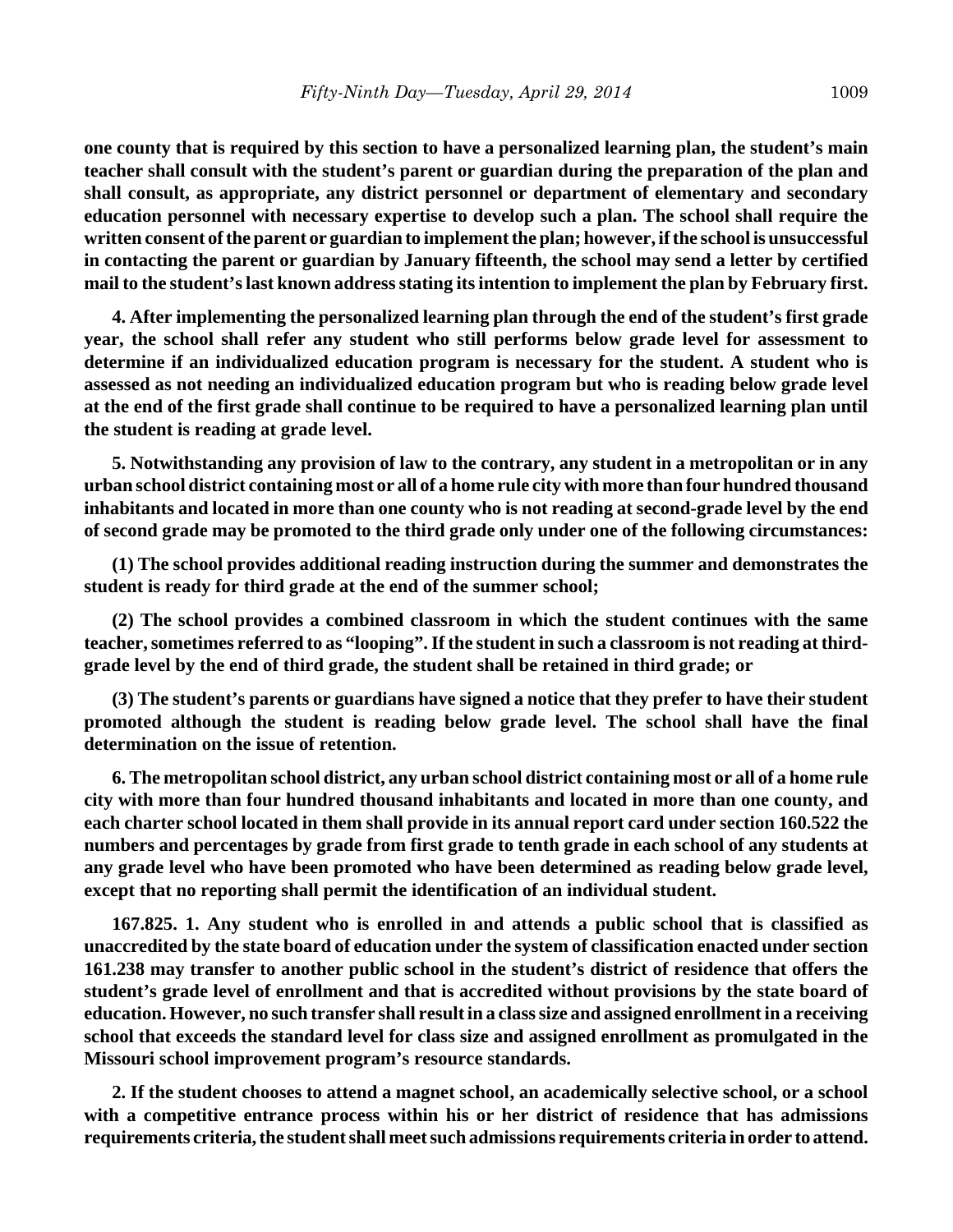**one county that is required by this section to have a personalized learning plan, the student's main teacher shall consult with the student's parent or guardian during the preparation of the plan and shall consult, as appropriate, any district personnel or department of elementary and secondary education personnel with necessary expertise to develop such a plan. The school shall require the written consent of the parent or guardian to implement the plan; however, if the school is unsuccessful in contacting the parent or guardian by January fifteenth, the school may send a letter by certified mail to the student's last known address stating its intention to implement the plan by February first.**

**4. After implementing the personalized learning plan through the end of the student's first grade year, the school shall refer any student who still performs below grade level for assessment to determine if an individualized education program is necessary for the student. A student who is assessed as not needing an individualized education program but who is reading below grade level at the end of the first grade shall continue to be required to have a personalized learning plan until the student is reading at grade level.**

**5. Notwithstanding any provision of law to the contrary, any student in a metropolitan or in any urban school district containing most or all of a home rule city with more than four hundred thousand inhabitants and located in more than one county who is not reading at second-grade level by the end of second grade may be promoted to the third grade only under one of the following circumstances:**

**(1) The school provides additional reading instruction during the summer and demonstrates the student is ready for third grade at the end of the summer school;**

**(2) The school provides a combined classroom in which the student continues with the same teacher, sometimes referred to as "looping". If the student in such a classroom is not reading at third-grade level by the end of third grade, the student shall be retained in third grade; or**

**(3) The student's parents or guardians have signed a notice that they prefer to have their student promoted although the student is reading below grade level. The school shall have the final determination on the issue of retention.**

**6. The metropolitan school district, any urban school district containing most or all of a home rule city with more than four hundred thousand inhabitants and located in more than one county, and each charter school located in them shall provide in its annual report card under section 160.522 the numbers and percentages by grade from first grade to tenth grade in each school of any students at any grade level who have been promoted who have been determined as reading below grade level, except that no reporting shall permit the identification of an individual student.**

**167.825. 1. Any student who is enrolled in and attends a public school that is classified as unaccredited by the state board of education under the system of classification enacted under section 161.238 may transfer to another public school in the student's district of residence that offers the student's grade level of enrollment and that is accredited without provisions by the state board of education. However, no such transfer shall result in a class size and assigned enrollment in a receiving school that exceeds the standard level for class size and assigned enrollment as promulgated in the Missouri school improvement program's resource standards.**

**2. If the student chooses to attend a magnet school, an academically selective school, or a school with a competitive entrance process within his or her district of residence that has admissions requirements criteria, the student shall meet such admissions requirements criteria in order to attend.**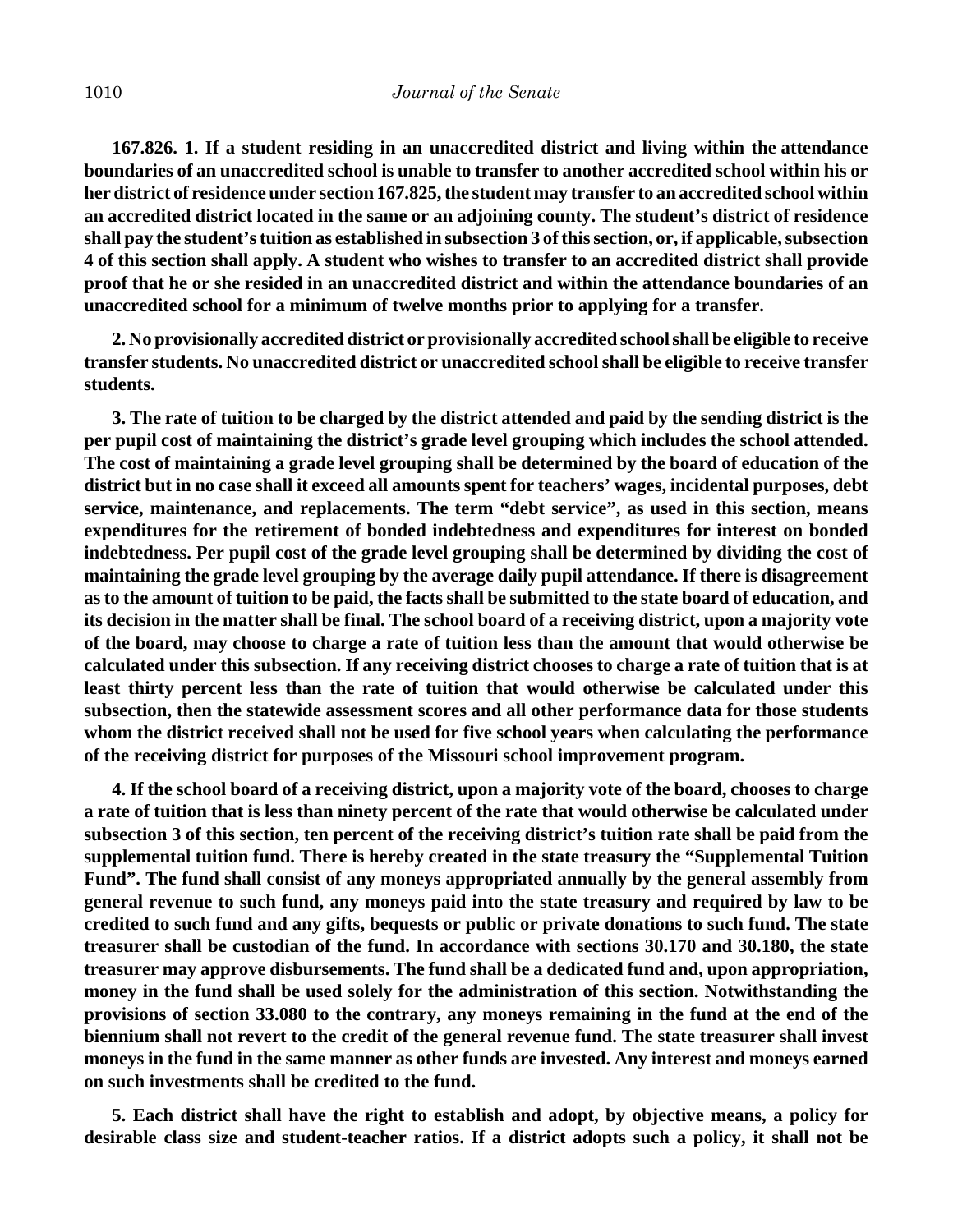**167.826. 1. If a student residing in an unaccredited district and living within the attendance boundaries of an unaccredited school is unable to transfer to another accredited school within his or her district of residence under section 167.825, the student may transfer to an accredited school within an accredited district located in the same or an adjoining county. The student's district of residence shall pay the student's tuition as established in subsection 3 of this section, or, if applicable, subsection 4 of this section shall apply. A student who wishes to transfer to an accredited district shall provide proof that he or she resided in an unaccredited district and within the attendance boundaries of an unaccredited school for a minimum of twelve months prior to applying for a transfer.**

**2. No provisionally accredited district or provisionally accredited school shall be eligible to receive transfer students. No unaccredited district or unaccredited school shall be eligible to receive transfer students.**

**3. The rate of tuition to be charged by the district attended and paid by the sending district is the per pupil cost of maintaining the district's grade level grouping which includes the school attended. The cost of maintaining a grade level grouping shall be determined by the board of education of the district but in no case shall it exceed all amounts spent for teachers' wages, incidental purposes, debt service, maintenance, and replacements. The term "debt service", as used in this section, means expenditures for the retirement of bonded indebtedness and expenditures for interest on bonded indebtedness. Per pupil cost of the grade level grouping shall be determined by dividing the cost of maintaining the grade level grouping by the average daily pupil attendance. If there is disagreement as to the amount of tuition to be paid, the facts shall be submitted to the state board of education, and its decision in the matter shall be final. The school board of a receiving district, upon a majority vote of the board, may choose to charge a rate of tuition less than the amount that would otherwise be calculated under this subsection. If any receiving district chooses to charge a rate of tuition that is at least thirty percent less than the rate of tuition that would otherwise be calculated under this subsection, then the statewide assessment scores and all other performance data for those students whom the district received shall not be used for five school years when calculating the performance of the receiving district for purposes of the Missouri school improvement program.**

**4. If the school board of a receiving district, upon a majority vote of the board, chooses to charge a rate of tuition that is less than ninety percent of the rate that would otherwise be calculated under subsection 3 of this section, ten percent of the receiving district's tuition rate shall be paid from the supplemental tuition fund. There is hereby created in the state treasury the "Supplemental Tuition Fund". The fund shall consist of any moneys appropriated annually by the general assembly from general revenue to such fund, any moneys paid into the state treasury and required by law to be credited to such fund and any gifts, bequests or public or private donations to such fund. The state treasurer shall be custodian of the fund. In accordance with sections 30.170 and 30.180, the state treasurer may approve disbursements. The fund shall be a dedicated fund and, upon appropriation, money in the fund shall be used solely for the administration of this section. Notwithstanding the provisions of section 33.080 to the contrary, any moneys remaining in the fund at the end of the biennium shall not revert to the credit of the general revenue fund. The state treasurer shall invest moneys in the fund in the same manner as other funds are invested. Any interest and moneys earned on such investments shall be credited to the fund.**

**5. Each district shall have the right to establish and adopt, by objective means, a policy for desirable class size and student-teacher ratios. If a district adopts such a policy, it shall not be**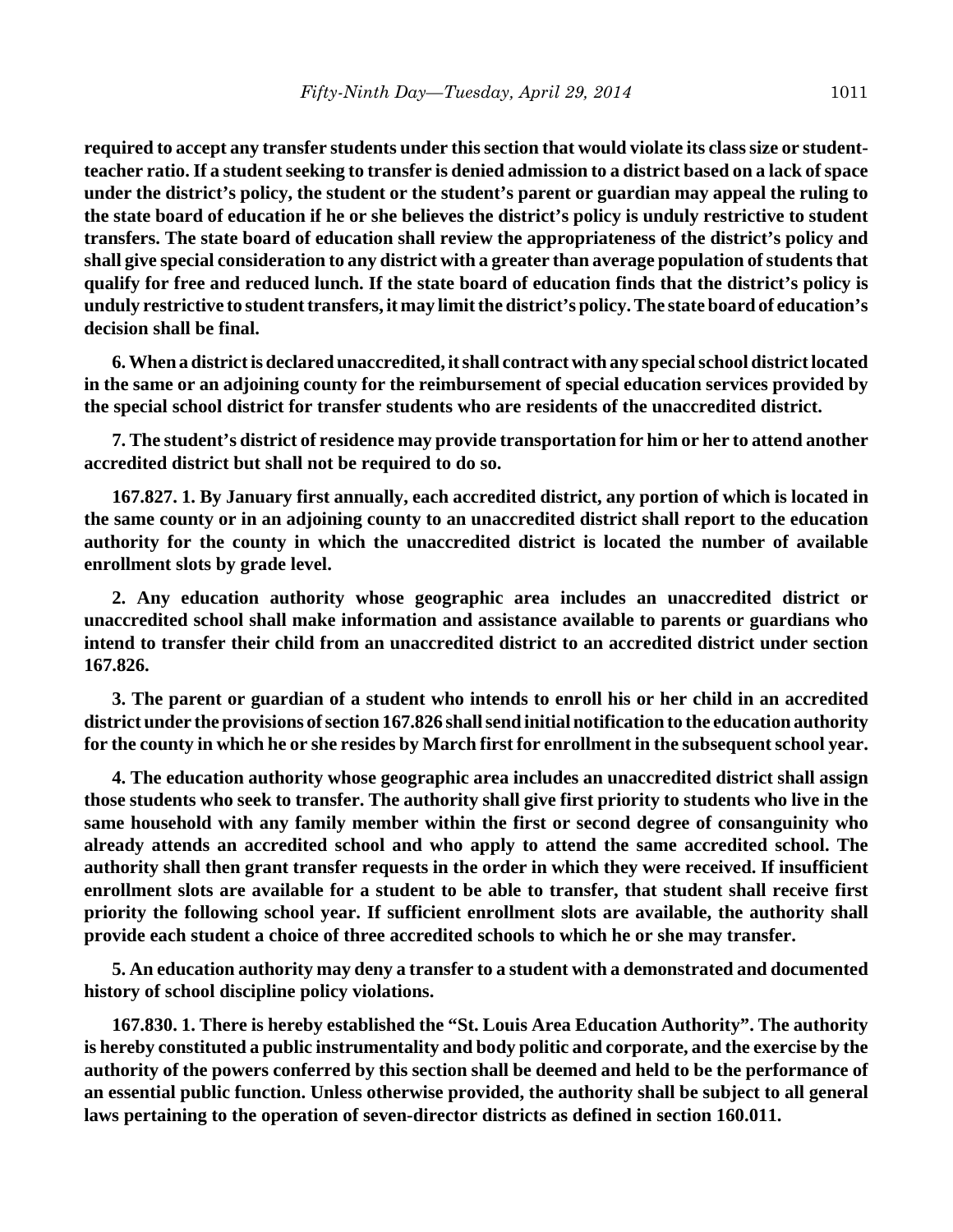**required to accept any transfer students under this section that would violate its class size or student-teacher ratio. If a student seeking to transfer is denied admission to a district based on a lack of space under the district's policy, the student or the student's parent or guardian may appeal the ruling to the state board of education if he or she believes the district's policy is unduly restrictive to student transfers. The state board of education shall review the appropriateness of the district's policy and shall give special consideration to any district with a greater than average population of students that qualify for free and reduced lunch. If the state board of education finds that the district's policy is unduly restrictive to student transfers, it may limit the district's policy. The state board of education's decision shall be final.**

**6. When a district is declared unaccredited, it shall contract with any special school district located in the same or an adjoining county for the reimbursement of special education services provided by the special school district for transfer students who are residents of the unaccredited district.**

**7. The student's district of residence may provide transportation for him or her to attend another accredited district but shall not be required to do so.**

**167.827. 1. By January first annually, each accredited district, any portion of which is located in the same county or in an adjoining county to an unaccredited district shall report to the education authority for the county in which the unaccredited district is located the number of available enrollment slots by grade level.**

**2. Any education authority whose geographic area includes an unaccredited district or unaccredited school shall make information and assistance available to parents or guardians who intend to transfer their child from an unaccredited district to an accredited district under section 167.826.**

**3. The parent or guardian of a student who intends to enroll his or her child in an accredited district under the provisions of section 167.826 shall send initial notification to the education authority for the county in which he or she resides by March first for enrollment in the subsequent school year.**

**4. The education authority whose geographic area includes an unaccredited district shall assign those students who seek to transfer. The authority shall give first priority to students who live in the same household with any family member within the first or second degree of consanguinity who already attends an accredited school and who apply to attend the same accredited school. The authority shall then grant transfer requests in the order in which they were received. If insufficient enrollment slots are available for a student to be able to transfer, that student shall receive first priority the following school year. If sufficient enrollment slots are available, the authority shall provide each student a choice of three accredited schools to which he or she may transfer.**

**5. An education authority may deny a transfer to a student with a demonstrated and documented history of school discipline policy violations.**

**167.830. 1. There is hereby established the "St. Louis Area Education Authority". The authority is hereby constituted a public instrumentality and body politic and corporate, and the exercise by the authority of the powers conferred by this section shall be deemed and held to be the performance of an essential public function. Unless otherwise provided, the authority shall be subject to all general laws pertaining to the operation of seven-director districts as defined in section 160.011.**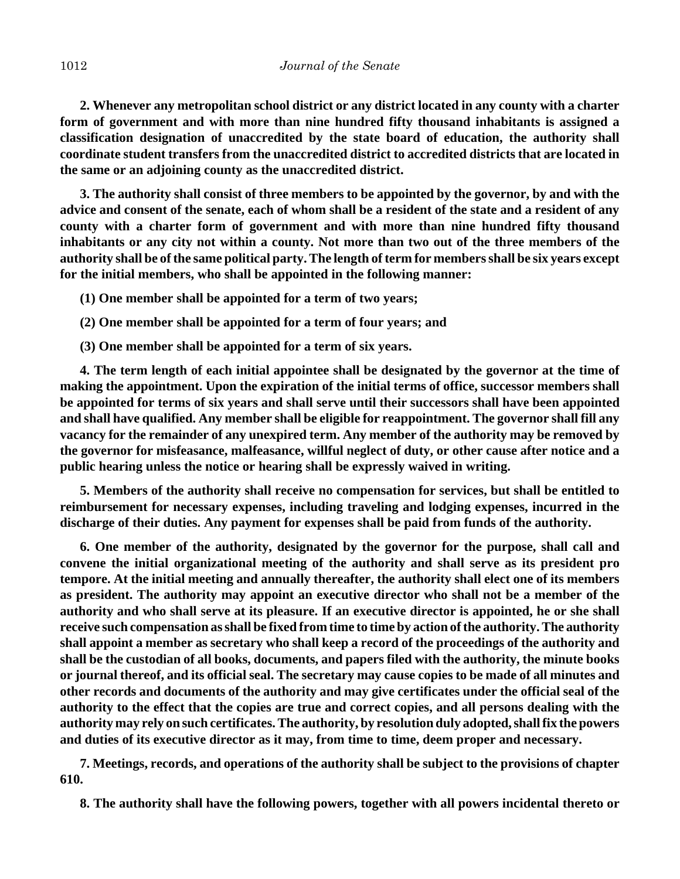**2. Whenever any metropolitan school district or any district located in any county with a charter form of government and with more than nine hundred fifty thousand inhabitants is assigned a classification designation of unaccredited by the state board of education, the authority shall coordinate student transfers from the unaccredited district to accredited districts that are located in the same or an adjoining county as the unaccredited district.**

**3. The authority shall consist of three members to be appointed by the governor, by and with the advice and consent of the senate, each of whom shall be a resident of the state and a resident of any county with a charter form of government and with more than nine hundred fifty thousand inhabitants or any city not within a county. Not more than two out of the three members of the authority shall be of the same political party. The length of term for members shall be six years except for the initial members, who shall be appointed in the following manner:**

**(1) One member shall be appointed for a term of two years;**

**(2) One member shall be appointed for a term of four years; and**

**(3) One member shall be appointed for a term of six years.**

**4. The term length of each initial appointee shall be designated by the governor at the time of making the appointment. Upon the expiration of the initial terms of office, successor members shall be appointed for terms of six years and shall serve until their successors shall have been appointed and shall have qualified. Any member shall be eligible for reappointment. The governor shall fill any vacancy for the remainder of any unexpired term. Any member of the authority may be removed by the governor for misfeasance, malfeasance, willful neglect of duty, or other cause after notice and a public hearing unless the notice or hearing shall be expressly waived in writing.**

**5. Members of the authority shall receive no compensation for services, but shall be entitled to reimbursement for necessary expenses, including traveling and lodging expenses, incurred in the discharge of their duties. Any payment for expenses shall be paid from funds of the authority.**

**6. One member of the authority, designated by the governor for the purpose, shall call and convene the initial organizational meeting of the authority and shall serve as its president pro tempore. At the initial meeting and annually thereafter, the authority shall elect one of its members as president. The authority may appoint an executive director who shall not be a member of the authority and who shall serve at its pleasure. If an executive director is appointed, he or she shall receive such compensation as shall be fixed from time to time by action of the authority. The authority shall appoint a member as secretary who shall keep a record of the proceedings of the authority and shall be the custodian of all books, documents, and papers filed with the authority, the minute books or journal thereof, and its official seal. The secretary may cause copies to be made of all minutes and other records and documents of the authority and may give certificates under the official seal of the authority to the effect that the copies are true and correct copies, and all persons dealing with the authority may rely on such certificates. The authority, by resolution duly adopted, shall fix the powers and duties of its executive director as it may, from time to time, deem proper and necessary.**

**7. Meetings, records, and operations of the authority shall be subject to the provisions of chapter 610.**

**8. The authority shall have the following powers, together with all powers incidental thereto or**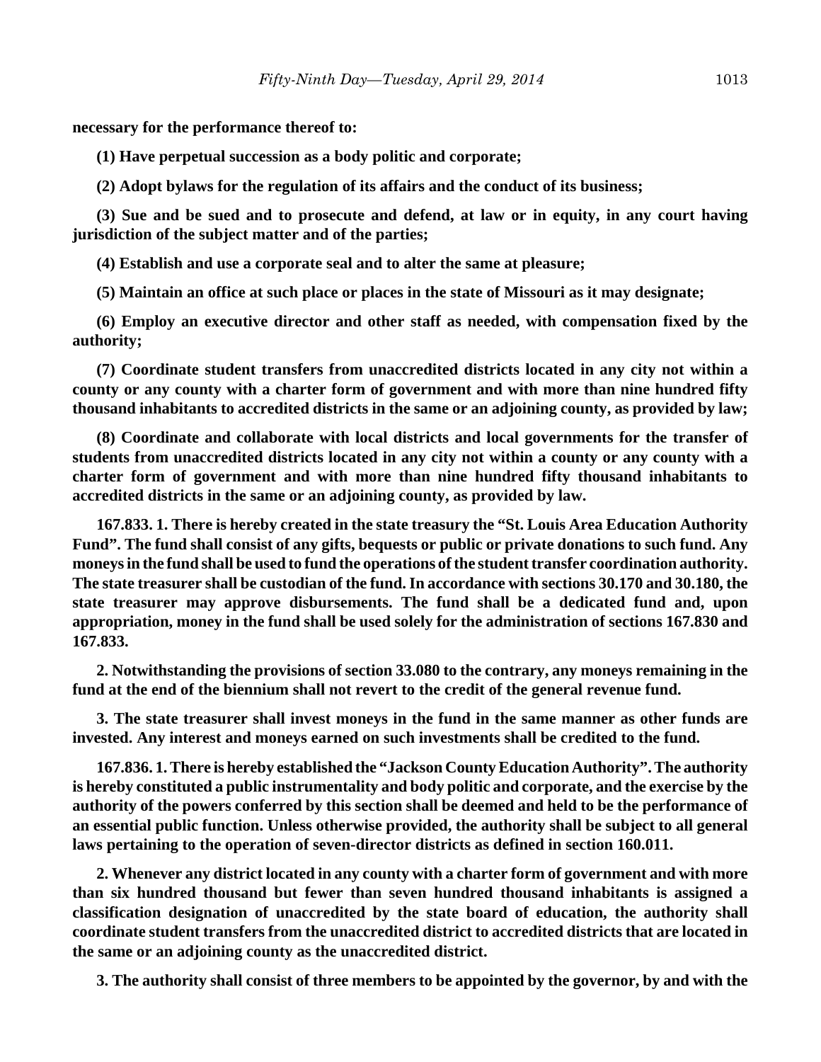**necessary for the performance thereof to:**

**(1) Have perpetual succession as a body politic and corporate;**

**(2) Adopt bylaws for the regulation of its affairs and the conduct of its business;**

**(3) Sue and be sued and to prosecute and defend, at law or in equity, in any court having jurisdiction of the subject matter and of the parties;**

**(4) Establish and use a corporate seal and to alter the same at pleasure;**

**(5) Maintain an office at such place or places in the state of Missouri as it may designate;**

**(6) Employ an executive director and other staff as needed, with compensation fixed by the authority;**

**(7) Coordinate student transfers from unaccredited districts located in any city not within a county or any county with a charter form of government and with more than nine hundred fifty thousand inhabitants to accredited districts in the same or an adjoining county, as provided by law;**

**(8) Coordinate and collaborate with local districts and local governments for the transfer of students from unaccredited districts located in any city not within a county or any county with a charter form of government and with more than nine hundred fifty thousand inhabitants to accredited districts in the same or an adjoining county, as provided by law.**

**167.833. 1. There is hereby created in the state treasury the "St. Louis Area Education Authority Fund". The fund shall consist of any gifts, bequests or public or private donations to such fund. Any moneys in the fund shall be used to fund the operations of the student transfer coordination authority. The state treasurer shall be custodian of the fund. In accordance with sections 30.170 and 30.180, the state treasurer may approve disbursements. The fund shall be a dedicated fund and, upon appropriation, money in the fund shall be used solely for the administration of sections 167.830 and 167.833.**

**2. Notwithstanding the provisions of section 33.080 to the contrary, any moneys remaining in the fund at the end of the biennium shall not revert to the credit of the general revenue fund.**

**3. The state treasurer shall invest moneys in the fund in the same manner as other funds are invested. Any interest and moneys earned on such investments shall be credited to the fund.**

**167.836. 1. There is hereby established the "Jackson County Education Authority". The authority is hereby constituted a public instrumentality and body politic and corporate, and the exercise by the authority of the powers conferred by this section shall be deemed and held to be the performance of an essential public function. Unless otherwise provided, the authority shall be subject to all general laws pertaining to the operation of seven-director districts as defined in section 160.011.**

**2. Whenever any district located in any county with a charter form of government and with more than six hundred thousand but fewer than seven hundred thousand inhabitants is assigned a classification designation of unaccredited by the state board of education, the authority shall coordinate student transfers from the unaccredited district to accredited districts that are located in the same or an adjoining county as the unaccredited district.**

**3. The authority shall consist of three members to be appointed by the governor, by and with the**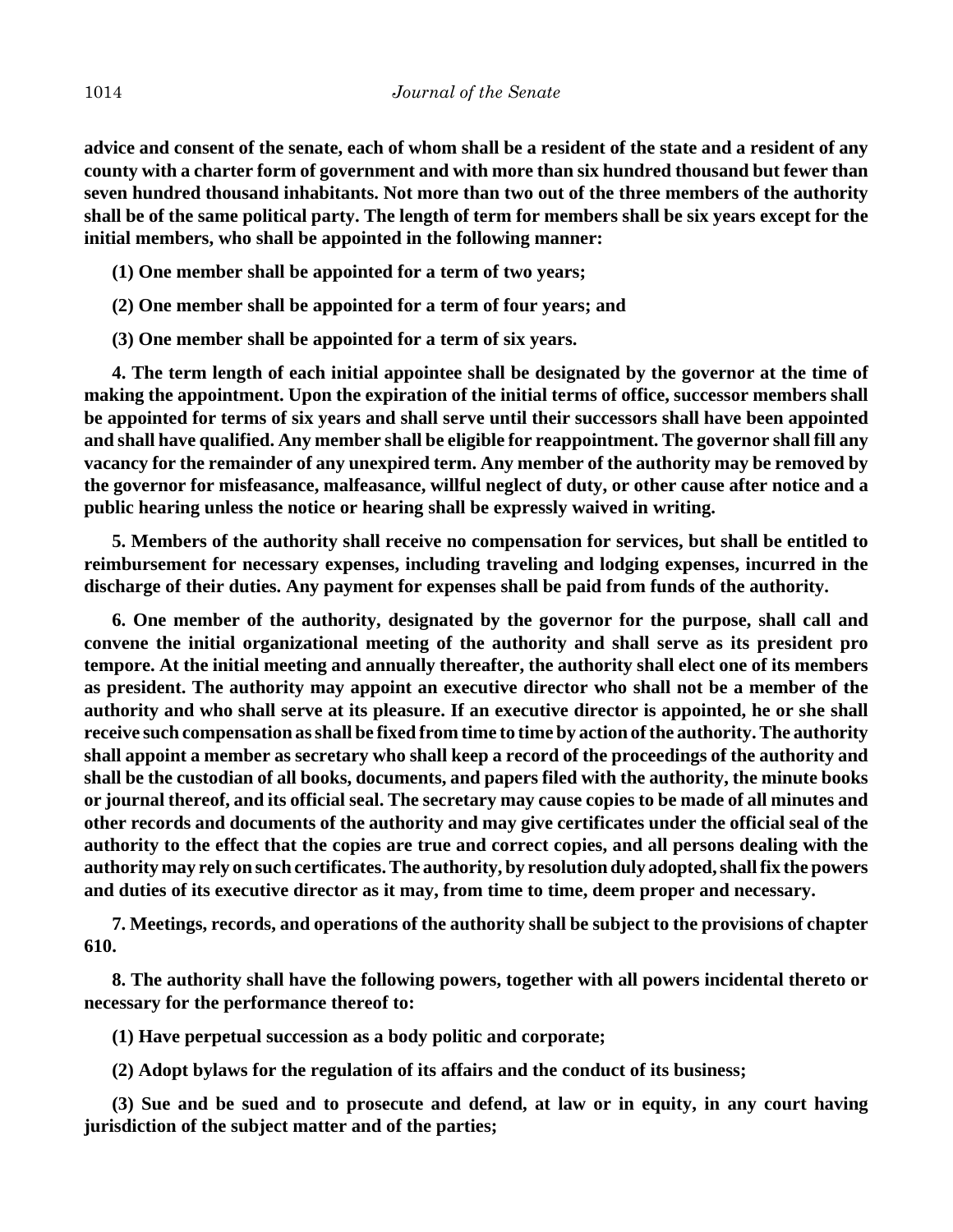**advice and consent of the senate, each of whom shall be a resident of the state and a resident of any county with a charter form of government and with more than six hundred thousand but fewer than seven hundred thousand inhabitants. Not more than two out of the three members of the authority shall be of the same political party. The length of term for members shall be six years except for the initial members, who shall be appointed in the following manner:**

**(1) One member shall be appointed for a term of two years;**

**(2) One member shall be appointed for a term of four years; and**

**(3) One member shall be appointed for a term of six years.**

**4. The term length of each initial appointee shall be designated by the governor at the time of making the appointment. Upon the expiration of the initial terms of office, successor members shall be appointed for terms of six years and shall serve until their successors shall have been appointed and shall have qualified. Any member shall be eligible for reappointment. The governor shall fill any vacancy for the remainder of any unexpired term. Any member of the authority may be removed by the governor for misfeasance, malfeasance, willful neglect of duty, or other cause after notice and a public hearing unless the notice or hearing shall be expressly waived in writing.**

**5. Members of the authority shall receive no compensation for services, but shall be entitled to reimbursement for necessary expenses, including traveling and lodging expenses, incurred in the discharge of their duties. Any payment for expenses shall be paid from funds of the authority.**

**6. One member of the authority, designated by the governor for the purpose, shall call and convene the initial organizational meeting of the authority and shall serve as its president pro tempore. At the initial meeting and annually thereafter, the authority shall elect one of its members as president. The authority may appoint an executive director who shall not be a member of the authority and who shall serve at its pleasure. If an executive director is appointed, he or she shall receive such compensation as shall be fixed from time to time by action of the authority. The authority shall appoint a member as secretary who shall keep a record of the proceedings of the authority and shall be the custodian of all books, documents, and papers filed with the authority, the minute books or journal thereof, and its official seal. The secretary may cause copies to be made of all minutes and other records and documents of the authority and may give certificates under the official seal of the authority to the effect that the copies are true and correct copies, and all persons dealing with the authority may rely on such certificates. The authority, by resolution duly adopted, shall fix the powers and duties of its executive director as it may, from time to time, deem proper and necessary.**

**7. Meetings, records, and operations of the authority shall be subject to the provisions of chapter 610.**

**8. The authority shall have the following powers, together with all powers incidental thereto or necessary for the performance thereof to:**

**(1) Have perpetual succession as a body politic and corporate;**

**(2) Adopt bylaws for the regulation of its affairs and the conduct of its business;**

**(3) Sue and be sued and to prosecute and defend, at law or in equity, in any court having jurisdiction of the subject matter and of the parties;**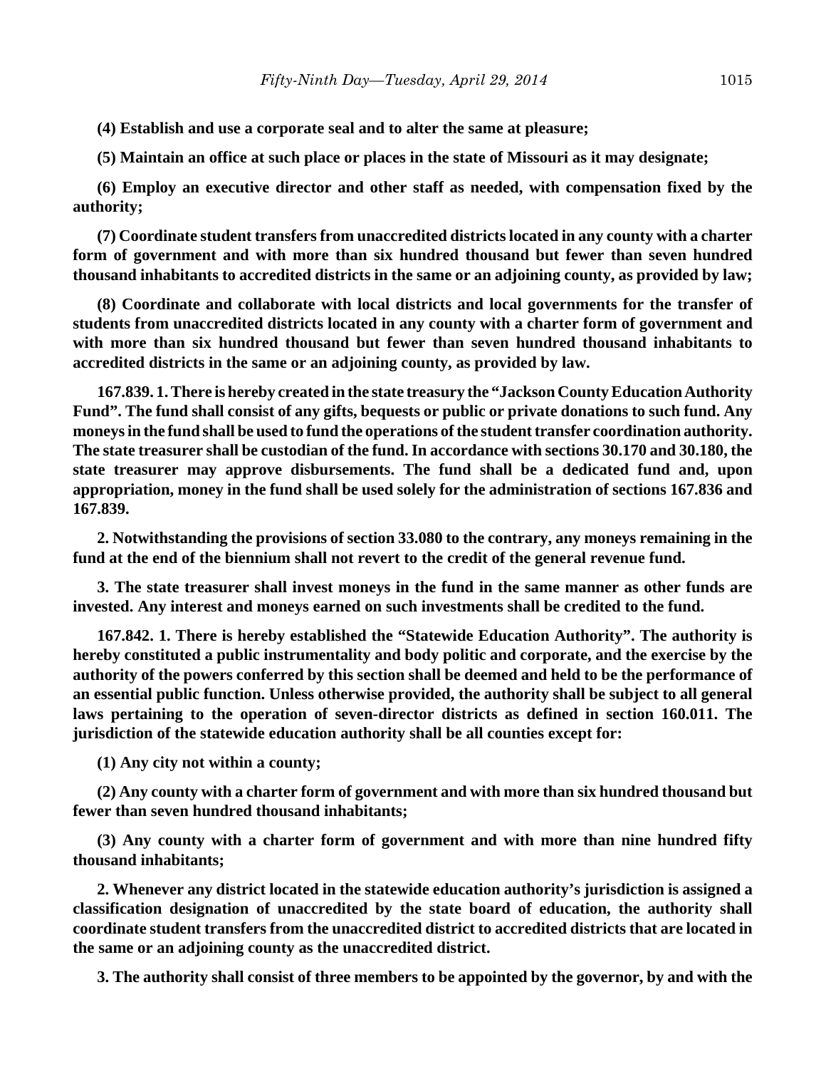**(4) Establish and use a corporate seal and to alter the same at pleasure;**

**(5) Maintain an office at such place or places in the state of Missouri as it may designate;**

**(6) Employ an executive director and other staff as needed, with compensation fixed by the authority;**

**(7) Coordinate student transfers from unaccredited districts located in any county with a charter form of government and with more than six hundred thousand but fewer than seven hundred thousand inhabitants to accredited districts in the same or an adjoining county, as provided by law;**

**(8) Coordinate and collaborate with local districts and local governments for the transfer of students from unaccredited districts located in any county with a charter form of government and with more than six hundred thousand but fewer than seven hundred thousand inhabitants to accredited districts in the same or an adjoining county, as provided by law.**

**167.839. 1. There is hereby created in the state treasury the "Jackson County Education Authority Fund". The fund shall consist of any gifts, bequests or public or private donations to such fund. Any moneys in the fund shall be used to fund the operations of the student transfer coordination authority. The state treasurer shall be custodian of the fund. In accordance with sections 30.170 and 30.180, the state treasurer may approve disbursements. The fund shall be a dedicated fund and, upon appropriation, money in the fund shall be used solely for the administration of sections 167.836 and 167.839.**

**2. Notwithstanding the provisions of section 33.080 to the contrary, any moneys remaining in the fund at the end of the biennium shall not revert to the credit of the general revenue fund.**

**3. The state treasurer shall invest moneys in the fund in the same manner as other funds are invested. Any interest and moneys earned on such investments shall be credited to the fund.**

**167.842. 1. There is hereby established the "Statewide Education Authority". The authority is hereby constituted a public instrumentality and body politic and corporate, and the exercise by the authority of the powers conferred by this section shall be deemed and held to be the performance of an essential public function. Unless otherwise provided, the authority shall be subject to all general laws pertaining to the operation of seven-director districts as defined in section 160.011. The jurisdiction of the statewide education authority shall be all counties except for:**

**(1) Any city not within a county;**

**(2) Any county with a charter form of government and with more than six hundred thousand but fewer than seven hundred thousand inhabitants;**

**(3) Any county with a charter form of government and with more than nine hundred fifty thousand inhabitants;**

**2. Whenever any district located in the statewide education authority's jurisdiction is assigned a classification designation of unaccredited by the state board of education, the authority shall coordinate student transfers from the unaccredited district to accredited districts that are located in the same or an adjoining county as the unaccredited district.**

**3. The authority shall consist of three members to be appointed by the governor, by and with the**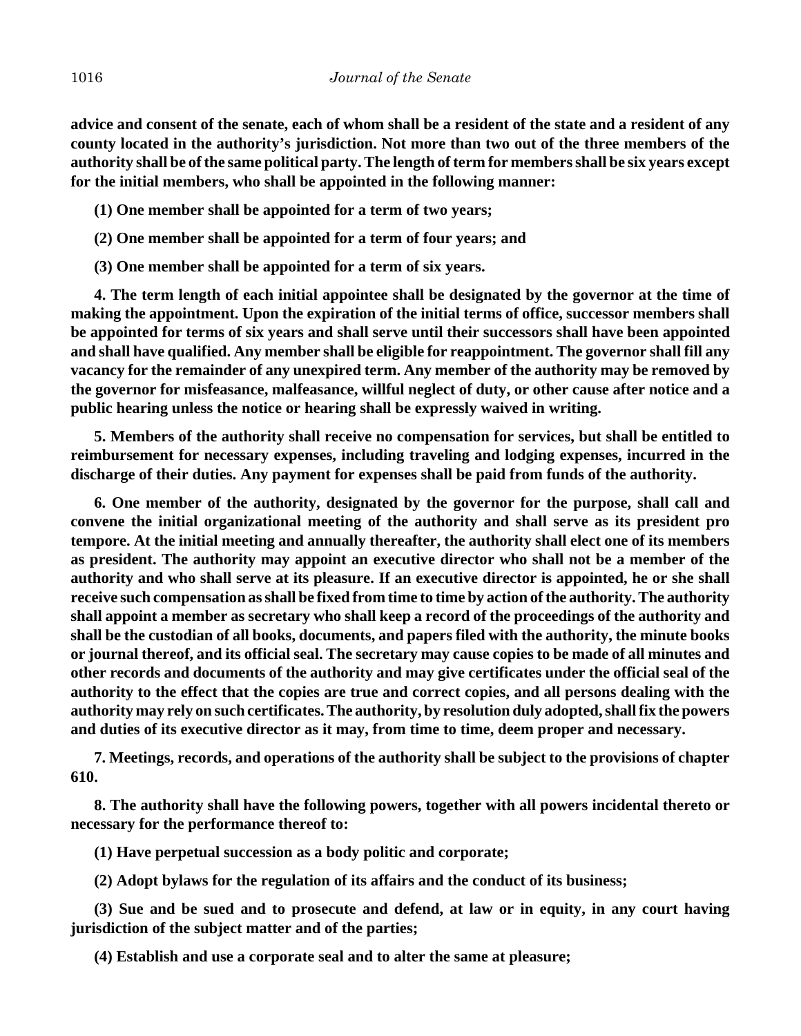**advice and consent of the senate, each of whom shall be a resident of the state and a resident of any county located in the authority's jurisdiction. Not more than two out of the three members of the authority shall be of the same political party. The length of term for members shall be six years except for the initial members, who shall be appointed in the following manner:**

**(1) One member shall be appointed for a term of two years;**

**(2) One member shall be appointed for a term of four years; and**

**(3) One member shall be appointed for a term of six years.**

**4. The term length of each initial appointee shall be designated by the governor at the time of making the appointment. Upon the expiration of the initial terms of office, successor members shall be appointed for terms of six years and shall serve until their successors shall have been appointed and shall have qualified. Any member shall be eligible for reappointment. The governor shall fill any vacancy for the remainder of any unexpired term. Any member of the authority may be removed by the governor for misfeasance, malfeasance, willful neglect of duty, or other cause after notice and a public hearing unless the notice or hearing shall be expressly waived in writing.**

**5. Members of the authority shall receive no compensation for services, but shall be entitled to reimbursement for necessary expenses, including traveling and lodging expenses, incurred in the discharge of their duties. Any payment for expenses shall be paid from funds of the authority.**

**6. One member of the authority, designated by the governor for the purpose, shall call and convene the initial organizational meeting of the authority and shall serve as its president pro tempore. At the initial meeting and annually thereafter, the authority shall elect one of its members as president. The authority may appoint an executive director who shall not be a member of the authority and who shall serve at its pleasure. If an executive director is appointed, he or she shall receive such compensation as shall be fixed from time to time by action of the authority. The authority shall appoint a member as secretary who shall keep a record of the proceedings of the authority and shall be the custodian of all books, documents, and papers filed with the authority, the minute books or journal thereof, and its official seal. The secretary may cause copies to be made of all minutes and other records and documents of the authority and may give certificates under the official seal of the authority to the effect that the copies are true and correct copies, and all persons dealing with the authority may rely on such certificates. The authority, by resolution duly adopted, shall fix the powers and duties of its executive director as it may, from time to time, deem proper and necessary.**

**7. Meetings, records, and operations of the authority shall be subject to the provisions of chapter 610.**

**8. The authority shall have the following powers, together with all powers incidental thereto or necessary for the performance thereof to:**

**(1) Have perpetual succession as a body politic and corporate;**

**(2) Adopt bylaws for the regulation of its affairs and the conduct of its business;**

**(3) Sue and be sued and to prosecute and defend, at law or in equity, in any court having jurisdiction of the subject matter and of the parties;**

**(4) Establish and use a corporate seal and to alter the same at pleasure;**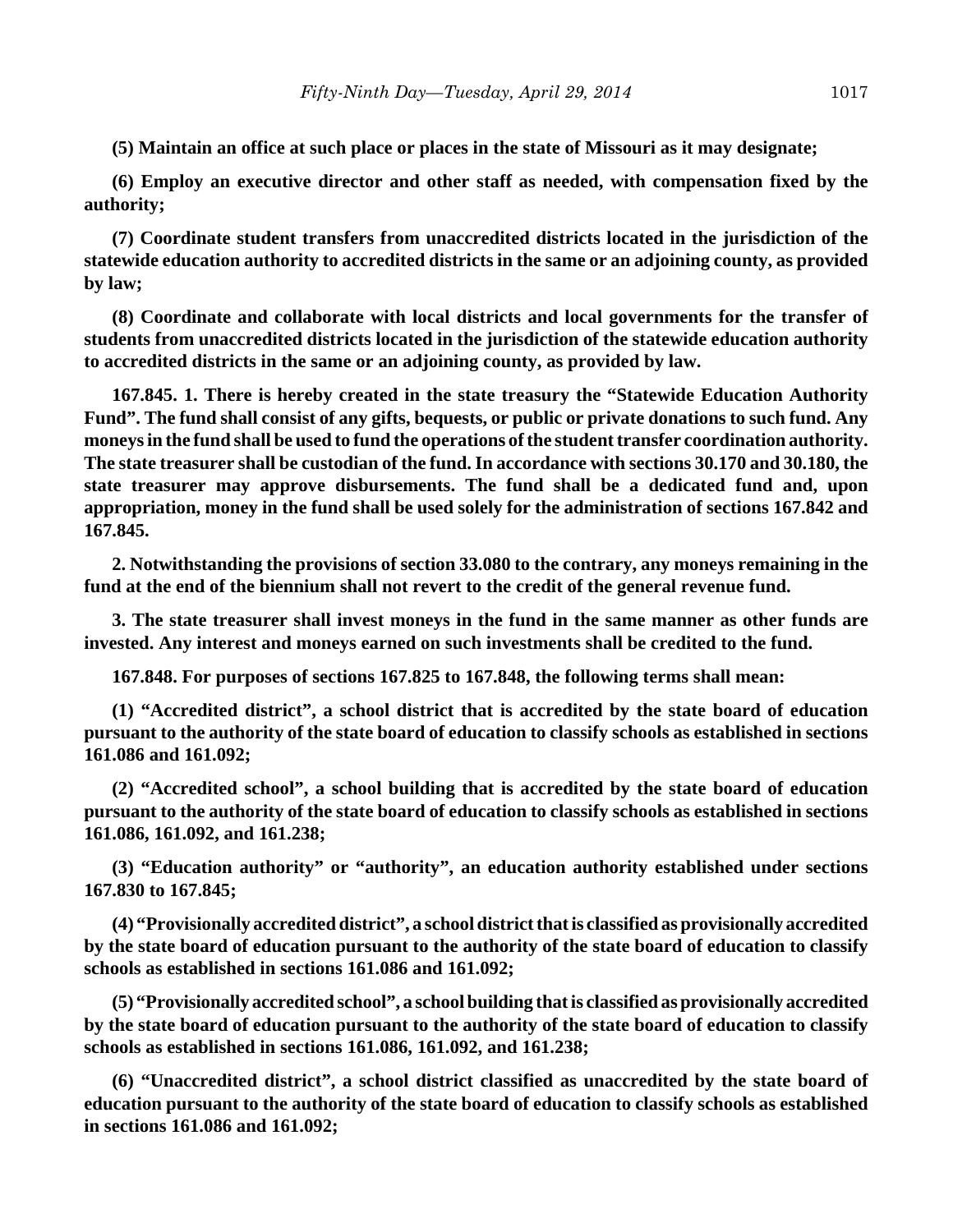**(5) Maintain an office at such place or places in the state of Missouri as it may designate;**

**(6) Employ an executive director and other staff as needed, with compensation fixed by the authority;**

**(7) Coordinate student transfers from unaccredited districts located in the jurisdiction of the statewide education authority to accredited districts in the same or an adjoining county, as provided by law;**

**(8) Coordinate and collaborate with local districts and local governments for the transfer of students from unaccredited districts located in the jurisdiction of the statewide education authority to accredited districts in the same or an adjoining county, as provided by law.**

**167.845. 1. There is hereby created in the state treasury the "Statewide Education Authority Fund". The fund shall consist of any gifts, bequests, or public or private donations to such fund. Any moneys in the fund shall be used to fund the operations of the student transfer coordination authority. The state treasurer shall be custodian of the fund. In accordance with sections 30.170 and 30.180, the state treasurer may approve disbursements. The fund shall be a dedicated fund and, upon appropriation, money in the fund shall be used solely for the administration of sections 167.842 and 167.845.**

**2. Notwithstanding the provisions of section 33.080 to the contrary, any moneys remaining in the fund at the end of the biennium shall not revert to the credit of the general revenue fund.**

**3. The state treasurer shall invest moneys in the fund in the same manner as other funds are invested. Any interest and moneys earned on such investments shall be credited to the fund.**

**167.848. For purposes of sections 167.825 to 167.848, the following terms shall mean:**

**(1) "Accredited district", a school district that is accredited by the state board of education pursuant to the authority of the state board of education to classify schools as established in sections 161.086 and 161.092;**

**(2) "Accredited school", a school building that is accredited by the state board of education pursuant to the authority of the state board of education to classify schools as established in sections 161.086, 161.092, and 161.238;**

**(3) "Education authority" or "authority", an education authority established under sections 167.830 to 167.845;**

**(4) "Provisionally accredited district", a school district that is classified as provisionally accredited by the state board of education pursuant to the authority of the state board of education to classify schools as established in sections 161.086 and 161.092;**

**(5) "Provisionally accredited school", a school building that is classified as provisionally accredited by the state board of education pursuant to the authority of the state board of education to classify schools as established in sections 161.086, 161.092, and 161.238;**

**(6) "Unaccredited district", a school district classified as unaccredited by the state board of education pursuant to the authority of the state board of education to classify schools as established in sections 161.086 and 161.092;**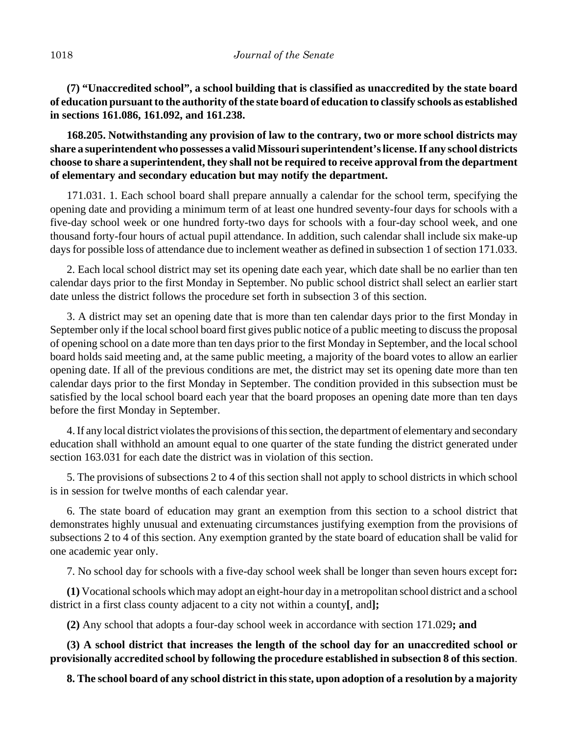**(7) "Unaccredited school", a school building that is classified as unaccredited by the state board of education pursuant to the authority of the state board of education to classify schools as established in sections 161.086, 161.092, and 161.238.**

**168.205. Notwithstanding any provision of law to the contrary, two or more school districts may share a superintendent who possesses a valid Missouri superintendent's license. If any school districts choose to share a superintendent, they shall not be required to receive approval from the department of elementary and secondary education but may notify the department.**

171.031. 1. Each school board shall prepare annually a calendar for the school term, specifying the opening date and providing a minimum term of at least one hundred seventy-four days for schools with a five-day school week or one hundred forty-two days for schools with a four-day school week, and one thousand forty-four hours of actual pupil attendance. In addition, such calendar shall include six make-up days for possible loss of attendance due to inclement weather as defined in subsection 1 of section 171.033.

2. Each local school district may set its opening date each year, which date shall be no earlier than ten calendar days prior to the first Monday in September. No public school district shall select an earlier start date unless the district follows the procedure set forth in subsection 3 of this section.

3. A district may set an opening date that is more than ten calendar days prior to the first Monday in September only if the local school board first gives public notice of a public meeting to discuss the proposal of opening school on a date more than ten days prior to the first Monday in September, and the local school board holds said meeting and, at the same public meeting, a majority of the board votes to allow an earlier opening date. If all of the previous conditions are met, the district may set its opening date more than ten calendar days prior to the first Monday in September. The condition provided in this subsection must be satisfied by the local school board each year that the board proposes an opening date more than ten days before the first Monday in September.

4. If any local district violates the provisions of this section, the department of elementary and secondary education shall withhold an amount equal to one quarter of the state funding the district generated under section 163.031 for each date the district was in violation of this section.

5. The provisions of subsections 2 to 4 of this section shall not apply to school districts in which school is in session for twelve months of each calendar year.

6. The state board of education may grant an exemption from this section to a school district that demonstrates highly unusual and extenuating circumstances justifying exemption from the provisions of subsections 2 to 4 of this section. Any exemption granted by the state board of education shall be valid for one academic year only.

7. No school day for schools with a five-day school week shall be longer than seven hours except for**:**

**(1)** Vocational schools which may adopt an eight-hour day in a metropolitan school district and a school district in a first class county adjacent to a city not within a county**[**, and**];**

**(2)** Any school that adopts a four-day school week in accordance with section 171.029**; and**

**(3) A school district that increases the length of the school day for an unaccredited school or provisionally accredited school by following the procedure established in subsection 8 of this section**.

**8. The school board of any school district in this state, upon adoption of a resolution by a majority**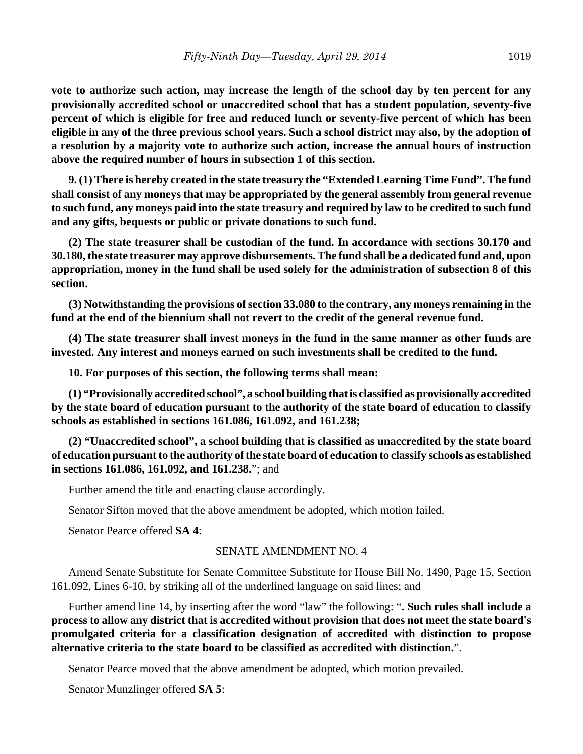**vote to authorize such action, may increase the length of the school day by ten percent for any provisionally accredited school or unaccredited school that has a student population, seventy-five percent of which is eligible for free and reduced lunch or seventy-five percent of which has been eligible in any of the three previous school years. Such a school district may also, by the adoption of a resolution by a majority vote to authorize such action, increase the annual hours of instruction above the required number of hours in subsection 1 of this section.**

**9. (1) There is hereby created in the state treasury the "Extended Learning Time Fund". The fund shall consist of any moneys that may be appropriated by the general assembly from general revenue to such fund, any moneys paid into the state treasury and required by law to be credited to such fund and any gifts, bequests or public or private donations to such fund.**

**(2) The state treasurer shall be custodian of the fund. In accordance with sections 30.170 and 30.180, the state treasurer may approve disbursements. The fund shall be a dedicated fund and, upon appropriation, money in the fund shall be used solely for the administration of subsection 8 of this section.**

**(3) Notwithstanding the provisions of section 33.080 to the contrary, any moneys remaining in the fund at the end of the biennium shall not revert to the credit of the general revenue fund.**

**(4) The state treasurer shall invest moneys in the fund in the same manner as other funds are invested. Any interest and moneys earned on such investments shall be credited to the fund.**

**10. For purposes of this section, the following terms shall mean:**

**(1) "Provisionally accredited school", a school building that is classified as provisionally accredited by the state board of education pursuant to the authority of the state board of education to classify schools as established in sections 161.086, 161.092, and 161.238;**

**(2) "Unaccredited school", a school building that is classified as unaccredited by the state board of education pursuant to the authority of the state board of education to classify schools as established in sections 161.086, 161.092, and 161.238.**"; and

Further amend the title and enacting clause accordingly.

Senator Sifton moved that the above amendment be adopted, which motion failed.

Senator Pearce offered **SA 4**:

SENATE AMENDMENT NO. 4

Amend Senate Substitute for Senate Committee Substitute for House Bill No. 1490, Page 15, Section 161.092, Lines 6-10, by striking all of the underlined language on said lines; and

Further amend line 14, by inserting after the word "law" the following: "**. Such rules shall include a process to allow any district that is accredited without provision that does not meet the state board's promulgated criteria for a classification designation of accredited with distinction to propose alternative criteria to the state board to be classified as accredited with distinction.**".

Senator Pearce moved that the above amendment be adopted, which motion prevailed.

Senator Munzlinger offered **SA 5**: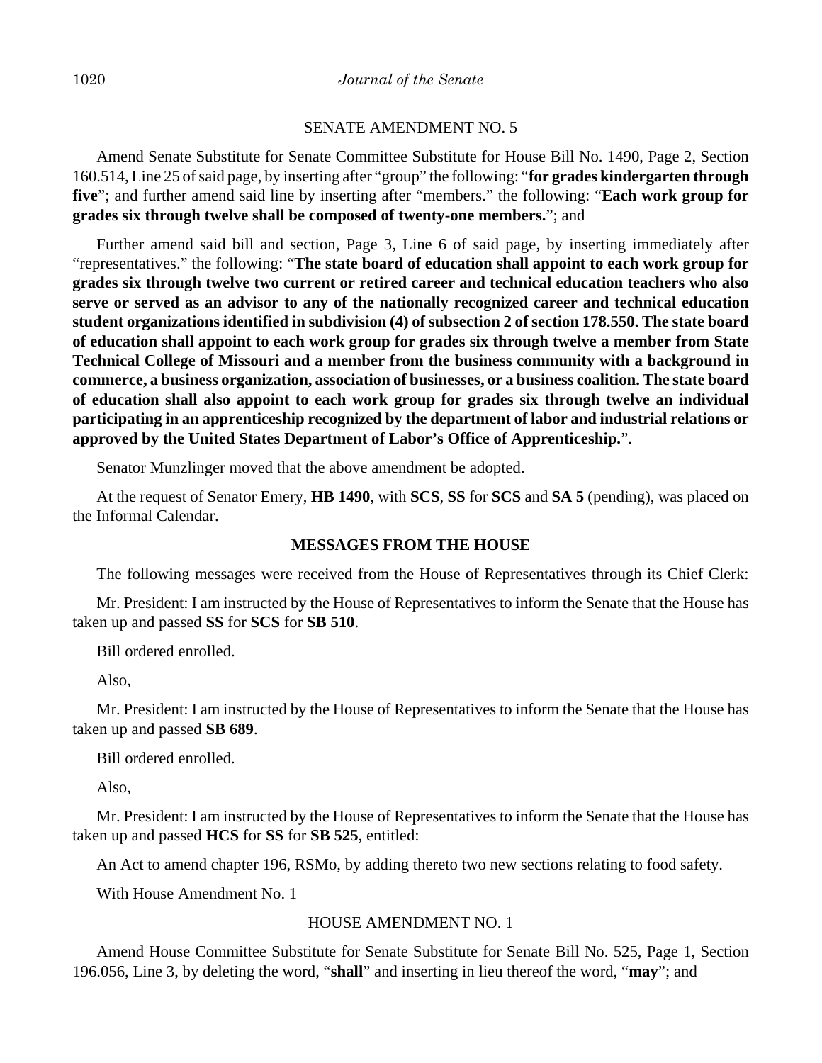SENATE AMENDMENT NO. 5

Amend Senate Substitute for Senate Committee Substitute for House Bill No. 1490, Page 2, Section 160.514, Line 25 of said page, by inserting after "group" the following: "**for grades kindergarten through five**"; and further amend said line by inserting after "members." the following: "**Each work group for grades six through twelve shall be composed of twenty-one members.**"; and

Further amend said bill and section, Page 3, Line 6 of said page, by inserting immediately after "representatives." the following: "**The state board of education shall appoint to each work group for grades six through twelve two current or retired career and technical education teachers who also serve or served as an advisor to any of the nationally recognized career and technical education student organizations identified in subdivision (4) of subsection 2 of section 178.550. The state board of education shall appoint to each work group for grades six through twelve a member from State Technical College of Missouri and a member from the business community with a background in commerce, a business organization, association of businesses, or a business coalition. The state board of education shall also appoint to each work group for grades six through twelve an individual participating in an apprenticeship recognized by the department of labor and industrial relations or approved by the United States Department of Labor's Office of Apprenticeship.**".

Senator Munzlinger moved that the above amendment be adopted.

At the request of Senator Emery, **HB 1490**, with **SCS**, **SS** for **SCS** and **SA 5** (pending), was placed on the Informal Calendar.

**MESSAGES FROM THE HOUSE**

The following messages were received from the House of Representatives through its Chief Clerk:

Mr. President: I am instructed by the House of Representatives to inform the Senate that the House has taken up and passed **SS** for **SCS** for **SB 510**.

Bill ordered enrolled.

Also,

Mr. President: I am instructed by the House of Representatives to inform the Senate that the House has taken up and passed **SB 689**.

Bill ordered enrolled.

Also,

Mr. President: I am instructed by the House of Representatives to inform the Senate that the House has taken up and passed **HCS** for **SS** for **SB 525**, entitled:

An Act to amend chapter 196, RSMo, by adding thereto two new sections relating to food safety.

With House Amendment No. 1

HOUSE AMENDMENT NO. 1

Amend House Committee Substitute for Senate Substitute for Senate Bill No. 525, Page 1, Section 196.056, Line 3, by deleting the word, "**shall**" and inserting in lieu thereof the word, "**may**"; and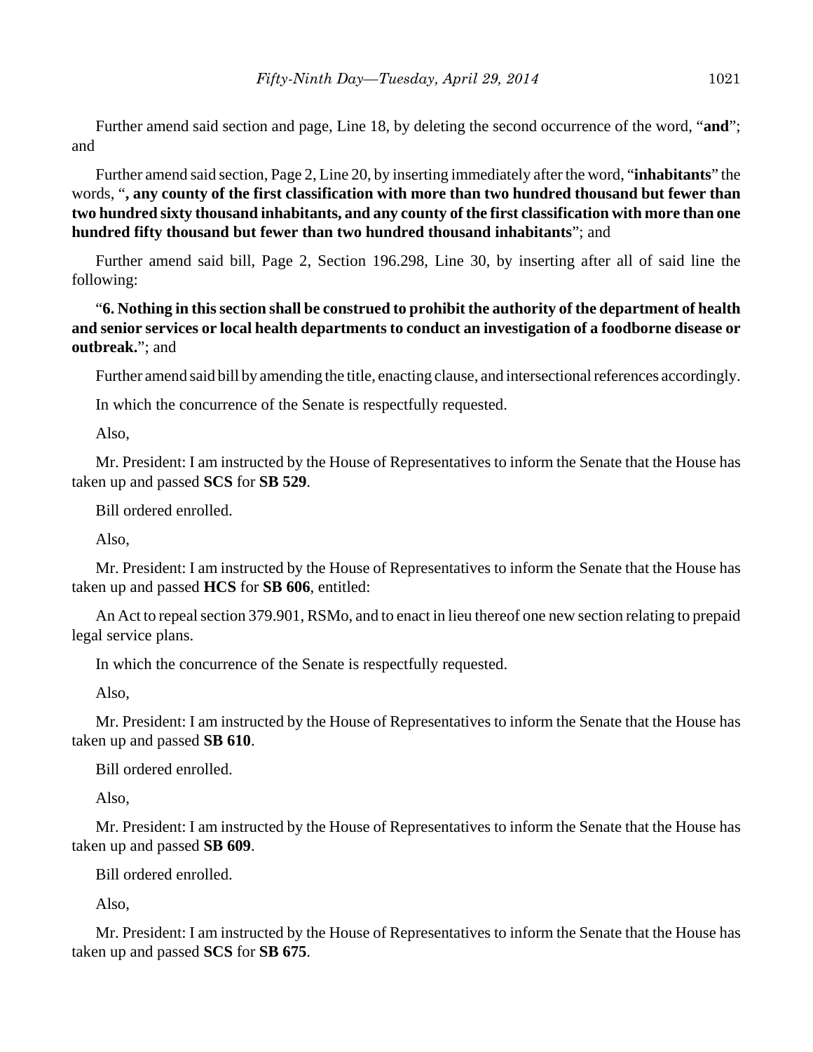Further amend said section and page, Line 18, by deleting the second occurrence of the word, "**and**"; and

Further amend said section, Page 2, Line 20, by inserting immediately after the word, "**inhabitants**" the words, "**, any county of the first classification with more than two hundred thousand but fewer than two hundred sixty thousand inhabitants, and any county of the first classification with more than one hundred fifty thousand but fewer than two hundred thousand inhabitants**"; and

Further amend said bill, Page 2, Section 196.298, Line 30, by inserting after all of said line the following:

"**6. Nothing in this section shall be construed to prohibit the authority of the department of health and senior services or local health departments to conduct an investigation of a foodborne disease or outbreak.**"; and

Further amend said bill by amending the title, enacting clause, and intersectional references accordingly.

In which the concurrence of the Senate is respectfully requested.

Also,

Mr. President: I am instructed by the House of Representatives to inform the Senate that the House has taken up and passed **SCS** for **SB 529**.

Bill ordered enrolled.

Also,

Mr. President: I am instructed by the House of Representatives to inform the Senate that the House has taken up and passed **HCS** for **SB 606**, entitled:

An Act to repeal section 379.901, RSMo, and to enact in lieu thereof one new section relating to prepaid legal service plans.

In which the concurrence of the Senate is respectfully requested.

Also,

Mr. President: I am instructed by the House of Representatives to inform the Senate that the House has taken up and passed **SB 610**.

Bill ordered enrolled.

Also,

Mr. President: I am instructed by the House of Representatives to inform the Senate that the House has taken up and passed **SB 609**.

Bill ordered enrolled.

Also,

Mr. President: I am instructed by the House of Representatives to inform the Senate that the House has taken up and passed **SCS** for **SB 675**.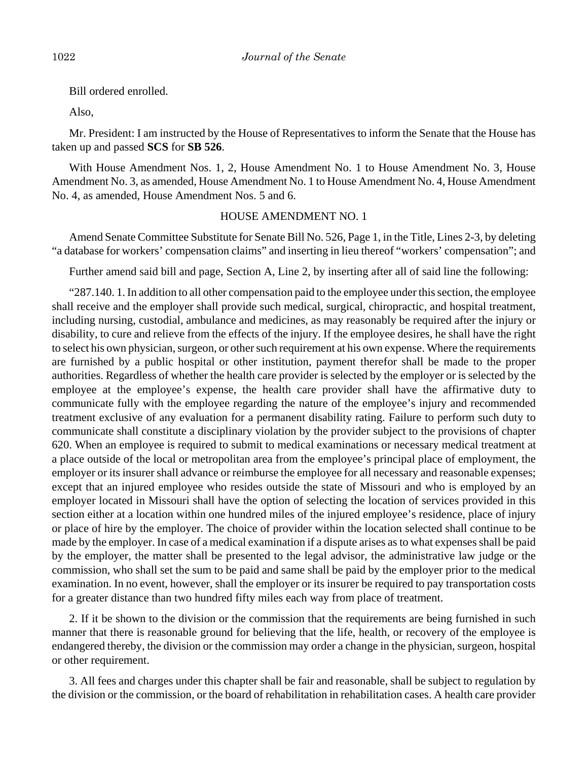Bill ordered enrolled.

Also,

Mr. President: I am instructed by the House of Representatives to inform the Senate that the House has taken up and passed **SCS** for **SB 526**.

With House Amendment Nos. 1, 2, House Amendment No. 1 to House Amendment No. 3, House Amendment No. 3, as amended, House Amendment No. 1 to House Amendment No. 4, House Amendment No. 4, as amended, House Amendment Nos. 5 and 6.

HOUSE AMENDMENT NO. 1

Amend Senate Committee Substitute for Senate Bill No. 526, Page 1, in the Title, Lines 2-3, by deleting "a database for workers' compensation claims" and inserting in lieu thereof "workers' compensation"; and

Further amend said bill and page, Section A, Line 2, by inserting after all of said line the following:

"287.140. 1. In addition to all other compensation paid to the employee under this section, the employee shall receive and the employer shall provide such medical, surgical, chiropractic, and hospital treatment, including nursing, custodial, ambulance and medicines, as may reasonably be required after the injury or disability, to cure and relieve from the effects of the injury. If the employee desires, he shall have the right to select his own physician, surgeon, or other such requirement at his own expense. Where the requirements are furnished by a public hospital or other institution, payment therefor shall be made to the proper authorities. Regardless of whether the health care provider is selected by the employer or is selected by the employee at the employee's expense, the health care provider shall have the affirmative duty to communicate fully with the employee regarding the nature of the employee's injury and recommended treatment exclusive of any evaluation for a permanent disability rating. Failure to perform such duty to communicate shall constitute a disciplinary violation by the provider subject to the provisions of chapter 620. When an employee is required to submit to medical examinations or necessary medical treatment at a place outside of the local or metropolitan area from the employee's principal place of employment, the employer or its insurer shall advance or reimburse the employee for all necessary and reasonable expenses; except that an injured employee who resides outside the state of Missouri and who is employed by an employer located in Missouri shall have the option of selecting the location of services provided in this section either at a location within one hundred miles of the injured employee's residence, place of injury or place of hire by the employer. The choice of provider within the location selected shall continue to be made by the employer. In case of a medical examination if a dispute arises as to what expenses shall be paid by the employer, the matter shall be presented to the legal advisor, the administrative law judge or the commission, who shall set the sum to be paid and same shall be paid by the employer prior to the medical examination. In no event, however, shall the employer or its insurer be required to pay transportation costs for a greater distance than two hundred fifty miles each way from place of treatment.

2. If it be shown to the division or the commission that the requirements are being furnished in such manner that there is reasonable ground for believing that the life, health, or recovery of the employee is endangered thereby, the division or the commission may order a change in the physician, surgeon, hospital or other requirement.

3. All fees and charges under this chapter shall be fair and reasonable, shall be subject to regulation by the division or the commission, or the board of rehabilitation in rehabilitation cases. A health care provider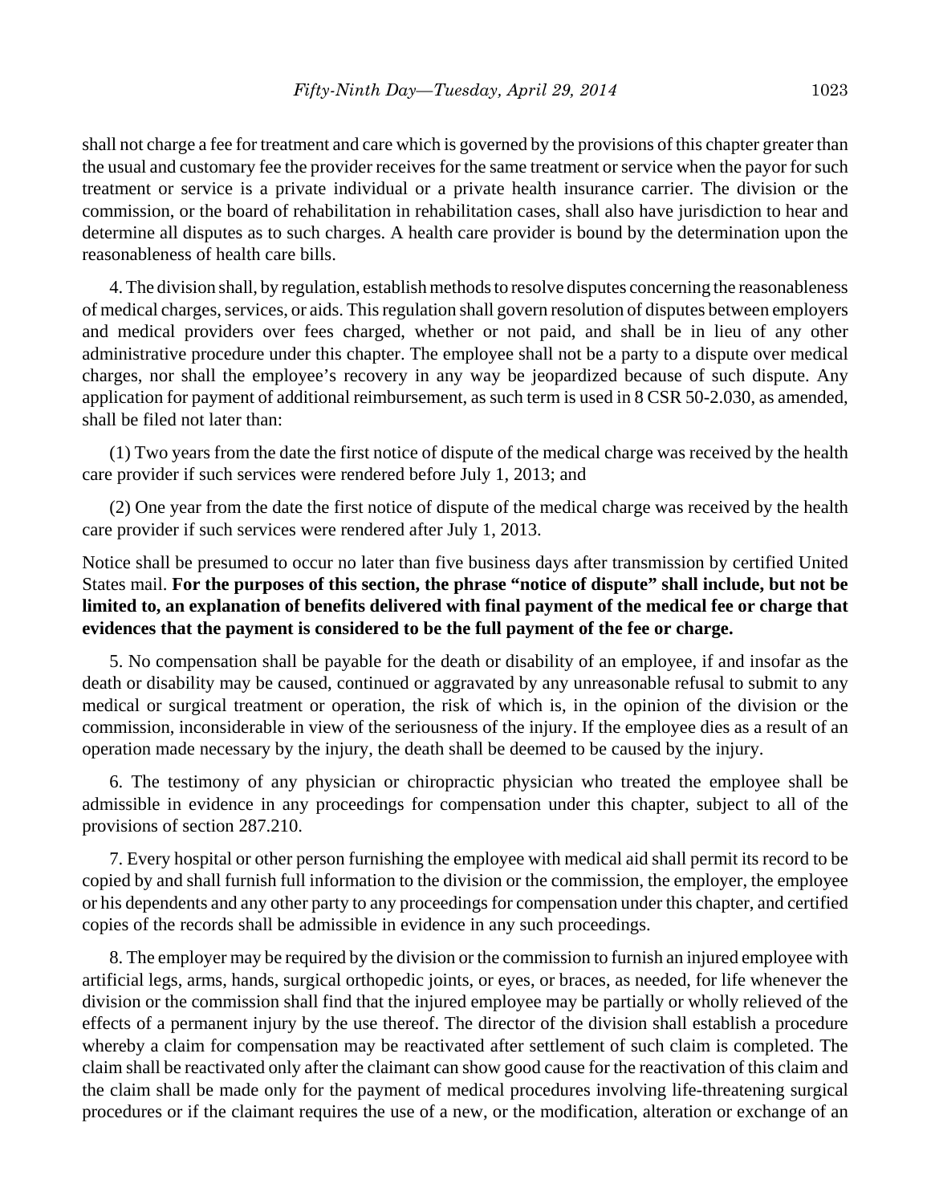shall not charge a fee for treatment and care which is governed by the provisions of this chapter greater than the usual and customary fee the provider receives for the same treatment or service when the payor for such treatment or service is a private individual or a private health insurance carrier. The division or the commission, or the board of rehabilitation in rehabilitation cases, shall also have jurisdiction to hear and determine all disputes as to such charges. A health care provider is bound by the determination upon the reasonableness of health care bills.

4. The division shall, by regulation, establish methods to resolve disputes concerning the reasonableness of medical charges, services, or aids. This regulation shall govern resolution of disputes between employers and medical providers over fees charged, whether or not paid, and shall be in lieu of any other administrative procedure under this chapter. The employee shall not be a party to a dispute over medical charges, nor shall the employee's recovery in any way be jeopardized because of such dispute. Any application for payment of additional reimbursement, as such term is used in 8 CSR 50-2.030, as amended, shall be filed not later than:

(1) Two years from the date the first notice of dispute of the medical charge was received by the health care provider if such services were rendered before July 1, 2013; and

(2) One year from the date the first notice of dispute of the medical charge was received by the health care provider if such services were rendered after July 1, 2013.

Notice shall be presumed to occur no later than five business days after transmission by certified United States mail. **For the purposes of this section, the phrase "notice of dispute" shall include, but not be limited to, an explanation of benefits delivered with final payment of the medical fee or charge that evidences that the payment is considered to be the full payment of the fee or charge.**

5. No compensation shall be payable for the death or disability of an employee, if and insofar as the death or disability may be caused, continued or aggravated by any unreasonable refusal to submit to any medical or surgical treatment or operation, the risk of which is, in the opinion of the division or the commission, inconsiderable in view of the seriousness of the injury. If the employee dies as a result of an operation made necessary by the injury, the death shall be deemed to be caused by the injury.

6. The testimony of any physician or chiropractic physician who treated the employee shall be admissible in evidence in any proceedings for compensation under this chapter, subject to all of the provisions of section 287.210.

7. Every hospital or other person furnishing the employee with medical aid shall permit its record to be copied by and shall furnish full information to the division or the commission, the employer, the employee or his dependents and any other party to any proceedings for compensation under this chapter, and certified copies of the records shall be admissible in evidence in any such proceedings.

8. The employer may be required by the division or the commission to furnish an injured employee with artificial legs, arms, hands, surgical orthopedic joints, or eyes, or braces, as needed, for life whenever the division or the commission shall find that the injured employee may be partially or wholly relieved of the effects of a permanent injury by the use thereof. The director of the division shall establish a procedure whereby a claim for compensation may be reactivated after settlement of such claim is completed. The claim shall be reactivated only after the claimant can show good cause for the reactivation of this claim and the claim shall be made only for the payment of medical procedures involving life-threatening surgical procedures or if the claimant requires the use of a new, or the modification, alteration or exchange of an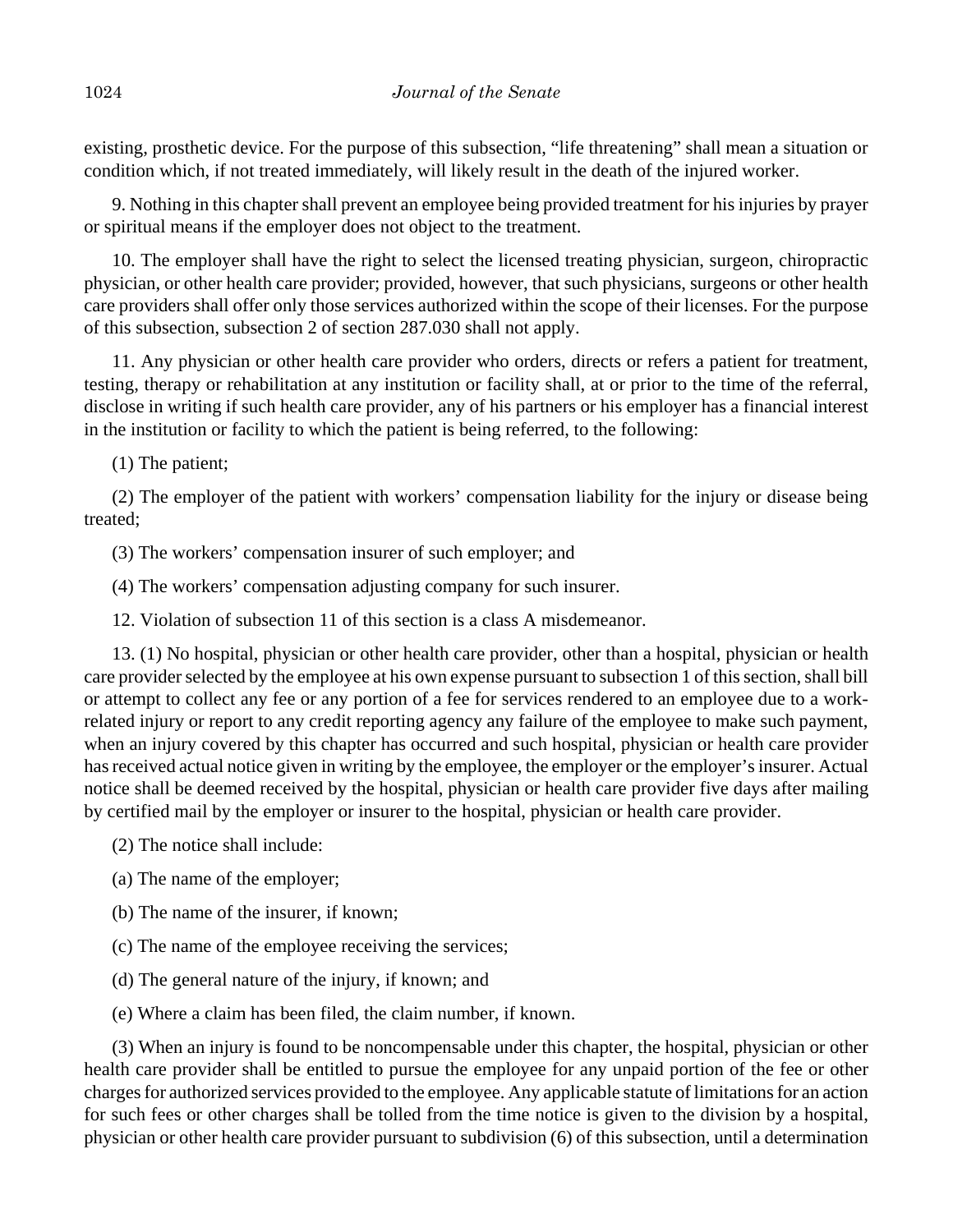existing, prosthetic device. For the purpose of this subsection, "life threatening" shall mean a situation or condition which, if not treated immediately, will likely result in the death of the injured worker.

9. Nothing in this chapter shall prevent an employee being provided treatment for his injuries by prayer or spiritual means if the employer does not object to the treatment.

10. The employer shall have the right to select the licensed treating physician, surgeon, chiropractic physician, or other health care provider; provided, however, that such physicians, surgeons or other health care providers shall offer only those services authorized within the scope of their licenses. For the purpose of this subsection, subsection 2 of section 287.030 shall not apply.

11. Any physician or other health care provider who orders, directs or refers a patient for treatment, testing, therapy or rehabilitation at any institution or facility shall, at or prior to the time of the referral, disclose in writing if such health care provider, any of his partners or his employer has a financial interest in the institution or facility to which the patient is being referred, to the following:

(1) The patient;

(2) The employer of the patient with workers' compensation liability for the injury or disease being treated;

(3) The workers' compensation insurer of such employer; and

(4) The workers' compensation adjusting company for such insurer.

12. Violation of subsection 11 of this section is a class A misdemeanor.

13. (1) No hospital, physician or other health care provider, other than a hospital, physician or health care provider selected by the employee at his own expense pursuant to subsection 1 of this section, shall bill or attempt to collect any fee or any portion of a fee for services rendered to an employee due to a work-related injury or report to any credit reporting agency any failure of the employee to make such payment, when an injury covered by this chapter has occurred and such hospital, physician or health care provider has received actual notice given in writing by the employee, the employer or the employer's insurer. Actual notice shall be deemed received by the hospital, physician or health care provider five days after mailing by certified mail by the employer or insurer to the hospital, physician or health care provider.

(2) The notice shall include:

(a) The name of the employer;

(b) The name of the insurer, if known;

(c) The name of the employee receiving the services;

(d) The general nature of the injury, if known; and

(e) Where a claim has been filed, the claim number, if known.

(3) When an injury is found to be noncompensable under this chapter, the hospital, physician or other health care provider shall be entitled to pursue the employee for any unpaid portion of the fee or other charges for authorized services provided to the employee. Any applicable statute of limitations for an action for such fees or other charges shall be tolled from the time notice is given to the division by a hospital, physician or other health care provider pursuant to subdivision (6) of this subsection, until a determination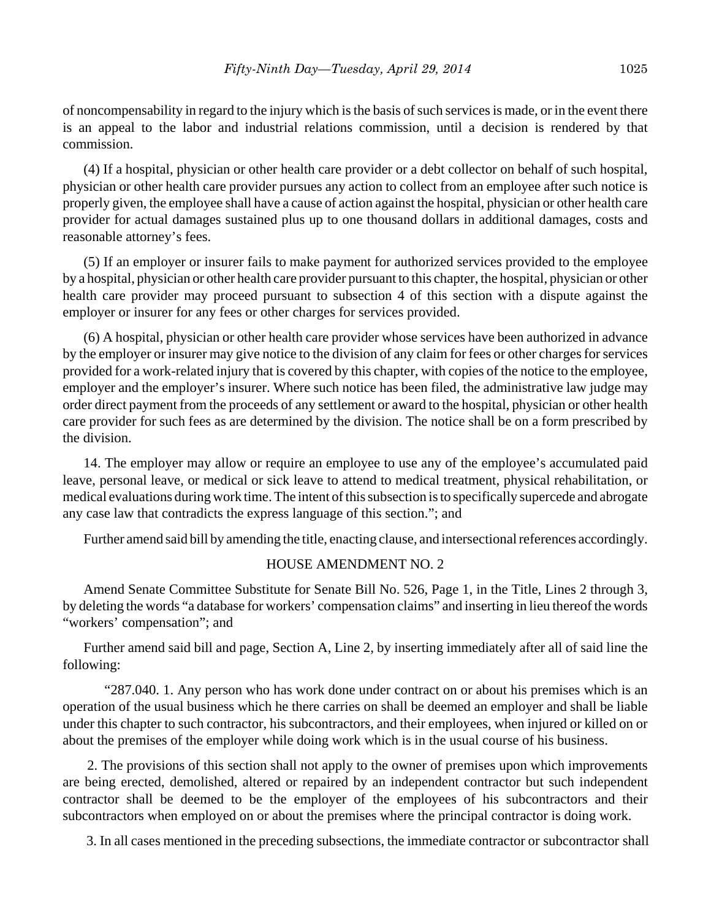of noncompensability in regard to the injury which is the basis of such services is made, or in the event there is an appeal to the labor and industrial relations commission, until a decision is rendered by that commission.

(4) If a hospital, physician or other health care provider or a debt collector on behalf of such hospital, physician or other health care provider pursues any action to collect from an employee after such notice is properly given, the employee shall have a cause of action against the hospital, physician or other health care provider for actual damages sustained plus up to one thousand dollars in additional damages, costs and reasonable attorney's fees.

(5) If an employer or insurer fails to make payment for authorized services provided to the employee by a hospital, physician or other health care provider pursuant to this chapter, the hospital, physician or other health care provider may proceed pursuant to subsection 4 of this section with a dispute against the employer or insurer for any fees or other charges for services provided.

(6) A hospital, physician or other health care provider whose services have been authorized in advance by the employer or insurer may give notice to the division of any claim for fees or other charges for services provided for a work-related injury that is covered by this chapter, with copies of the notice to the employee, employer and the employer's insurer. Where such notice has been filed, the administrative law judge may order direct payment from the proceeds of any settlement or award to the hospital, physician or other health care provider for such fees as are determined by the division. The notice shall be on a form prescribed by the division.

14. The employer may allow or require an employee to use any of the employee's accumulated paid leave, personal leave, or medical or sick leave to attend to medical treatment, physical rehabilitation, or medical evaluations during work time. The intent of this subsection is to specifically supercede and abrogate any case law that contradicts the express language of this section."; and

Further amend said bill by amending the title, enacting clause, and intersectional references accordingly.

HOUSE AMENDMENT NO. 2

Amend Senate Committee Substitute for Senate Bill No. 526, Page 1, in the Title, Lines 2 through 3, by deleting the words "a database for workers' compensation claims" and inserting in lieu thereof the words "workers' compensation"; and

Further amend said bill and page, Section A, Line 2, by inserting immediately after all of said line the following:

"287.040. 1. Any person who has work done under contract on or about his premises which is an operation of the usual business which he there carries on shall be deemed an employer and shall be liable under this chapter to such contractor, his subcontractors, and their employees, when injured or killed on or about the premises of the employer while doing work which is in the usual course of his business.

2. The provisions of this section shall not apply to the owner of premises upon which improvements are being erected, demolished, altered or repaired by an independent contractor but such independent contractor shall be deemed to be the employer of the employees of his subcontractors and their subcontractors when employed on or about the premises where the principal contractor is doing work.

3. In all cases mentioned in the preceding subsections, the immediate contractor or subcontractor shall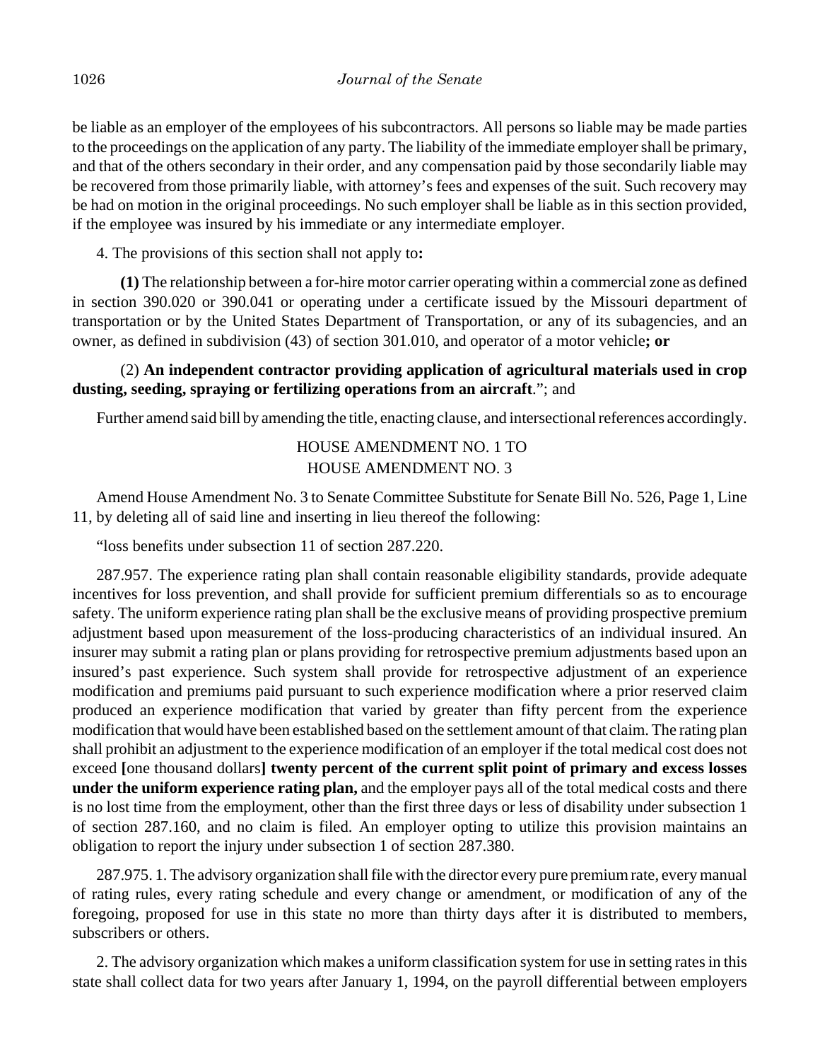be liable as an employer of the employees of his subcontractors. All persons so liable may be made parties to the proceedings on the application of any party. The liability of the immediate employer shall be primary, and that of the others secondary in their order, and any compensation paid by those secondarily liable may be recovered from those primarily liable, with attorney's fees and expenses of the suit. Such recovery may be had on motion in the original proceedings. No such employer shall be liable as in this section provided, if the employee was insured by his immediate or any intermediate employer.

4. The provisions of this section shall not apply to**:**

**(1)** The relationship between a for-hire motor carrier operating within a commercial zone as defined in section 390.020 or 390.041 or operating under a certificate issued by the Missouri department of transportation or by the United States Department of Transportation, or any of its subagencies, and an owner, as defined in subdivision (43) of section 301.010, and operator of a motor vehicle**; or**

(2) **An independent contractor providing application of agricultural materials used in crop dusting, seeding, spraying or fertilizing operations from an aircraft**."; and

Further amend said bill by amending the title, enacting clause, and intersectional references accordingly.

HOUSE AMENDMENT NO. 1 TO
HOUSE AMENDMENT NO. 3

Amend House Amendment No. 3 to Senate Committee Substitute for Senate Bill No. 526, Page 1, Line 11, by deleting all of said line and inserting in lieu thereof the following:

"loss benefits under subsection 11 of section 287.220.

287.957. The experience rating plan shall contain reasonable eligibility standards, provide adequate incentives for loss prevention, and shall provide for sufficient premium differentials so as to encourage safety. The uniform experience rating plan shall be the exclusive means of providing prospective premium adjustment based upon measurement of the loss-producing characteristics of an individual insured. An insurer may submit a rating plan or plans providing for retrospective premium adjustments based upon an insured's past experience. Such system shall provide for retrospective adjustment of an experience modification and premiums paid pursuant to such experience modification where a prior reserved claim produced an experience modification that varied by greater than fifty percent from the experience modification that would have been established based on the settlement amount of that claim. The rating plan shall prohibit an adjustment to the experience modification of an employer if the total medical cost does not exceed **[**one thousand dollars**] twenty percent of the current split point of primary and excess losses under the uniform experience rating plan,** and the employer pays all of the total medical costs and there is no lost time from the employment, other than the first three days or less of disability under subsection 1 of section 287.160, and no claim is filed. An employer opting to utilize this provision maintains an obligation to report the injury under subsection 1 of section 287.380.

287.975. 1. The advisory organization shall file with the director every pure premium rate, every manual of rating rules, every rating schedule and every change or amendment, or modification of any of the foregoing, proposed for use in this state no more than thirty days after it is distributed to members, subscribers or others.

2. The advisory organization which makes a uniform classification system for use in setting rates in this state shall collect data for two years after January 1, 1994, on the payroll differential between employers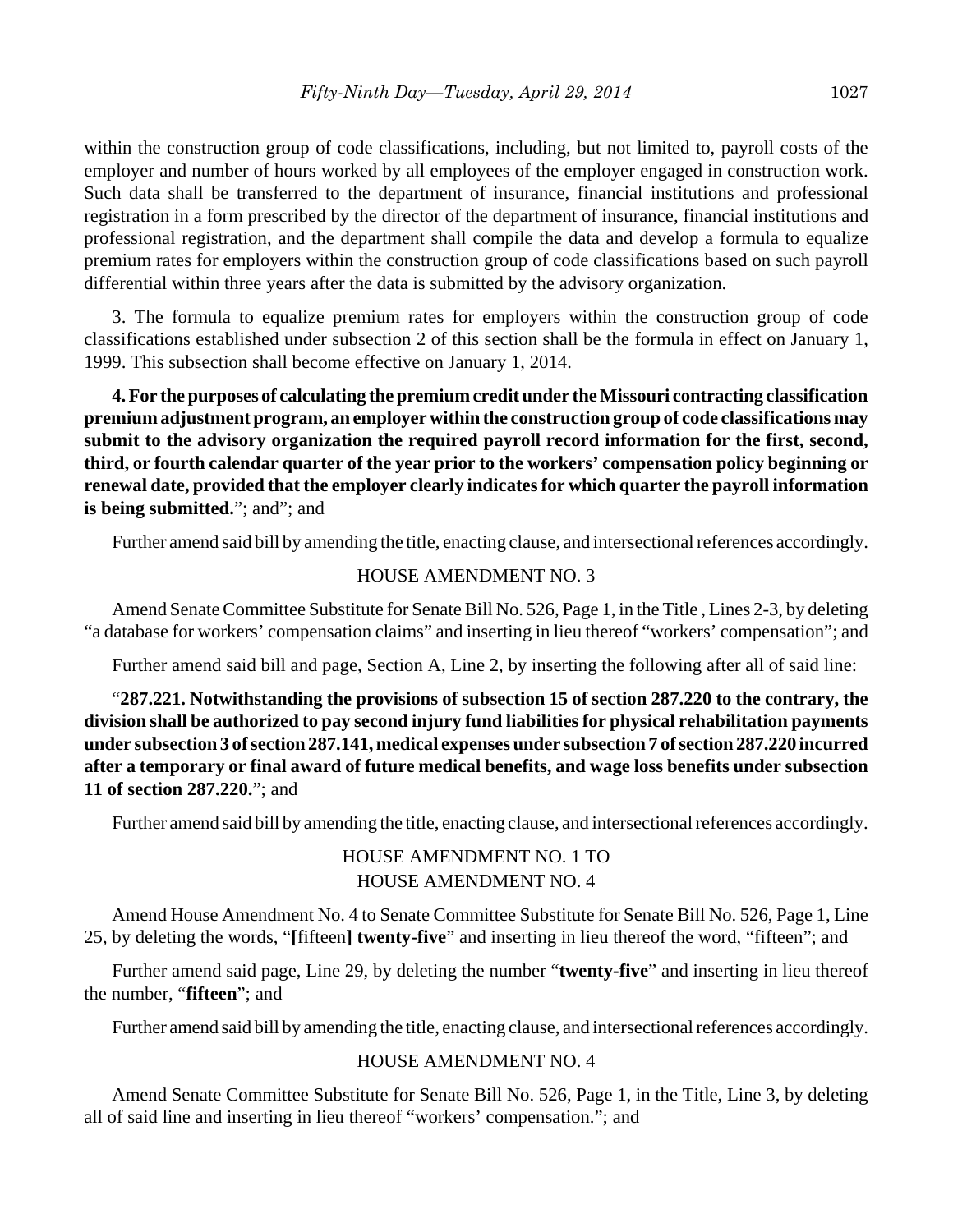within the construction group of code classifications, including, but not limited to, payroll costs of the employer and number of hours worked by all employees of the employer engaged in construction work. Such data shall be transferred to the department of insurance, financial institutions and professional registration in a form prescribed by the director of the department of insurance, financial institutions and professional registration, and the department shall compile the data and develop a formula to equalize premium rates for employers within the construction group of code classifications based on such payroll differential within three years after the data is submitted by the advisory organization.

3. The formula to equalize premium rates for employers within the construction group of code classifications established under subsection 2 of this section shall be the formula in effect on January 1, 1999. This subsection shall become effective on January 1, 2014.

**4. For the purposes of calculating the premium credit under the Missouri contracting classification premium adjustment program, an employer within the construction group of code classifications may submit to the advisory organization the required payroll record information for the first, second, third, or fourth calendar quarter of the year prior to the workers' compensation policy beginning or renewal date, provided that the employer clearly indicates for which quarter the payroll information is being submitted.**"; and"; and

Further amend said bill by amending the title, enacting clause, and intersectional references accordingly.

HOUSE AMENDMENT NO. 3

Amend Senate Committee Substitute for Senate Bill No. 526, Page 1, in the Title , Lines 2-3, by deleting "a database for workers' compensation claims" and inserting in lieu thereof "workers' compensation"; and

Further amend said bill and page, Section A, Line 2, by inserting the following after all of said line:

"**287.221. Notwithstanding the provisions of subsection 15 of section 287.220 to the contrary, the division shall be authorized to pay second injury fund liabilities for physical rehabilitation payments under subsection 3 of section 287.141, medical expenses under subsection 7 of section 287.220 incurred after a temporary or final award of future medical benefits, and wage loss benefits under subsection 11 of section 287.220.**"; and

Further amend said bill by amending the title, enacting clause, and intersectional references accordingly.

HOUSE AMENDMENT NO. 1 TO
HOUSE AMENDMENT NO. 4

Amend House Amendment No. 4 to Senate Committee Substitute for Senate Bill No. 526, Page 1, Line 25, by deleting the words, "**[**fifteen**] twenty-five**" and inserting in lieu thereof the word, "fifteen"; and

Further amend said page, Line 29, by deleting the number "**twenty-five**" and inserting in lieu thereof the number, "**fifteen**"; and

Further amend said bill by amending the title, enacting clause, and intersectional references accordingly.

HOUSE AMENDMENT NO. 4

Amend Senate Committee Substitute for Senate Bill No. 526, Page 1, in the Title, Line 3, by deleting all of said line and inserting in lieu thereof "workers' compensation."; and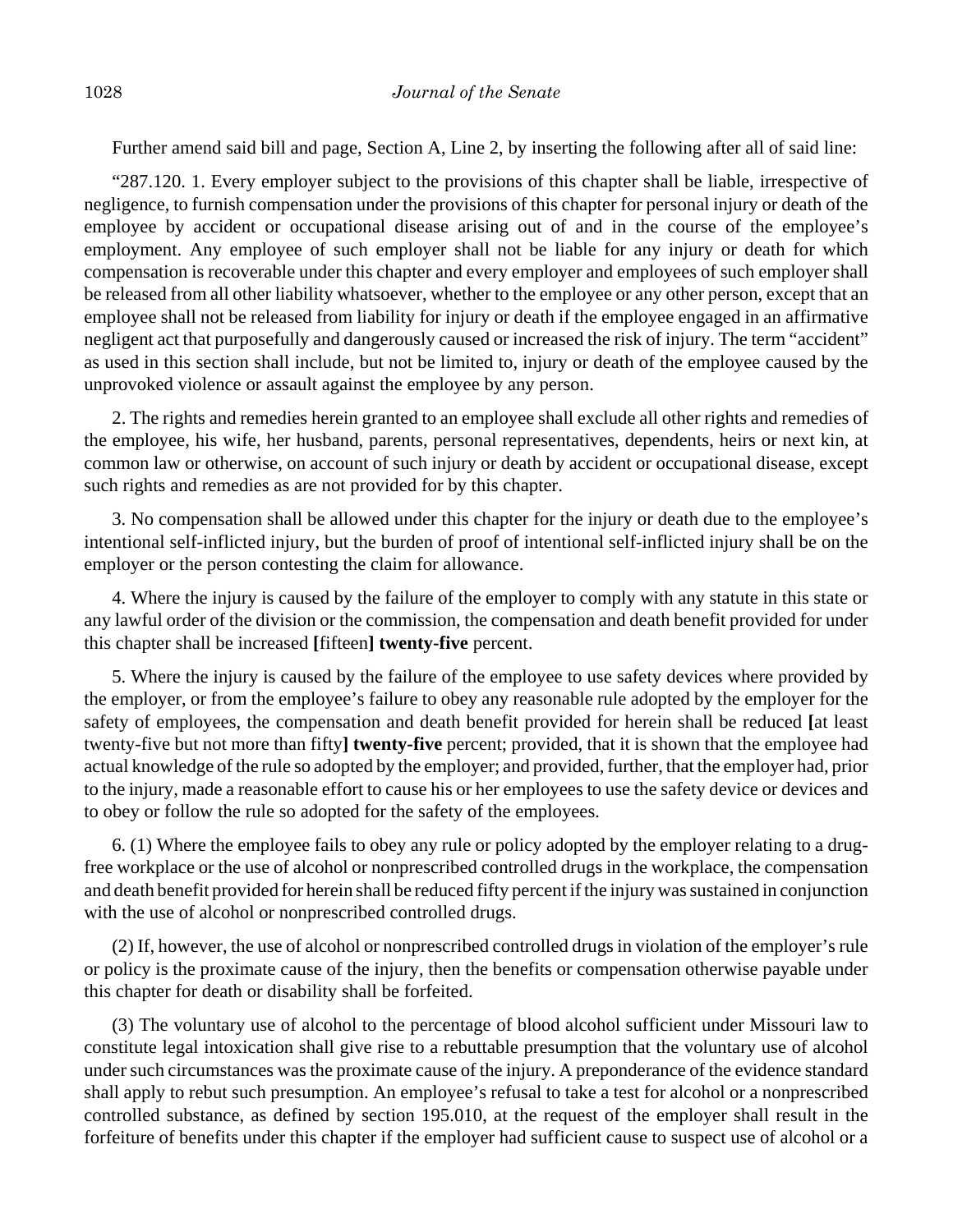Further amend said bill and page, Section A, Line 2, by inserting the following after all of said line:

"287.120. 1. Every employer subject to the provisions of this chapter shall be liable, irrespective of negligence, to furnish compensation under the provisions of this chapter for personal injury or death of the employee by accident or occupational disease arising out of and in the course of the employee's employment. Any employee of such employer shall not be liable for any injury or death for which compensation is recoverable under this chapter and every employer and employees of such employer shall be released from all other liability whatsoever, whether to the employee or any other person, except that an employee shall not be released from liability for injury or death if the employee engaged in an affirmative negligent act that purposefully and dangerously caused or increased the risk of injury. The term "accident" as used in this section shall include, but not be limited to, injury or death of the employee caused by the unprovoked violence or assault against the employee by any person.

2. The rights and remedies herein granted to an employee shall exclude all other rights and remedies of the employee, his wife, her husband, parents, personal representatives, dependents, heirs or next kin, at common law or otherwise, on account of such injury or death by accident or occupational disease, except such rights and remedies as are not provided for by this chapter.

3. No compensation shall be allowed under this chapter for the injury or death due to the employee's intentional self-inflicted injury, but the burden of proof of intentional self-inflicted injury shall be on the employer or the person contesting the claim for allowance.

4. Where the injury is caused by the failure of the employer to comply with any statute in this state or any lawful order of the division or the commission, the compensation and death benefit provided for under this chapter shall be increased **[**fifteen**] twenty-five** percent.

5. Where the injury is caused by the failure of the employee to use safety devices where provided by the employer, or from the employee's failure to obey any reasonable rule adopted by the employer for the safety of employees, the compensation and death benefit provided for herein shall be reduced **[**at least twenty-five but not more than fifty**] twenty-five** percent; provided, that it is shown that the employee had actual knowledge of the rule so adopted by the employer; and provided, further, that the employer had, prior to the injury, made a reasonable effort to cause his or her employees to use the safety device or devices and to obey or follow the rule so adopted for the safety of the employees.

6. (1) Where the employee fails to obey any rule or policy adopted by the employer relating to a drug-free workplace or the use of alcohol or nonprescribed controlled drugs in the workplace, the compensation and death benefit provided for herein shall be reduced fifty percent if the injury was sustained in conjunction with the use of alcohol or nonprescribed controlled drugs.

(2) If, however, the use of alcohol or nonprescribed controlled drugs in violation of the employer's rule or policy is the proximate cause of the injury, then the benefits or compensation otherwise payable under this chapter for death or disability shall be forfeited.

(3) The voluntary use of alcohol to the percentage of blood alcohol sufficient under Missouri law to constitute legal intoxication shall give rise to a rebuttable presumption that the voluntary use of alcohol under such circumstances was the proximate cause of the injury. A preponderance of the evidence standard shall apply to rebut such presumption. An employee's refusal to take a test for alcohol or a nonprescribed controlled substance, as defined by section 195.010, at the request of the employer shall result in the forfeiture of benefits under this chapter if the employer had sufficient cause to suspect use of alcohol or a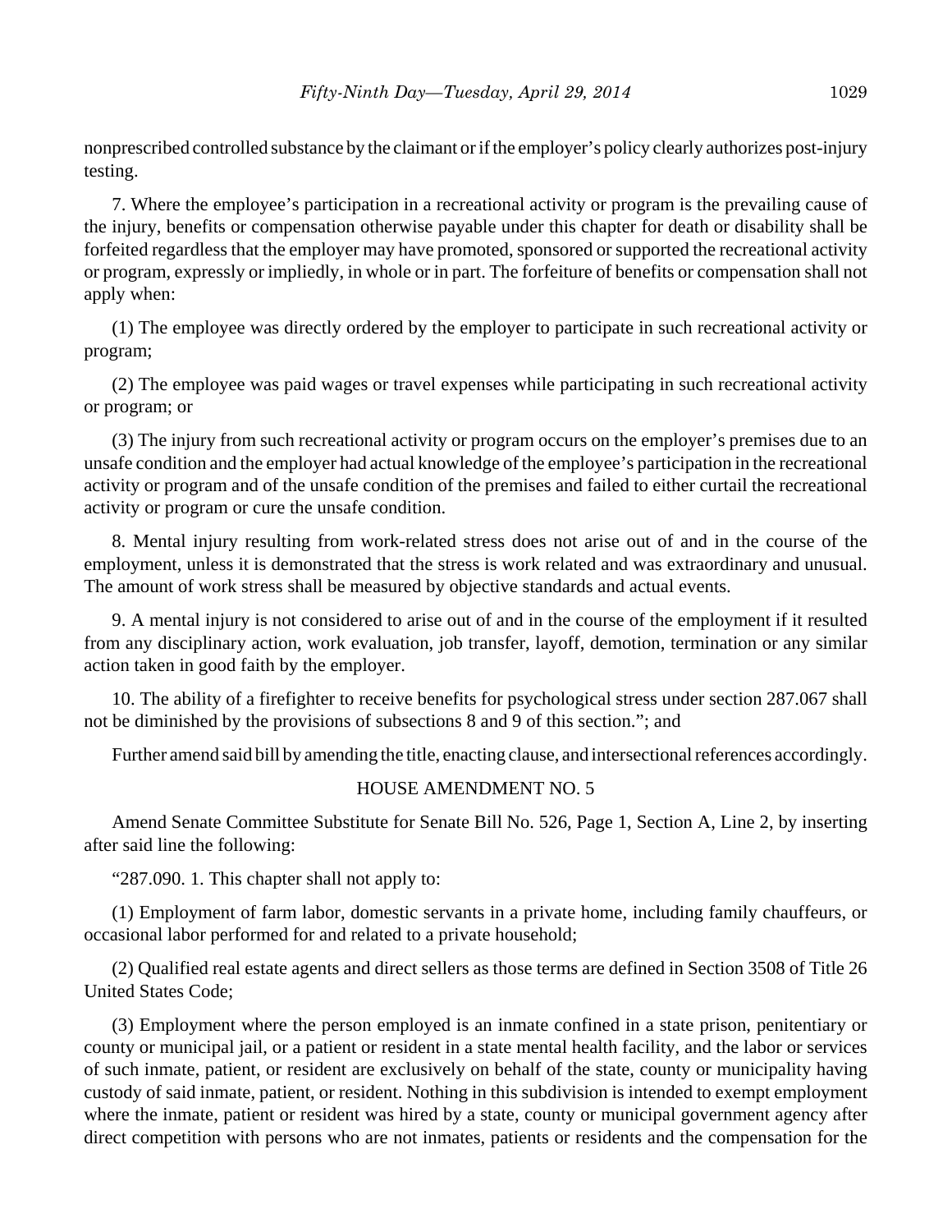nonprescribed controlled substance by the claimant or if the employer's policy clearly authorizes post-injury testing.

7. Where the employee's participation in a recreational activity or program is the prevailing cause of the injury, benefits or compensation otherwise payable under this chapter for death or disability shall be forfeited regardless that the employer may have promoted, sponsored or supported the recreational activity or program, expressly or impliedly, in whole or in part. The forfeiture of benefits or compensation shall not apply when:

(1) The employee was directly ordered by the employer to participate in such recreational activity or program;

(2) The employee was paid wages or travel expenses while participating in such recreational activity or program; or

(3) The injury from such recreational activity or program occurs on the employer's premises due to an unsafe condition and the employer had actual knowledge of the employee's participation in the recreational activity or program and of the unsafe condition of the premises and failed to either curtail the recreational activity or program or cure the unsafe condition.

8. Mental injury resulting from work-related stress does not arise out of and in the course of the employment, unless it is demonstrated that the stress is work related and was extraordinary and unusual. The amount of work stress shall be measured by objective standards and actual events.

9. A mental injury is not considered to arise out of and in the course of the employment if it resulted from any disciplinary action, work evaluation, job transfer, layoff, demotion, termination or any similar action taken in good faith by the employer.

10. The ability of a firefighter to receive benefits for psychological stress under section 287.067 shall not be diminished by the provisions of subsections 8 and 9 of this section."; and

Further amend said bill by amending the title, enacting clause, and intersectional references accordingly.

HOUSE AMENDMENT NO. 5

Amend Senate Committee Substitute for Senate Bill No. 526, Page 1, Section A, Line 2, by inserting after said line the following:

"287.090. 1. This chapter shall not apply to:

(1) Employment of farm labor, domestic servants in a private home, including family chauffeurs, or occasional labor performed for and related to a private household;

(2) Qualified real estate agents and direct sellers as those terms are defined in Section 3508 of Title 26 United States Code;

(3) Employment where the person employed is an inmate confined in a state prison, penitentiary or county or municipal jail, or a patient or resident in a state mental health facility, and the labor or services of such inmate, patient, or resident are exclusively on behalf of the state, county or municipality having custody of said inmate, patient, or resident. Nothing in this subdivision is intended to exempt employment where the inmate, patient or resident was hired by a state, county or municipal government agency after direct competition with persons who are not inmates, patients or residents and the compensation for the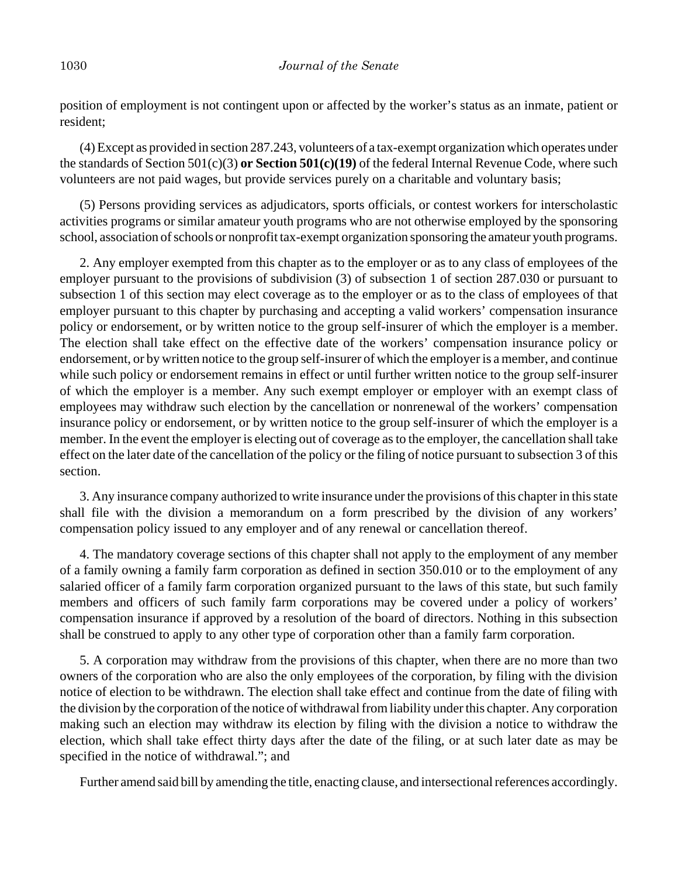position of employment is not contingent upon or affected by the worker's status as an inmate, patient or resident;

(4) Except as provided in section 287.243, volunteers of a tax-exempt organization which operates under the standards of Section 501(c)(3) **or Section 501(c)(19)** of the federal Internal Revenue Code, where such volunteers are not paid wages, but provide services purely on a charitable and voluntary basis;

(5) Persons providing services as adjudicators, sports officials, or contest workers for interscholastic activities programs or similar amateur youth programs who are not otherwise employed by the sponsoring school, association of schools or nonprofit tax-exempt organization sponsoring the amateur youth programs.

2. Any employer exempted from this chapter as to the employer or as to any class of employees of the employer pursuant to the provisions of subdivision (3) of subsection 1 of section 287.030 or pursuant to subsection 1 of this section may elect coverage as to the employer or as to the class of employees of that employer pursuant to this chapter by purchasing and accepting a valid workers' compensation insurance policy or endorsement, or by written notice to the group self-insurer of which the employer is a member. The election shall take effect on the effective date of the workers' compensation insurance policy or endorsement, or by written notice to the group self-insurer of which the employer is a member, and continue while such policy or endorsement remains in effect or until further written notice to the group self-insurer of which the employer is a member. Any such exempt employer or employer with an exempt class of employees may withdraw such election by the cancellation or nonrenewal of the workers' compensation insurance policy or endorsement, or by written notice to the group self-insurer of which the employer is a member. In the event the employer is electing out of coverage as to the employer, the cancellation shall take effect on the later date of the cancellation of the policy or the filing of notice pursuant to subsection 3 of this section.

3. Any insurance company authorized to write insurance under the provisions of this chapter in this state shall file with the division a memorandum on a form prescribed by the division of any workers' compensation policy issued to any employer and of any renewal or cancellation thereof.

4. The mandatory coverage sections of this chapter shall not apply to the employment of any member of a family owning a family farm corporation as defined in section 350.010 or to the employment of any salaried officer of a family farm corporation organized pursuant to the laws of this state, but such family members and officers of such family farm corporations may be covered under a policy of workers' compensation insurance if approved by a resolution of the board of directors. Nothing in this subsection shall be construed to apply to any other type of corporation other than a family farm corporation.

5. A corporation may withdraw from the provisions of this chapter, when there are no more than two owners of the corporation who are also the only employees of the corporation, by filing with the division notice of election to be withdrawn. The election shall take effect and continue from the date of filing with the division by the corporation of the notice of withdrawal from liability under this chapter. Any corporation making such an election may withdraw its election by filing with the division a notice to withdraw the election, which shall take effect thirty days after the date of the filing, or at such later date as may be specified in the notice of withdrawal."; and

Further amend said bill by amending the title, enacting clause, and intersectional references accordingly.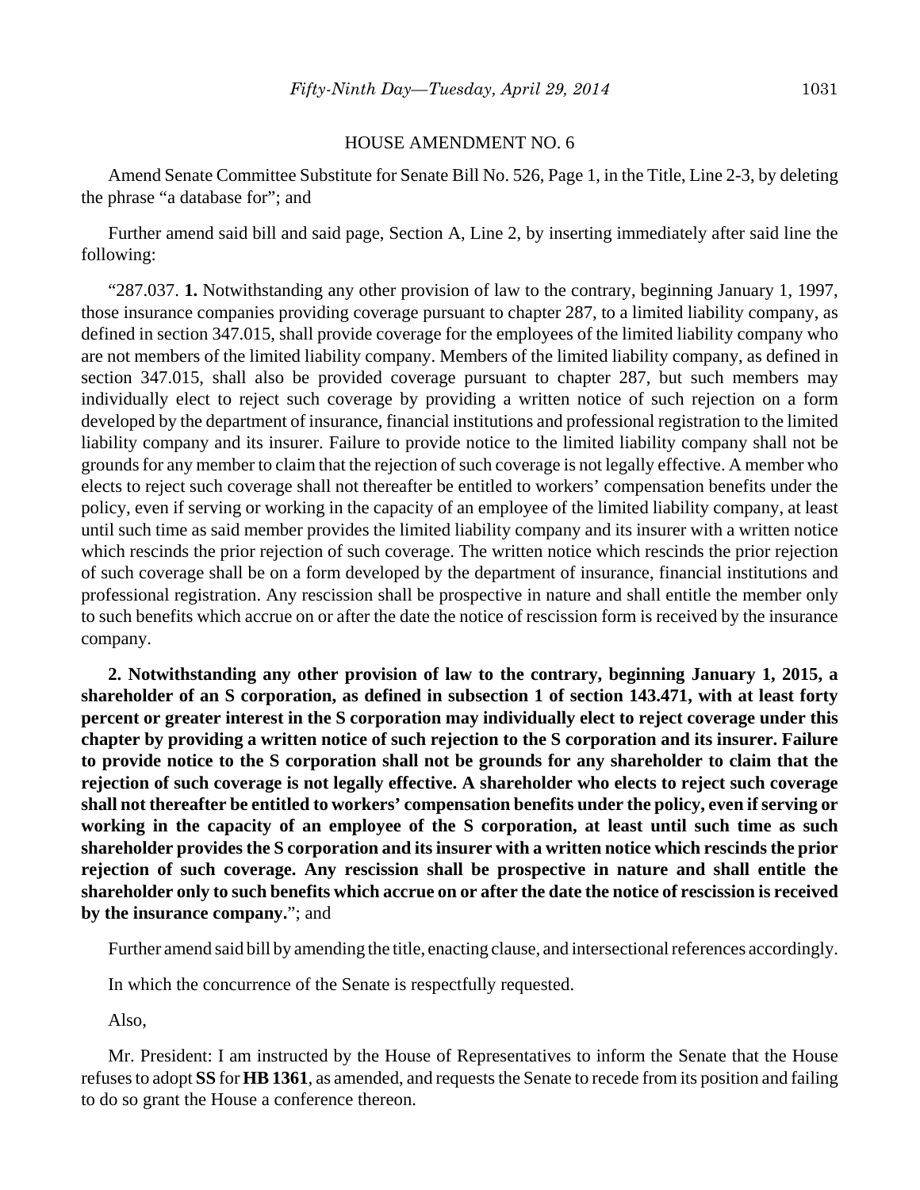HOUSE AMENDMENT NO. 6

Amend Senate Committee Substitute for Senate Bill No. 526, Page 1, in the Title, Line 2-3, by deleting the phrase "a database for"; and

Further amend said bill and said page, Section A, Line 2, by inserting immediately after said line the following:

"287.037. **1.** Notwithstanding any other provision of law to the contrary, beginning January 1, 1997, those insurance companies providing coverage pursuant to chapter 287, to a limited liability company, as defined in section 347.015, shall provide coverage for the employees of the limited liability company who are not members of the limited liability company. Members of the limited liability company, as defined in section 347.015, shall also be provided coverage pursuant to chapter 287, but such members may individually elect to reject such coverage by providing a written notice of such rejection on a form developed by the department of insurance, financial institutions and professional registration to the limited liability company and its insurer. Failure to provide notice to the limited liability company shall not be grounds for any member to claim that the rejection of such coverage is not legally effective. A member who elects to reject such coverage shall not thereafter be entitled to workers' compensation benefits under the policy, even if serving or working in the capacity of an employee of the limited liability company, at least until such time as said member provides the limited liability company and its insurer with a written notice which rescinds the prior rejection of such coverage. The written notice which rescinds the prior rejection of such coverage shall be on a form developed by the department of insurance, financial institutions and professional registration. Any rescission shall be prospective in nature and shall entitle the member only to such benefits which accrue on or after the date the notice of rescission form is received by the insurance company.

**2. Notwithstanding any other provision of law to the contrary, beginning January 1, 2015, a shareholder of an S corporation, as defined in subsection 1 of section 143.471, with at least forty percent or greater interest in the S corporation may individually elect to reject coverage under this chapter by providing a written notice of such rejection to the S corporation and its insurer. Failure to provide notice to the S corporation shall not be grounds for any shareholder to claim that the rejection of such coverage is not legally effective. A shareholder who elects to reject such coverage shall not thereafter be entitled to workers' compensation benefits under the policy, even if serving or working in the capacity of an employee of the S corporation, at least until such time as such shareholder provides the S corporation and its insurer with a written notice which rescinds the prior rejection of such coverage. Any rescission shall be prospective in nature and shall entitle the shareholder only to such benefits which accrue on or after the date the notice of rescission is received by the insurance company.**"; and

Further amend said bill by amending the title, enacting clause, and intersectional references accordingly.

In which the concurrence of the Senate is respectfully requested.

Also,

Mr. President: I am instructed by the House of Representatives to inform the Senate that the House refuses to adopt **SS** for **HB 1361**, as amended, and requests the Senate to recede from its position and failing to do so grant the House a conference thereon.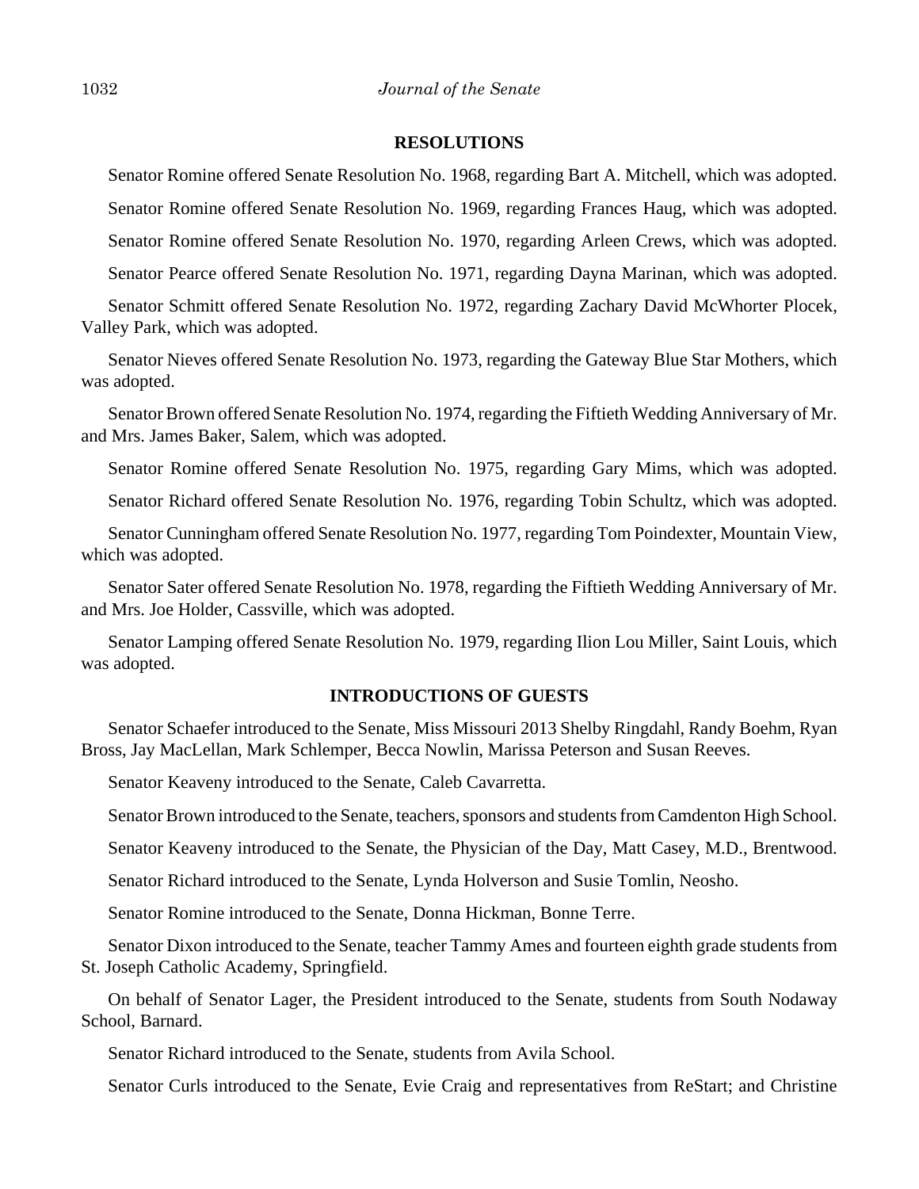## RESOLUTIONS

Senator Romine offered Senate Resolution No. 1968, regarding Bart A. Mitchell, which was adopted.

Senator Romine offered Senate Resolution No. 1969, regarding Frances Haug, which was adopted.

Senator Romine offered Senate Resolution No. 1970, regarding Arleen Crews, which was adopted.

Senator Pearce offered Senate Resolution No. 1971, regarding Dayna Marinan, which was adopted.

Senator Schmitt offered Senate Resolution No. 1972, regarding Zachary David McWhorter Plocek, Valley Park, which was adopted.

Senator Nieves offered Senate Resolution No. 1973, regarding the Gateway Blue Star Mothers, which was adopted.

Senator Brown offered Senate Resolution No. 1974, regarding the Fiftieth Wedding Anniversary of Mr. and Mrs. James Baker, Salem, which was adopted.

Senator Romine offered Senate Resolution No. 1975, regarding Gary Mims, which was adopted.

Senator Richard offered Senate Resolution No. 1976, regarding Tobin Schultz, which was adopted.

Senator Cunningham offered Senate Resolution No. 1977, regarding Tom Poindexter, Mountain View, which was adopted.

Senator Sater offered Senate Resolution No. 1978, regarding the Fiftieth Wedding Anniversary of Mr. and Mrs. Joe Holder, Cassville, which was adopted.

Senator Lamping offered Senate Resolution No. 1979, regarding Ilion Lou Miller, Saint Louis, which was adopted.

## INTRODUCTIONS OF GUESTS

Senator Schaefer introduced to the Senate, Miss Missouri 2013 Shelby Ringdahl, Randy Boehm, Ryan Bross, Jay MacLellan, Mark Schlemper, Becca Nowlin, Marissa Peterson and Susan Reeves.

Senator Keaveny introduced to the Senate, Caleb Cavarretta.

Senator Brown introduced to the Senate, teachers, sponsors and students from Camdenton High School.

Senator Keaveny introduced to the Senate, the Physician of the Day, Matt Casey, M.D., Brentwood.

Senator Richard introduced to the Senate, Lynda Holverson and Susie Tomlin, Neosho.

Senator Romine introduced to the Senate, Donna Hickman, Bonne Terre.

Senator Dixon introduced to the Senate, teacher Tammy Ames and fourteen eighth grade students from St. Joseph Catholic Academy, Springfield.

On behalf of Senator Lager, the President introduced to the Senate, students from South Nodaway School, Barnard.

Senator Richard introduced to the Senate, students from Avila School.

Senator Curls introduced to the Senate, Evie Craig and representatives from ReStart; and Christine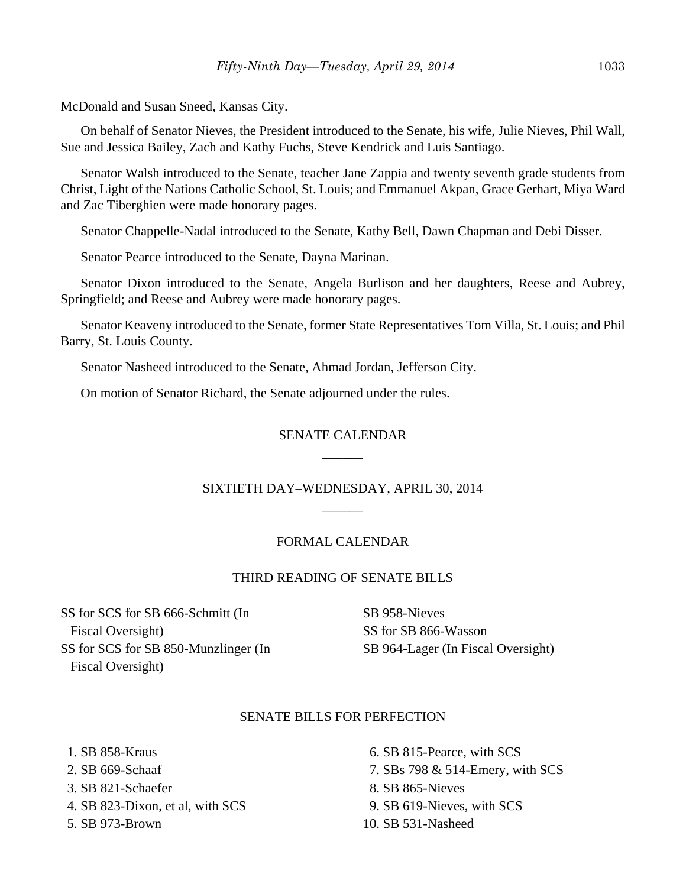McDonald and Susan Sneed, Kansas City.

On behalf of Senator Nieves, the President introduced to the Senate, his wife, Julie Nieves, Phil Wall, Sue and Jessica Bailey, Zach and Kathy Fuchs, Steve Kendrick and Luis Santiago.

Senator Walsh introduced to the Senate, teacher Jane Zappia and twenty seventh grade students from Christ, Light of the Nations Catholic School, St. Louis; and Emmanuel Akpan, Grace Gerhart, Miya Ward and Zac Tiberghien were made honorary pages.

Senator Chappelle-Nadal introduced to the Senate, Kathy Bell, Dawn Chapman and Debi Disser.

Senator Pearce introduced to the Senate, Dayna Marinan.

Senator Dixon introduced to the Senate, Angela Burlison and her daughters, Reese and Aubrey, Springfield; and Reese and Aubrey were made honorary pages.

Senator Keaveny introduced to the Senate, former State Representatives Tom Villa, St. Louis; and Phil Barry, St. Louis County.

Senator Nasheed introduced to the Senate, Ahmad Jordan, Jefferson City.

On motion of Senator Richard, the Senate adjourned under the rules.

## SENATE CALENDAR

## SIXTIETH DAY–WEDNESDAY, APRIL 30, 2014

### FORMAL CALENDAR

### THIRD READING OF SENATE BILLS

SS for SCS for SB 666-Schmitt (In Fiscal Oversight)
SS for SCS for SB 850-Munzlinger (In Fiscal Oversight)
SB 958-Nieves
SS for SB 866-Wasson
SB 964-Lager (In Fiscal Oversight)

### SENATE BILLS FOR PERFECTION

1. SB 858-Kraus
2. SB 669-Schaaf
3. SB 821-Schaefer
4. SB 823-Dixon, et al, with SCS
5. SB 973-Brown
6. SB 815-Pearce, with SCS
7. SBs 798 & 514-Emery, with SCS
8. SB 865-Nieves
9. SB 619-Nieves, with SCS
10. SB 531-Nasheed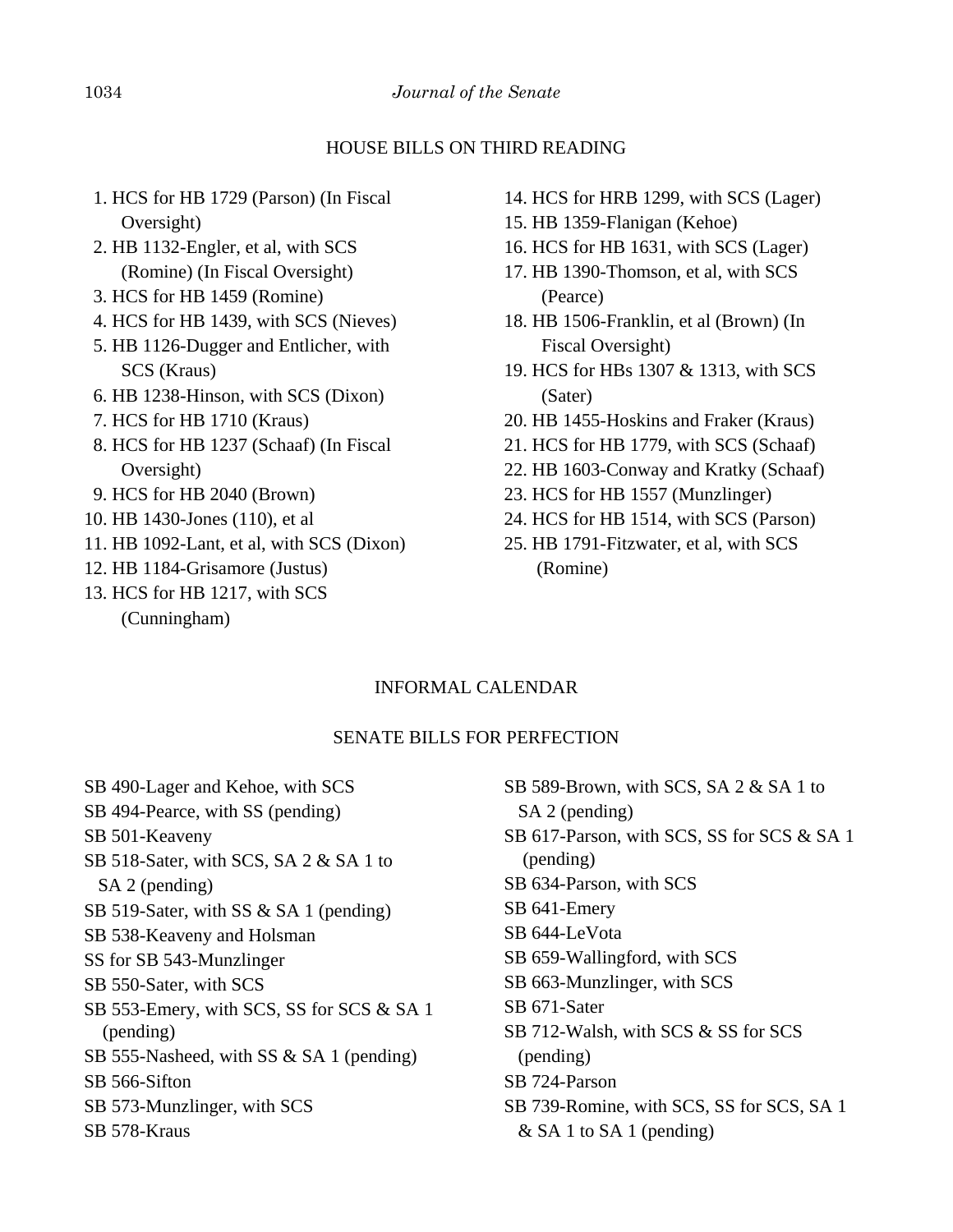## HOUSE BILLS ON THIRD READING

1. HCS for HB 1729 (Parson) (In Fiscal Oversight)
2. HB 1132-Engler, et al, with SCS (Romine) (In Fiscal Oversight)
3. HCS for HB 1459 (Romine)
4. HCS for HB 1439, with SCS (Nieves)
5. HB 1126-Dugger and Entlicher, with SCS (Kraus)
6. HB 1238-Hinson, with SCS (Dixon)
7. HCS for HB 1710 (Kraus)
8. HCS for HB 1237 (Schaaf) (In Fiscal Oversight)
9. HCS for HB 2040 (Brown)
10. HB 1430-Jones (110), et al
11. HB 1092-Lant, et al, with SCS (Dixon)
12. HB 1184-Grisamore (Justus)
13. HCS for HB 1217, with SCS (Cunningham)
14. HCS for HRB 1299, with SCS (Lager)
15. HB 1359-Flanigan (Kehoe)
16. HCS for HB 1631, with SCS (Lager)
17. HB 1390-Thomson, et al, with SCS (Pearce)
18. HB 1506-Franklin, et al (Brown) (In Fiscal Oversight)
19. HCS for HBs 1307 & 1313, with SCS (Sater)
20. HB 1455-Hoskins and Fraker (Kraus)
21. HCS for HB 1779, with SCS (Schaaf)
22. HB 1603-Conway and Kratky (Schaaf)
23. HCS for HB 1557 (Munzlinger)
24. HCS for HB 1514, with SCS (Parson)
25. HB 1791-Fitzwater, et al, with SCS (Romine)

## INFORMAL CALENDAR

### SENATE BILLS FOR PERFECTION

SB 490-Lager and Kehoe, with SCS
SB 494-Pearce, with SS (pending)
SB 501-Keaveny
SB 518-Sater, with SCS, SA 2 & SA 1 to SA 2 (pending)
SB 519-Sater, with SS & SA 1 (pending)
SB 538-Keaveny and Holsman
SS for SB 543-Munzlinger
SB 550-Sater, with SCS
SB 553-Emery, with SCS, SS for SCS & SA 1 (pending)
SB 555-Nasheed, with SS & SA 1 (pending)
SB 566-Sifton
SB 573-Munzlinger, with SCS
SB 578-Kraus
SB 589-Brown, with SCS, SA 2 & SA 1 to SA 2 (pending)
SB 617-Parson, with SCS, SS for SCS & SA 1 (pending)
SB 634-Parson, with SCS
SB 641-Emery
SB 644-LeVota
SB 659-Wallingford, with SCS
SB 663-Munzlinger, with SCS
SB 671-Sater
SB 712-Walsh, with SCS & SS for SCS (pending)
SB 724-Parson
SB 739-Romine, with SCS, SS for SCS, SA 1 & SA 1 to SA 1 (pending)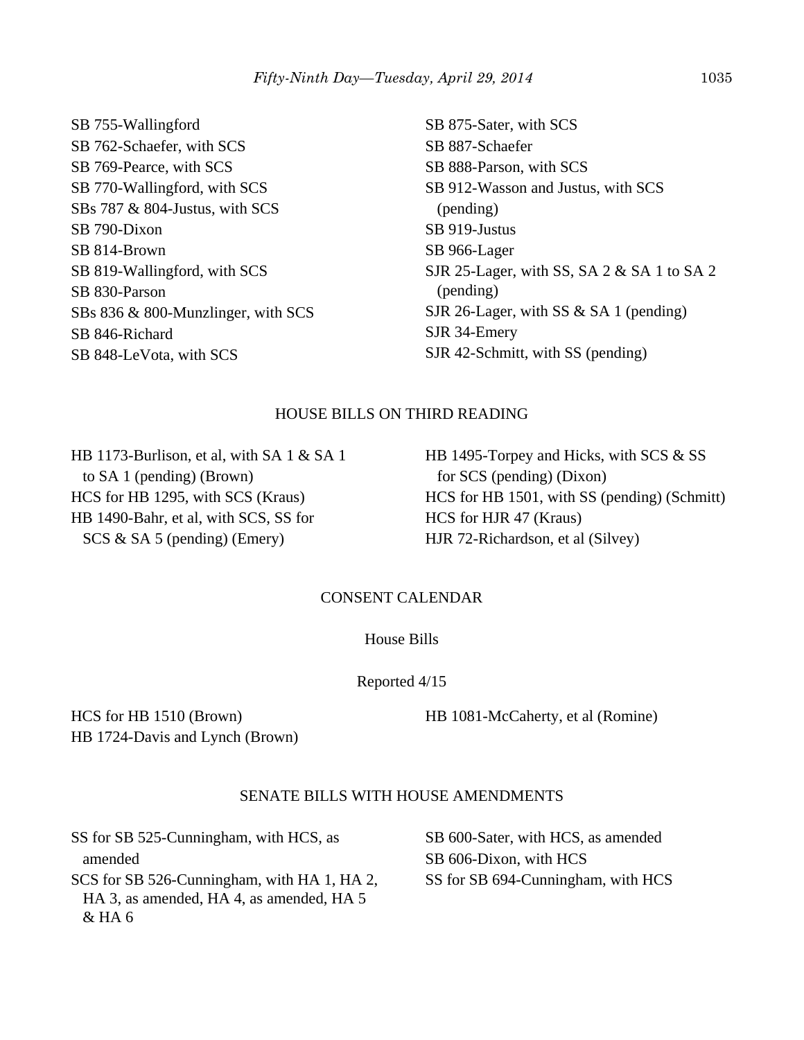SB 755-Wallingford
SB 762-Schaefer, with SCS
SB 769-Pearce, with SCS
SB 770-Wallingford, with SCS
SBs 787 & 804-Justus, with SCS
SB 790-Dixon
SB 814-Brown
SB 819-Wallingford, with SCS
SB 830-Parson
SBs 836 & 800-Munzlinger, with SCS
SB 846-Richard
SB 848-LeVota, with SCS
SB 875-Sater, with SCS
SB 887-Schaefer
SB 888-Parson, with SCS
SB 912-Wasson and Justus, with SCS (pending)
SB 919-Justus
SB 966-Lager
SJR 25-Lager, with SS, SA 2 & SA 1 to SA 2 (pending)
SJR 26-Lager, with SS & SA 1 (pending)
SJR 34-Emery
SJR 42-Schmitt, with SS (pending)

## HOUSE BILLS ON THIRD READING

HB 1173-Burlison, et al, with SA 1 & SA 1 to SA 1 (pending) (Brown)
HCS for HB 1295, with SCS (Kraus)
HB 1490-Bahr, et al, with SCS, SS for SCS & SA 5 (pending) (Emery)
HB 1495-Torpey and Hicks, with SCS & SS for SCS (pending) (Dixon)
HCS for HB 1501, with SS (pending) (Schmitt)
HCS for HJR 47 (Kraus)
HJR 72-Richardson, et al (Silvey)

## CONSENT CALENDAR

### House Bills

Reported 4/15

HCS for HB 1510 (Brown)
HB 1724-Davis and Lynch (Brown)
HB 1081-McCaherty, et al (Romine)

## SENATE BILLS WITH HOUSE AMENDMENTS

SS for SB 525-Cunningham, with HCS, as amended
SCS for SB 526-Cunningham, with HA 1, HA 2, HA 3, as amended, HA 4, as amended, HA 5 & HA 6
SB 600-Sater, with HCS, as amended
SB 606-Dixon, with HCS
SS for SB 694-Cunningham, with HCS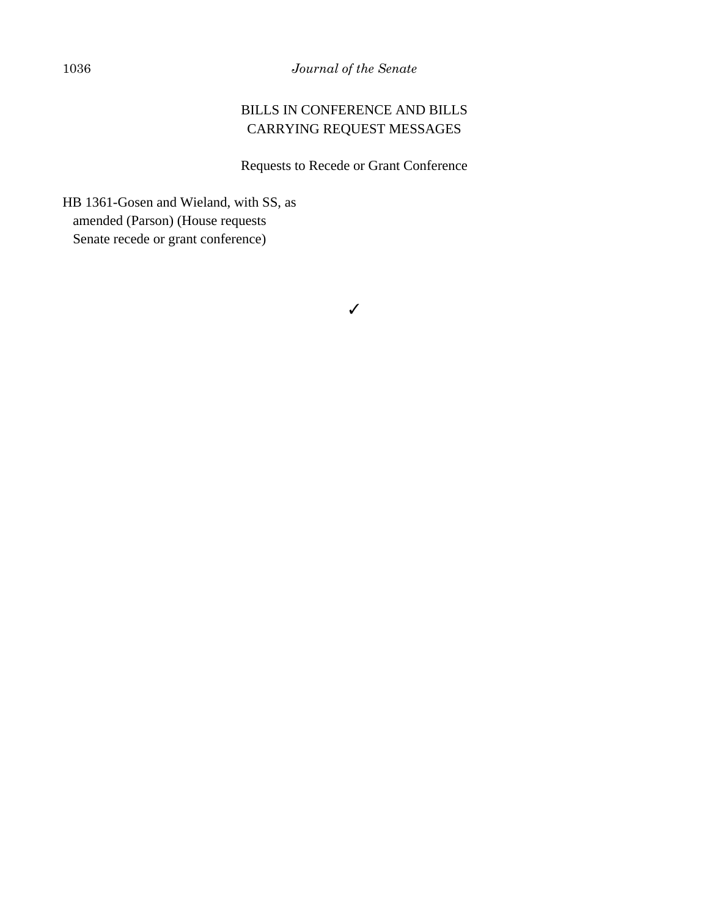## BILLS IN CONFERENCE AND BILLS CARRYING REQUEST MESSAGES

### Requests to Recede or Grant Conference

HB 1361-Gosen and Wieland, with SS, as amended (Parson) (House requests Senate recede or grant conference)

✓